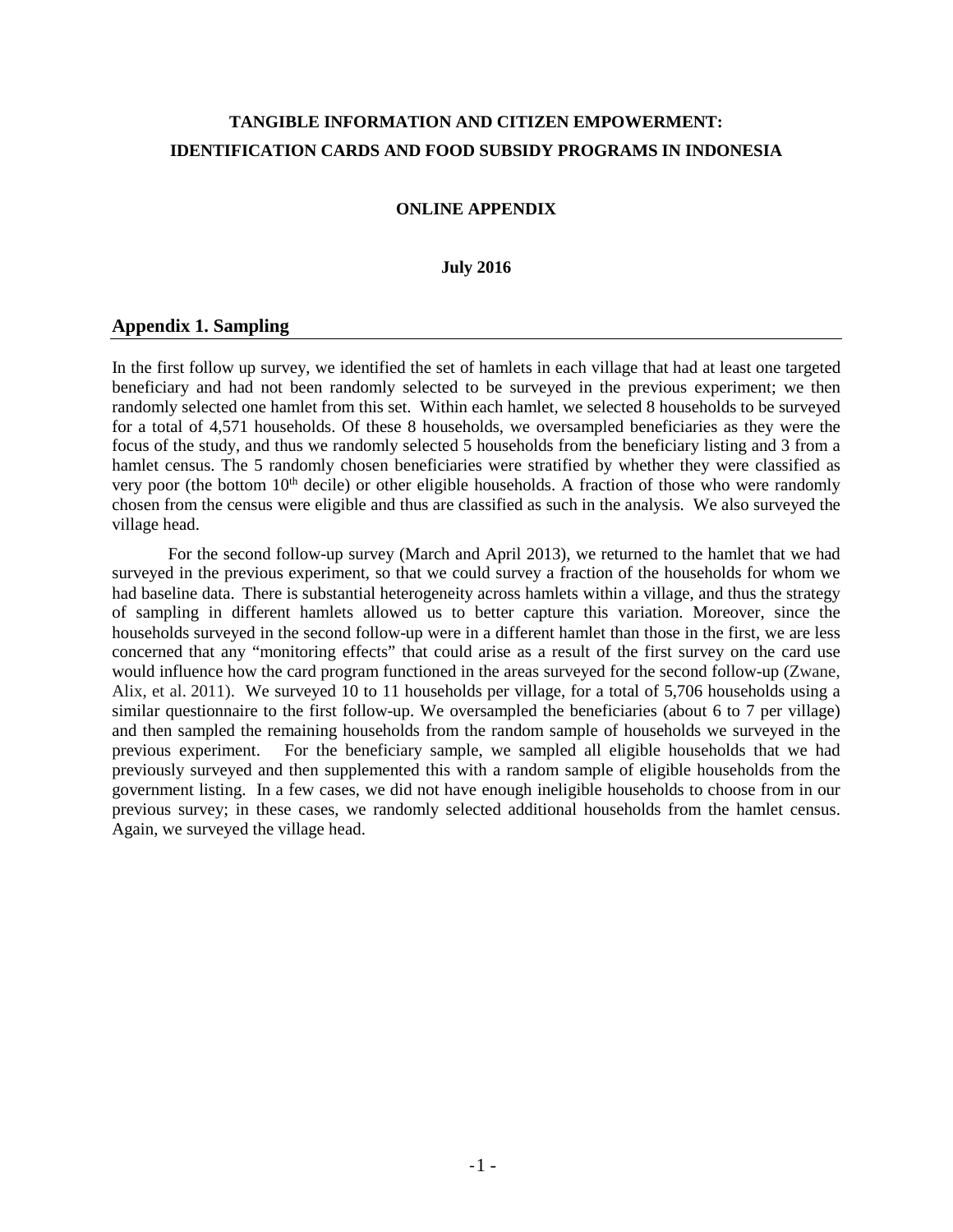# TANGIBLE INFORMATION AND CITIZEN EMPOWERMENT: IDENTIFICATION CARDS AND FOOD SUBSIDY PROGRAMS IN INDONESIA

**ONLINE APPENDIX**

**July 2016**

## Appendix 1. Sampling

In the first follow up survey, we identified the set of hamlets in each village that had at least one targeted beneficiary and had not been randomly selected to be surveyed in the previous experiment; we then randomly selected one hamlet from this set. Within each hamlet, we selected 8 households to be surveyed for a total of 4,571 households. Of these 8 households, we oversampled beneficiaries as they were the focus of the study, and thus we randomly selected 5 households from the beneficiary listing and 3 from a hamlet census. The 5 randomly chosen beneficiaries were stratified by whether they were classified as very poor (the bottom 10th decile) or other eligible households. A fraction of those who were randomly chosen from the census were eligible and thus are classified as such in the analysis. We also surveyed the village head.

For the second follow-up survey (March and April 2013), we returned to the hamlet that we had surveyed in the previous experiment, so that we could survey a fraction of the households for whom we had baseline data. There is substantial heterogeneity across hamlets within a village, and thus the strategy of sampling in different hamlets allowed us to better capture this variation. Moreover, since the households surveyed in the second follow-up were in a different hamlet than those in the first, we are less concerned that any "monitoring effects" that could arise as a result of the first survey on the card use would influence how the card program functioned in the areas surveyed for the second follow-up (Zwane, Alix, et al. 2011). We surveyed 10 to 11 households per village, for a total of 5,706 households using a similar questionnaire to the first follow-up. We oversampled the beneficiaries (about 6 to 7 per village) and then sampled the remaining households from the random sample of households we surveyed in the previous experiment. For the beneficiary sample, we sampled all eligible households that we had previously surveyed and then supplemented this with a random sample of eligible households from the government listing. In a few cases, we did not have enough ineligible households to choose from in our previous survey; in these cases, we randomly selected additional households from the hamlet census. Again, we surveyed the village head.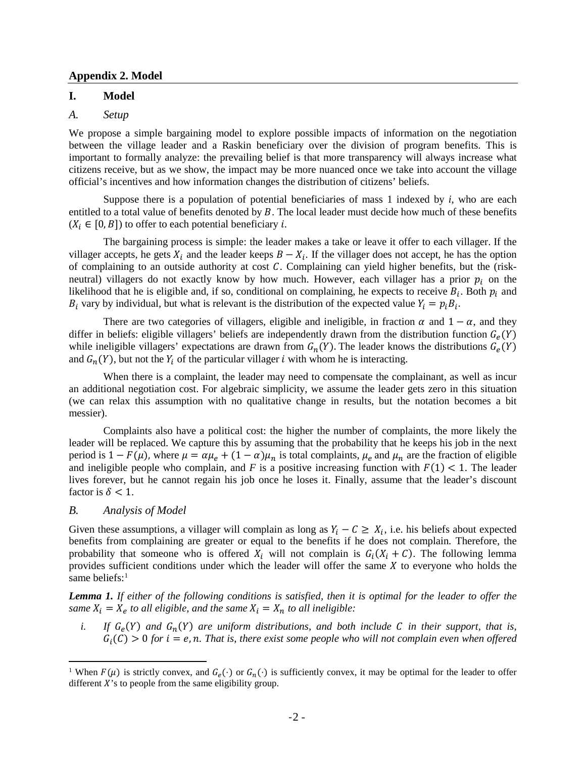## Appendix 2. Model

### I. Model

#### *A. Setup*

We propose a simple bargaining model to explore possible impacts of information on the negotiation between the village leader and a Raskin beneficiary over the division of program benefits. This is important to formally analyze: the prevailing belief is that more transparency will always increase what citizens receive, but as we show, the impact may be more nuanced once we take into account the village official's incentives and how information changes the distribution of citizens' beliefs.

Suppose there is a population of potential beneficiaries of mass 1 indexed by *i*, who are each entitled to a total value of benefits denoted by $B$. The local leader must decide how much of these benefits ($X_i \in [0, B]$) to offer to each potential beneficiary *i*.

The bargaining process is simple: the leader makes a take or leave it offer to each villager. If the villager accepts, he gets $X_i$ and the leader keeps $B - X_i$. If the villager does not accept, he has the option of complaining to an outside authority at cost $C$. Complaining can yield higher benefits, but the (risk-neutral) villagers do not exactly know by how much. However, each villager has a prior $p_i$ on the likelihood that he is eligible and, if so, conditional on complaining, he expects to receive $B_i$. Both $p_i$ and $B_i$ vary by individual, but what is relevant is the distribution of the expected value $Y_i = p_i B_i$.

There are two categories of villagers, eligible and ineligible, in fraction $\alpha$ and $1 - \alpha$, and they differ in beliefs: eligible villagers' beliefs are independently drawn from the distribution function $G_e(Y)$ while ineligible villagers' expectations are drawn from $G_n(Y)$. The leader knows the distributions $G_e(Y)$ and $G_n(Y)$, but not the $Y_i$ of the particular villager $i$ with whom he is interacting.

When there is a complaint, the leader may need to compensate the complainant, as well as incur an additional negotiation cost. For algebraic simplicity, we assume the leader gets zero in this situation (we can relax this assumption with no qualitative change in results, but the notation becomes a bit messier).

Complaints also have a political cost: the higher the number of complaints, the more likely the leader will be replaced. We capture this by assuming that the probability that he keeps his job in the next period is $1 - F(\mu)$, where $\mu = \alpha\mu_e + (1 - \alpha)\mu_n$ is total complaints, $\mu_e$ and $\mu_n$ are the fraction of eligible and ineligible people who complain, and $F$ is a positive increasing function with $F(1) < 1$. The leader lives forever, but he cannot regain his job once he loses it. Finally, assume that the leader's discount factor is $\delta < 1$.

#### *B. Analysis of Model*

Given these assumptions, a villager will complain as long as $Y_i - C \geq X_i$, i.e. his beliefs about expected benefits from complaining are greater or equal to the benefits if he does not complain. Therefore, the probability that someone who is offered $X_i$ will not complain is $G_i(X_i + C)$. The following lemma provides sufficient conditions under which the leader will offer the same $X$ to everyone who holds the same beliefs:[1]

***Lemma 1.*** *If either of the following conditions is satisfied, then it is optimal for the leader to offer the same $X_i = X_e$ to all eligible, and the same $X_i = X_n$ to all ineligible:*

*i. If $G_e(Y)$ and $G_n(Y)$ are uniform distributions, and both include $C$ in their support, that is, $G_i(C) > 0$ for $i = e, n$. That is, there exist some people who will not complain even when offered*

[1] When $F(\mu)$ is strictly convex, and $G_e(\cdot)$ or $G_n(\cdot)$ is sufficiently convex, it may be optimal for the leader to offer different $X$'s to people from the same eligibility group.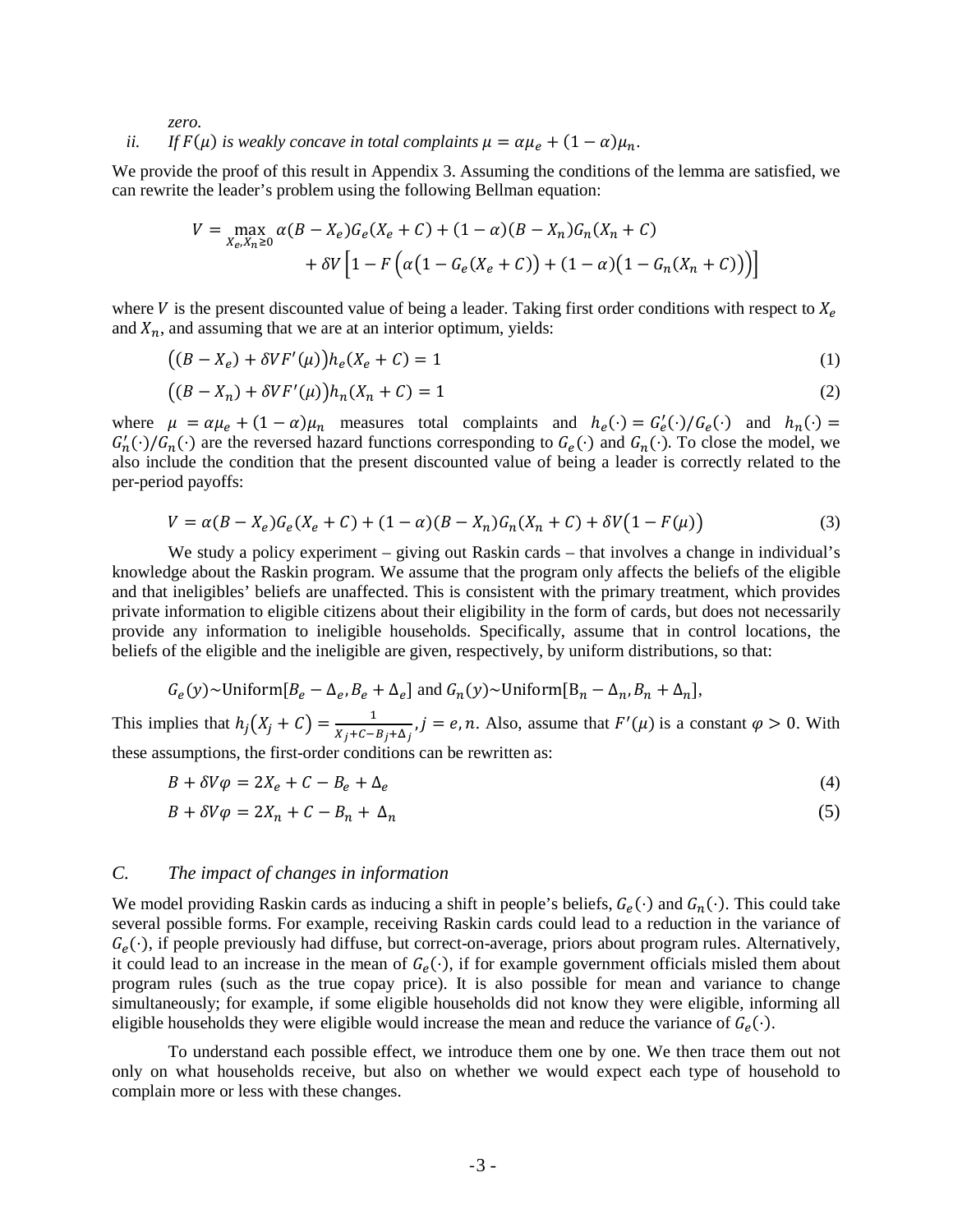*zero.*

*ii. If $F(\mu)$ is weakly concave in total complaints $\mu = \alpha\mu_e + (1-\alpha)\mu_n$.*

We provide the proof of this result in Appendix 3. Assuming the conditions of the lemma are satisfied, we can rewrite the leader's problem using the following Bellman equation:

$$V = \max_{X_e, X_n \geq 0} \alpha(B - X_e)G_e(X_e + C) + (1-\alpha)(B - X_n)G_n(X_n + C) + \delta V\left[1 - F\left(\alpha\left(1 - G_e(X_e + C)\right) + (1-\alpha)\left(1 - G_n(X_n + C)\right)\right)\right]$$

where $V$ is the present discounted value of being a leader. Taking first order conditions with respect to $X_e$ and $X_n$, and assuming that we are at an interior optimum, yields:

$$\left((B - X_e) + \delta V F'(\mu)\right)h_e(X_e + C) = 1 \tag{1}$$

$$\left((B - X_n) + \delta V F'(\mu)\right)h_n(X_n + C) = 1 \tag{2}$$

where $\mu = \alpha\mu_e + (1-\alpha)\mu_n$ measures total complaints and $h_e(\cdot) = G_e'(\cdot)/G_e(\cdot)$ and $h_n(\cdot) = G_n'(\cdot)/G_n(\cdot)$ are the reversed hazard functions corresponding to $G_e(\cdot)$ and $G_n(\cdot)$. To close the model, we also include the condition that the present discounted value of being a leader is correctly related to the per-period payoffs:

$$V = \alpha(B - X_e)G_e(X_e + C) + (1-\alpha)(B - X_n)G_n(X_n + C) + \delta V\left(1 - F(\mu)\right) \tag{3}$$

We study a policy experiment – giving out Raskin cards – that involves a change in individual's knowledge about the Raskin program. We assume that the program only affects the beliefs of the eligible and that ineligibles' beliefs are unaffected. This is consistent with the primary treatment, which provides private information to eligible citizens about their eligibility in the form of cards, but does not necessarily provide any information to ineligible households. Specifically, assume that in control locations, the beliefs of the eligible and the ineligible are given, respectively, by uniform distributions, so that:

$$G_e(y) \sim \text{Uniform}[B_e - \Delta_e, B_e + \Delta_e] \text{ and } G_n(y) \sim \text{Uniform}[B_n - \Delta_n, B_n + \Delta_n],$$

This implies that $h_j(X_j + C) = \frac{1}{X_j + C - B_j + \Delta_j}, j = e, n$. Also, assume that $F'(\mu)$ is a constant $\varphi > 0$. With these assumptions, the first-order conditions can be rewritten as:

$$B + \delta V\varphi = 2X_e + C - B_e + \Delta_e \tag{4}$$

$$B + \delta V\varphi = 2X_n + C - B_n + \Delta_n \tag{5}$$

### *C. The impact of changes in information*

We model providing Raskin cards as inducing a shift in people's beliefs, $G_e(\cdot)$ and $G_n(\cdot)$. This could take several possible forms. For example, receiving Raskin cards could lead to a reduction in the variance of $G_e(\cdot)$, if people previously had diffuse, but correct-on-average, priors about program rules. Alternatively, it could lead to an increase in the mean of $G_e(\cdot)$, if for example government officials misled them about program rules (such as the true copay price). It is also possible for mean and variance to change simultaneously; for example, if some eligible households did not know they were eligible, informing all eligible households they were eligible would increase the mean and reduce the variance of $G_e(\cdot)$.

To understand each possible effect, we introduce them one by one. We then trace them out not only on what households receive, but also on whether we would expect each type of household to complain more or less with these changes.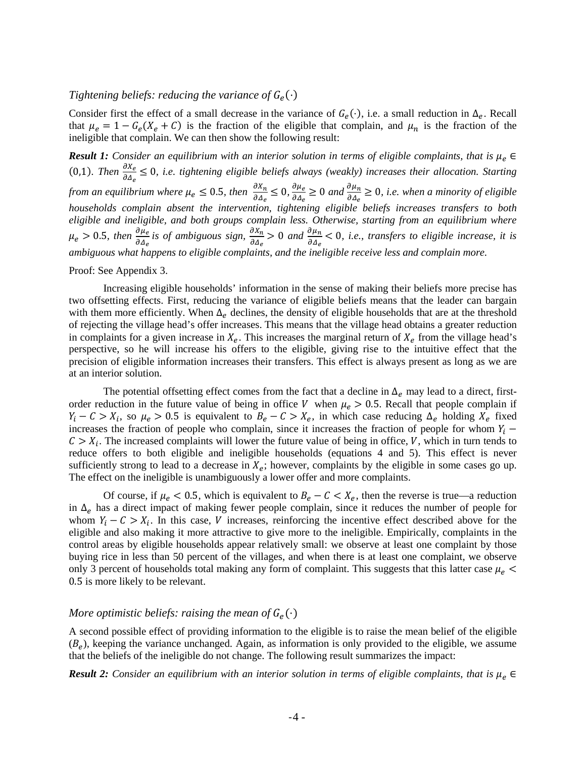*Tightening beliefs: reducing the variance of $G_e(\cdot)$*

Consider first the effect of a small decrease in the variance of $G_e(\cdot)$, i.e. a small reduction in $\Delta_e$. Recall that $\mu_e = 1 - G_e(X_e + C)$ is the fraction of the eligible that complain, and $\mu_n$ is the fraction of the ineligible that complain. We can then show the following result:

***Result 1:*** *Consider an equilibrium with an interior solution in terms of eligible complaints, that is $\mu_e \in (0,1)$. Then $\frac{\partial X_e}{\partial \Delta_e} \leq 0$, i.e. tightening eligible beliefs always (weakly) increases their allocation. Starting from an equilibrium where $\mu_e \leq 0.5$, then $\frac{\partial X_n}{\partial \Delta_e} \leq 0, \frac{\partial \mu_e}{\partial \Delta_e} \geq 0$ and $\frac{\partial \mu_n}{\partial \Delta_e} \geq 0$, i.e. when a minority of eligible households complain absent the intervention, tightening eligible beliefs increases transfers to both eligible and ineligible, and both groups complain less. Otherwise, starting from an equilibrium where $\mu_e > 0.5$, then $\frac{\partial \mu_e}{\partial \Delta_e}$ is of ambiguous sign, $\frac{\partial X_n}{\partial \Delta_e} > 0$ and $\frac{\partial \mu_n}{\partial \Delta_e} < 0$, i.e., transfers to eligible increase, it is ambiguous what happens to eligible complaints, and the ineligible receive less and complain more.*

Proof: See Appendix 3.

Increasing eligible households' information in the sense of making their beliefs more precise has two offsetting effects. First, reducing the variance of eligible beliefs means that the leader can bargain with them more efficiently. When $\Delta_e$ declines, the density of eligible households that are at the threshold of rejecting the village head's offer increases. This means that the village head obtains a greater reduction in complaints for a given increase in $X_e$. This increases the marginal return of $X_e$ from the village head's perspective, so he will increase his offers to the eligible, giving rise to the intuitive effect that the precision of eligible information increases their transfers. This effect is always present as long as we are at an interior solution.

The potential offsetting effect comes from the fact that a decline in $\Delta_e$ may lead to a direct, first-order reduction in the future value of being in office $V$ when $\mu_e > 0.5$. Recall that people complain if $Y_i - C > X_i$, so $\mu_e > 0.5$ is equivalent to $B_e - C > X_e$, in which case reducing $\Delta_e$ holding $X_e$ fixed increases the fraction of people who complain, since it increases the fraction of people for whom $Y_i - C > X_i$. The increased complaints will lower the future value of being in office, $V$, which in turn tends to reduce offers to both eligible and ineligible households (equations 4 and 5). This effect is never sufficiently strong to lead to a decrease in $X_e$; however, complaints by the eligible in some cases go up. The effect on the ineligible is unambiguously a lower offer and more complaints.

Of course, if $\mu_e < 0.5$, which is equivalent to $B_e - C < X_e$, then the reverse is true—a reduction in $\Delta_e$ has a direct impact of making fewer people complain, since it reduces the number of people for whom $Y_i - C > X_i$. In this case, $V$ increases, reinforcing the incentive effect described above for the eligible and also making it more attractive to give more to the ineligible. Empirically, complaints in the control areas by eligible households appear relatively small: we observe at least one complaint by those buying rice in less than 50 percent of the villages, and when there is at least one complaint, we observe only 3 percent of households total making any form of complaint. This suggests that this latter case $\mu_e < 0.5$ is more likely to be relevant.

*More optimistic beliefs: raising the mean of $G_e(\cdot)$*

A second possible effect of providing information to the eligible is to raise the mean belief of the eligible ($B_e$), keeping the variance unchanged. Again, as information is only provided to the eligible, we assume that the beliefs of the ineligible do not change. The following result summarizes the impact:

***Result 2:*** *Consider an equilibrium with an interior solution in terms of eligible complaints, that is $\mu_e \in$*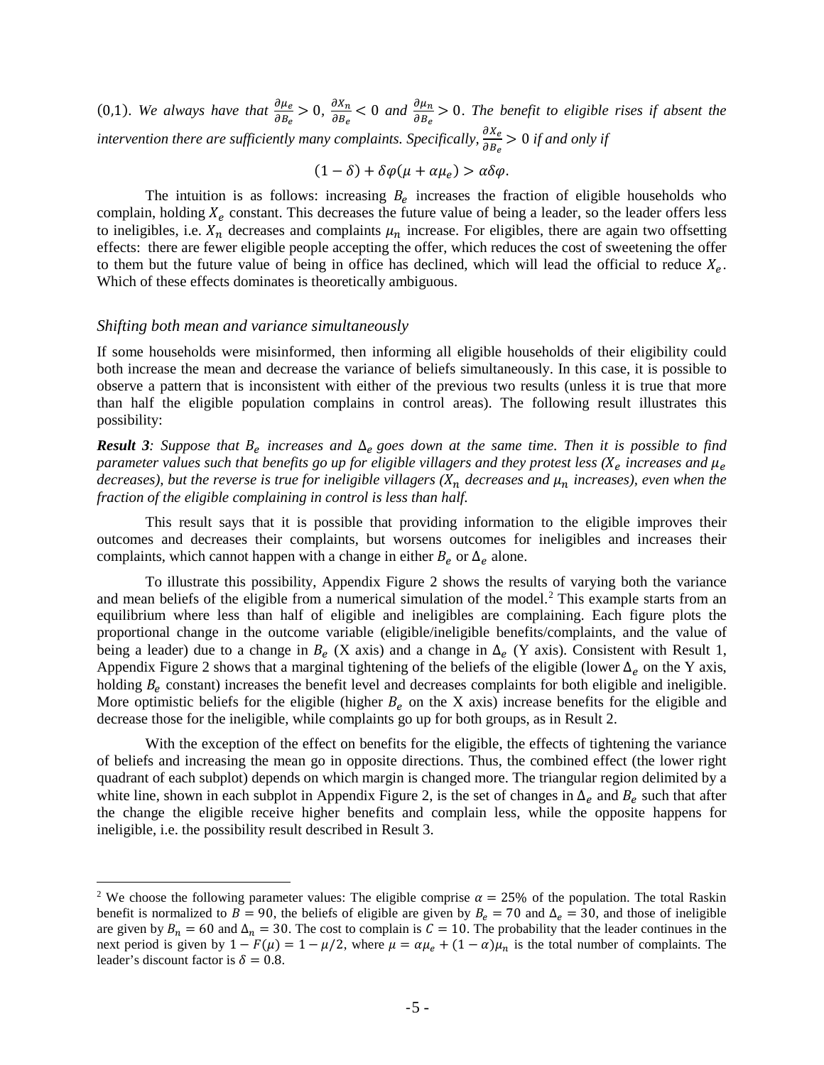(0,1). *We always have that* $\frac{\partial \mu_e}{\partial B_e} > 0$, $\frac{\partial X_n}{\partial B_e} < 0$ *and* $\frac{\partial \mu_n}{\partial B_e} > 0$. *The benefit to eligible rises if absent the intervention there are sufficiently many complaints. Specifically,* $\frac{\partial X_e}{\partial B_e} > 0$ *if and only if*

$$(1 - \delta) + \delta\varphi(\mu + \alpha\mu_e) > \alpha\delta\varphi.$$

The intuition is as follows: increasing $B_e$ increases the fraction of eligible households who complain, holding $X_e$ constant. This decreases the future value of being a leader, so the leader offers less to ineligibles, i.e. $X_n$ decreases and complaints $\mu_n$ increase. For eligibles, there are again two offsetting effects: there are fewer eligible people accepting the offer, which reduces the cost of sweetening the offer to them but the future value of being in office has declined, which will lead the official to reduce $X_e$. Which of these effects dominates is theoretically ambiguous.

### *Shifting both mean and variance simultaneously*

If some households were misinformed, then informing all eligible households of their eligibility could both increase the mean and decrease the variance of beliefs simultaneously. In this case, it is possible to observe a pattern that is inconsistent with either of the previous two results (unless it is true that more than half the eligible population complains in control areas). The following result illustrates this possibility:

***Result 3****: Suppose that* $B_e$ *increases and* $\Delta_e$ *goes down at the same time. Then it is possible to find parameter values such that benefits go up for eligible villagers and they protest less (*$X_e$ *increases and* $\mu_e$ *decreases), but the reverse is true for ineligible villagers (*$X_n$ *decreases and* $\mu_n$ *increases), even when the fraction of the eligible complaining in control is less than half.*

This result says that it is possible that providing information to the eligible improves their outcomes and decreases their complaints, but worsens outcomes for ineligibles and increases their complaints, which cannot happen with a change in either $B_e$ or $\Delta_e$ alone.

To illustrate this possibility, Appendix Figure 2 shows the results of varying both the variance and mean beliefs of the eligible from a numerical simulation of the model.[2] This example starts from an equilibrium where less than half of eligible and ineligibles are complaining. Each figure plots the proportional change in the outcome variable (eligible/ineligible benefits/complaints, and the value of being a leader) due to a change in $B_e$ (X axis) and a change in $\Delta_e$ (Y axis). Consistent with Result 1, Appendix Figure 2 shows that a marginal tightening of the beliefs of the eligible (lower $\Delta_e$ on the Y axis, holding $B_e$ constant) increases the benefit level and decreases complaints for both eligible and ineligible. More optimistic beliefs for the eligible (higher $B_e$ on the X axis) increase benefits for the eligible and decrease those for the ineligible, while complaints go up for both groups, as in Result 2.

With the exception of the effect on benefits for the eligible, the effects of tightening the variance of beliefs and increasing the mean go in opposite directions. Thus, the combined effect (the lower right quadrant of each subplot) depends on which margin is changed more. The triangular region delimited by a white line, shown in each subplot in Appendix Figure 2, is the set of changes in $\Delta_e$ and $B_e$ such that after the change the eligible receive higher benefits and complain less, while the opposite happens for ineligible, i.e. the possibility result described in Result 3.

---

[2] We choose the following parameter values: The eligible comprise $\alpha = 25\%$ of the population. The total Raskin benefit is normalized to $B = 90$, the beliefs of eligible are given by $B_e = 70$ and $\Delta_e = 30$, and those of ineligible are given by $B_n = 60$ and $\Delta_n = 30$. The cost to complain is $C = 10$. The probability that the leader continues in the next period is given by $1 - F(\mu) = 1 - \mu/2$, where $\mu = \alpha\mu_e + (1 - \alpha)\mu_n$ is the total number of complaints. The leader's discount factor is $\delta = 0.8$.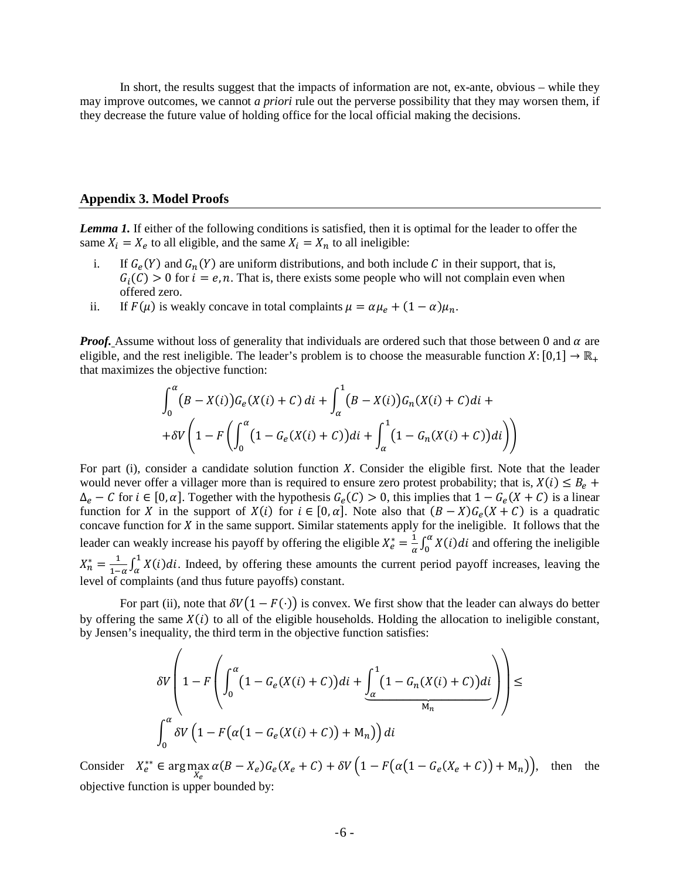In short, the results suggest that the impacts of information are not, ex-ante, obvious – while they may improve outcomes, we cannot *a priori* rule out the perverse possibility that they may worsen them, if they decrease the future value of holding office for the local official making the decisions.

## Appendix 3. Model Proofs

***Lemma 1.*** If either of the following conditions is satisfied, then it is optimal for the leader to offer the same $X_i = X_e$ to all eligible, and the same $X_i = X_n$ to all ineligible:

i. If $G_e(Y)$ and $G_n(Y)$ are uniform distributions, and both include $C$ in their support, that is, $G_i(C) > 0$ for $i = e, n$. That is, there exists some people who will not complain even when offered zero.

ii. If $F(\mu)$ is weakly concave in total complaints $\mu = \alpha\mu_e + (1-\alpha)\mu_n$.

***Proof.*** Assume without loss of generality that individuals are ordered such that those between 0 and $\alpha$ are eligible, and the rest ineligible. The leader's problem is to choose the measurable function $X: [0,1] \to \mathbb{R}_+$ that maximizes the objective function:

$$\int_0^\alpha \big(B - X(i)\big) G_e(X(i) + C)\, di + \int_\alpha^1 \big(B - X(i)\big) G_n(X(i) + C) di +$$
$$+ \delta V\left(1 - F\left(\int_0^\alpha \big(1 - G_e(X(i) + C)\big) di + \int_\alpha^1 \big(1 - G_n(X(i) + C)\big) di\right)\right)$$

For part (i), consider a candidate solution function $X$. Consider the eligible first. Note that the leader would never offer a villager more than is required to ensure zero protest probability; that is, $X(i) \leq B_e + \Delta_e - C$ for $i \in [0, \alpha]$. Together with the hypothesis $G_e(C) > 0$, this implies that $1 - G_e(X + C)$ is a linear function for $X$ in the support of $X(i)$ for $i \in [0, \alpha]$. Note also that $(B - X)G_e(X + C)$ is a quadratic concave function for $X$ in the same support. Similar statements apply for the ineligible. It follows that the leader can weakly increase his payoff by offering the eligible $X_e^* = \frac{1}{\alpha}\int_0^\alpha X(i) di$ and offering the ineligible $X_n^* = \frac{1}{1-\alpha}\int_\alpha^1 X(i) di$. Indeed, by offering these amounts the current period payoff increases, leaving the level of complaints (and thus future payoffs) constant.

For part (ii), note that $\delta V\big(1 - F(\cdot)\big)$ is convex. We first show that the leader can always do better by offering the same $X(i)$ to all of the eligible households. Holding the allocation to ineligible constant, by Jensen's inequality, the third term in the objective function satisfies:

$$\delta V\left(1 - F\left(\int_0^\alpha \big(1 - G_e(X(i) + C)\big) di + \underbrace{\int_\alpha^1 \big(1 - G_n(X(i) + C)\big) di}_{\mathrm{M}_n}\right)\right) \leq$$
$$\int_0^\alpha \delta V\left(1 - F\big(\alpha\big(1 - G_e(X(i) + C)\big) + \mathrm{M}_n\big)\right) di$$

Consider $X_e^{**} \in \arg\max_{X_e} \alpha(B - X_e)G_e(X_e + C) + \delta V\left(1 - F\big(\alpha\big(1 - G_e(X_e + C)\big) + \mathrm{M}_n\big)\right)$, then the objective function is upper bounded by: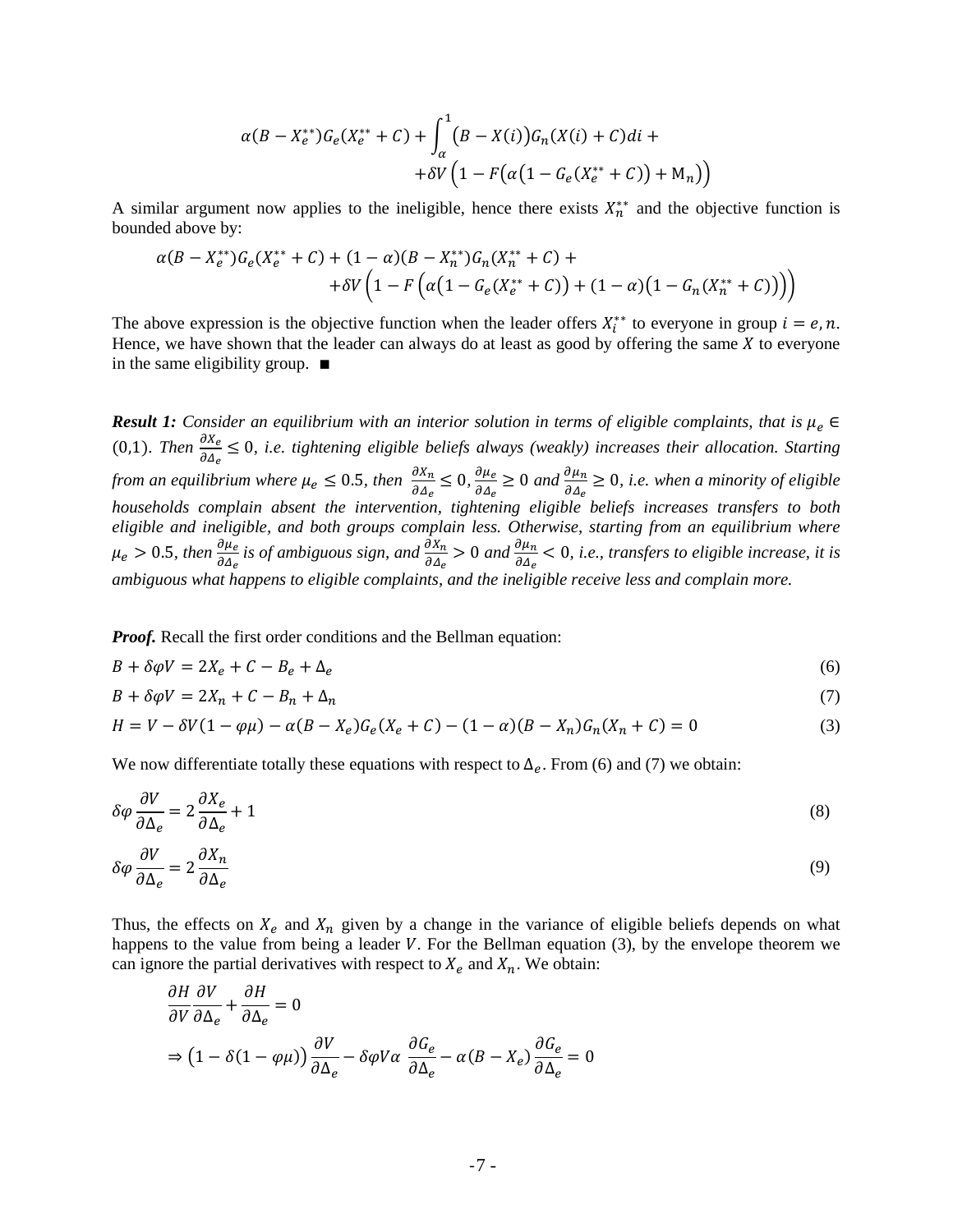$$\alpha(B - X_e^{**})G_e(X_e^{**} + C) + \int_{\alpha}^{1} \big(B - X(i)\big)G_n(X(i) + C)di + \\ + \delta V\left(1 - F\big(\alpha\big(1 - G_e(X_e^{**} + C)\big) + \mathrm{M}_n\big)\right)$$

A similar argument now applies to the ineligible, hence there exists $X_n^{**}$ and the objective function is bounded above by:

$$\alpha(B - X_e^{**})G_e(X_e^{**} + C) + (1 - \alpha)(B - X_n^{**})G_n(X_n^{**} + C) + \\ + \delta V\left(1 - F\left(\alpha\big(1 - G_e(X_e^{**} + C)\big) + (1 - \alpha)\big(1 - G_n(X_n^{**} + C)\big)\right)\right)$$

The above expression is the objective function when the leader offers $X_i^{**}$ to everyone in group $i = e, n$. Hence, we have shown that the leader can always do at least as good by offering the same $X$ to everyone in the same eligibility group. ■

***Result 1:*** *Consider an equilibrium with an interior solution in terms of eligible complaints, that is $\mu_e \in (0,1)$. Then $\frac{\partial X_e}{\partial \Delta_e} \leq 0$, i.e. tightening eligible beliefs always (weakly) increases their allocation. Starting from an equilibrium where $\mu_e \leq 0.5$, then $\frac{\partial X_n}{\partial \Delta_e} \leq 0, \frac{\partial \mu_e}{\partial \Delta_e} \geq 0$ and $\frac{\partial \mu_n}{\partial \Delta_e} \geq 0$, i.e. when a minority of eligible households complain absent the intervention, tightening eligible beliefs increases transfers to both eligible and ineligible, and both groups complain less. Otherwise, starting from an equilibrium where $\mu_e > 0.5$, then $\frac{\partial \mu_e}{\partial \Delta_e}$ is of ambiguous sign, and $\frac{\partial X_n}{\partial \Delta_e} > 0$ and $\frac{\partial \mu_n}{\partial \Delta_e} < 0$, i.e., transfers to eligible increase, it is ambiguous what happens to eligible complaints, and the ineligible receive less and complain more.*

***Proof.*** Recall the first order conditions and the Bellman equation:

$$B + \delta\varphi V = 2X_e + C - B_e + \Delta_e \tag{6}$$

$$B + \delta\varphi V = 2X_n + C - B_n + \Delta_n \tag{7}$$

$$H = V - \delta V(1 - \varphi\mu) - \alpha(B - X_e)G_e(X_e + C) - (1 - \alpha)(B - X_n)G_n(X_n + C) = 0 \tag{3}$$

We now differentiate totally these equations with respect to $\Delta_e$. From (6) and (7) we obtain:

$$\delta\varphi \frac{\partial V}{\partial \Delta_e} = 2\frac{\partial X_e}{\partial \Delta_e} + 1 \tag{8}$$

$$\delta\varphi \frac{\partial V}{\partial \Delta_e} = 2\frac{\partial X_n}{\partial \Delta_e} \tag{9}$$

Thus, the effects on $X_e$ and $X_n$ given by a change in the variance of eligible beliefs depends on what happens to the value from being a leader $V$. For the Bellman equation (3), by the envelope theorem we can ignore the partial derivatives with respect to $X_e$ and $X_n$. We obtain:

$$\frac{\partial H}{\partial V}\frac{\partial V}{\partial \Delta_e} + \frac{\partial H}{\partial \Delta_e} = 0$$

$$\Rightarrow \big(1 - \delta(1 - \varphi\mu)\big)\frac{\partial V}{\partial \Delta_e} - \delta\varphi V\alpha \,\frac{\partial G_e}{\partial \Delta_e} - \alpha(B - X_e)\frac{\partial G_e}{\partial \Delta_e} = 0$$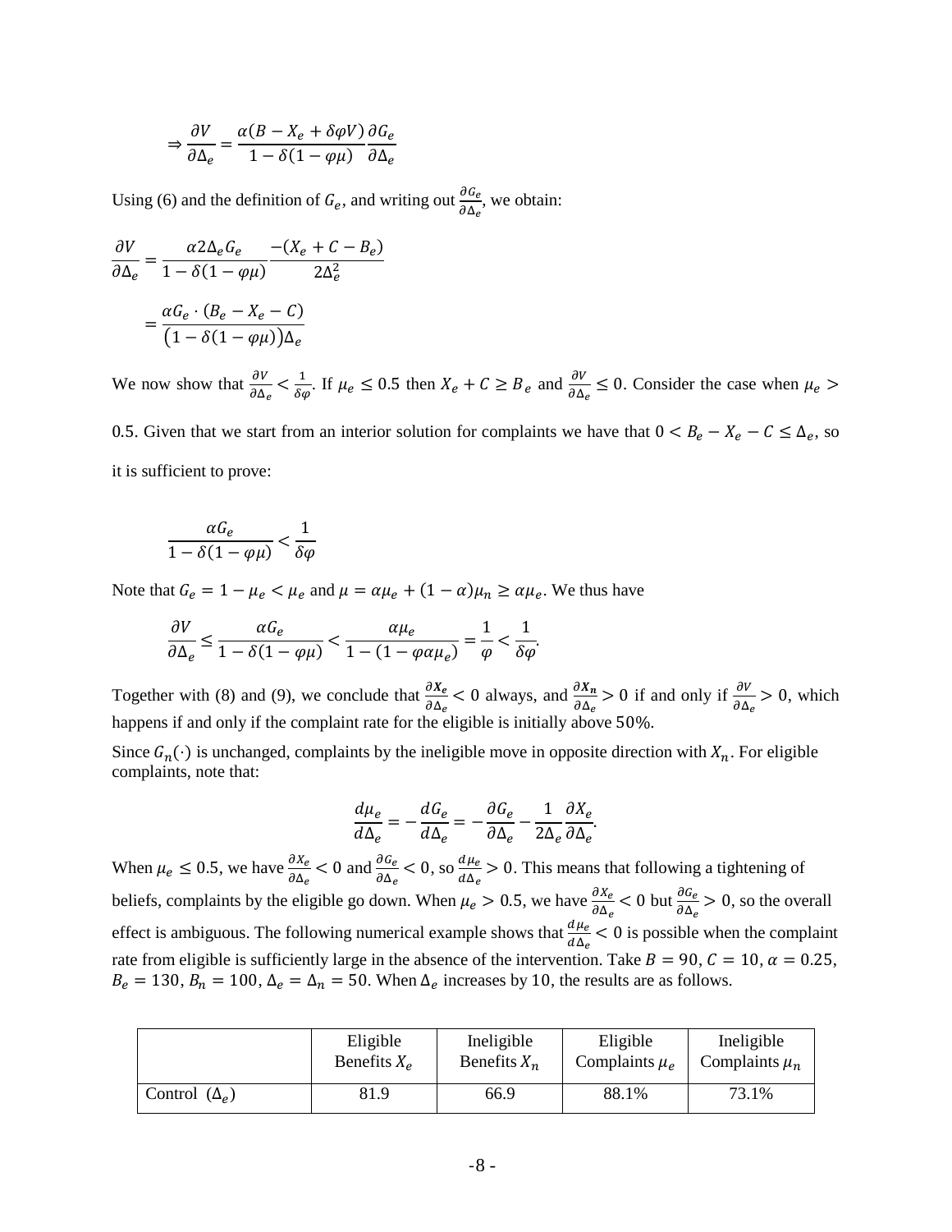$$\Rightarrow \frac{\partial V}{\partial \Delta_e} = \frac{\alpha(B - X_e + \delta\varphi V)}{1 - \delta(1 - \varphi\mu)} \frac{\partial G_e}{\partial \Delta_e}$$

Using (6) and the definition of $G_e$, and writing out $\frac{\partial G_e}{\partial \Delta_e}$, we obtain:

$$\frac{\partial V}{\partial \Delta_e} = \frac{\alpha 2\Delta_e G_e}{1 - \delta(1 - \varphi\mu)} \frac{-(X_e + C - B_e)}{2\Delta_e^2}$$

$$= \frac{\alpha G_e \cdot (B_e - X_e - C)}{\big(1 - \delta(1 - \varphi\mu)\big)\Delta_e}$$

We now show that $\frac{\partial V}{\partial \Delta_e} < \frac{1}{\delta\varphi}$. If $\mu_e \leq 0.5$ then $X_e + C \geq B_e$ and $\frac{\partial V}{\partial \Delta_e} \leq 0$. Consider the case when $\mu_e > 0.5$. Given that we start from an interior solution for complaints we have that $0 < B_e - X_e - C \leq \Delta_e$, so it is sufficient to prove:

$$\frac{\alpha G_e}{1 - \delta(1 - \varphi\mu)} < \frac{1}{\delta\varphi}$$

Note that $G_e = 1 - \mu_e < \mu_e$ and $\mu = \alpha\mu_e + (1 - \alpha)\mu_n \geq \alpha\mu_e$. We thus have

$$\frac{\partial V}{\partial \Delta_e} \leq \frac{\alpha G_e}{1 - \delta(1 - \varphi\mu)} < \frac{\alpha\mu_e}{1 - (1 - \varphi\alpha\mu_e)} = \frac{1}{\varphi} < \frac{1}{\delta\varphi}.$$

Together with (8) and (9), we conclude that $\frac{\partial \boldsymbol{X_e}}{\partial \Delta_e} < 0$ always, and $\frac{\partial \boldsymbol{X_n}}{\partial \Delta_e} > 0$ if and only if $\frac{\partial V}{\partial \Delta_e} > 0$, which happens if and only if the complaint rate for the eligible is initially above $50\%$.

Since $G_n(\cdot)$ is unchanged, complaints by the ineligible move in opposite direction with $X_n$. For eligible complaints, note that:

$$\frac{d\mu_e}{d\Delta_e} = -\frac{dG_e}{d\Delta_e} = -\frac{\partial G_e}{\partial \Delta_e} - \frac{1}{2\Delta_e}\frac{\partial X_e}{\partial \Delta_e}.$$

When $\mu_e \leq 0.5$, we have $\frac{\partial X_e}{\partial \Delta_e} < 0$ and $\frac{\partial G_e}{\partial \Delta_e} < 0$, so $\frac{d\mu_e}{d\Delta_e} > 0$. This means that following a tightening of beliefs, complaints by the eligible go down. When $\mu_e > 0.5$, we have $\frac{\partial X_e}{\partial \Delta_e} < 0$ but $\frac{\partial G_e}{\partial \Delta_e} > 0$, so the overall effect is ambiguous. The following numerical example shows that $\frac{d\mu_e}{d\Delta_e} < 0$ is possible when the complaint rate from eligible is sufficiently large in the absence of the intervention. Take $B = 90$, $C = 10$, $\alpha = 0.25$, $B_e = 130$, $B_n = 100$, $\Delta_e = \Delta_n = 50$. When $\Delta_e$ increases by $10$, the results are as follows.

| | Eligible Benefits $X_e$ | Ineligible Benefits $X_n$ | Eligible Complaints $\mu_e$ | Ineligible Complaints $\mu_n$ |
|---|---|---|---|---|
| Control $(\Delta_e)$ | 81.9 | 66.9 | 88.1% | 73.1% |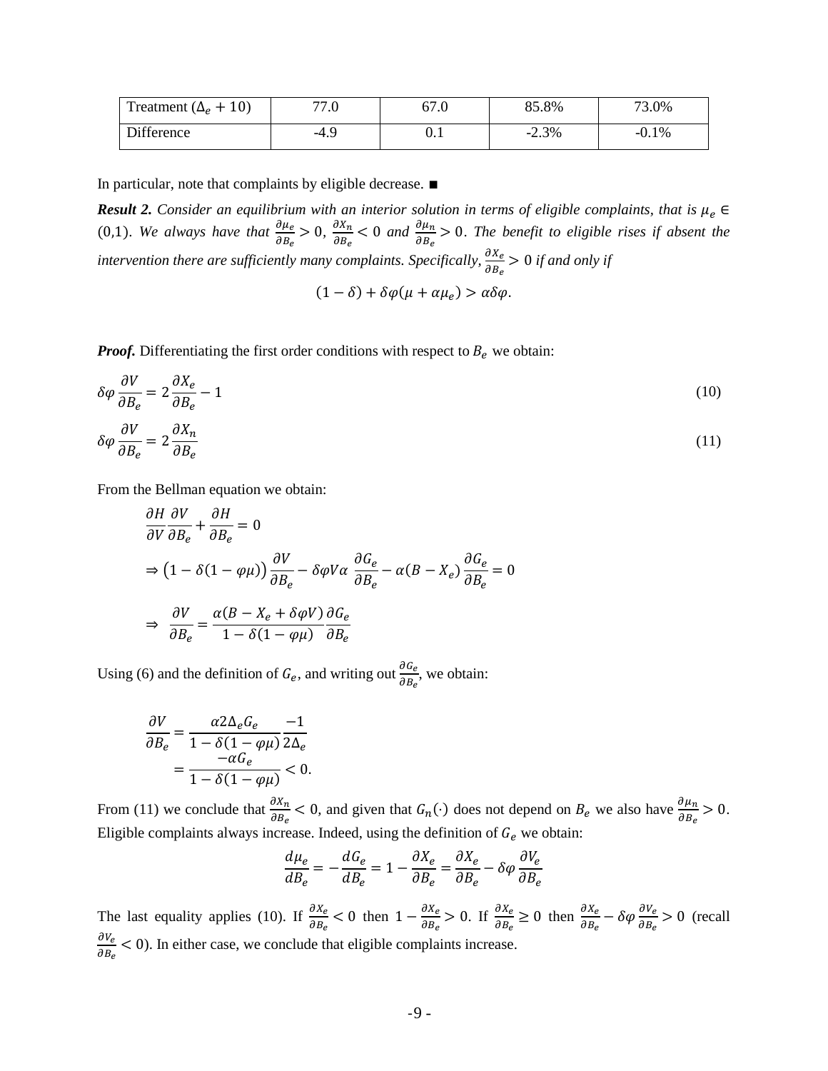| Treatment ($\Delta_e + 10$) | 77.0 | 67.0 | 85.8% | 73.0% |
|---|---|---|---|---|
| Difference | -4.9 | 0.1 | -2.3% | -0.1% |

In particular, note that complaints by eligible decrease. ■

***Result 2.*** *Consider an equilibrium with an interior solution in terms of eligible complaints, that is $\mu_e \in (0,1)$. We always have that $\frac{\partial \mu_e}{\partial B_e} > 0$, $\frac{\partial X_n}{\partial B_e} < 0$ and $\frac{\partial \mu_n}{\partial B_e} > 0$. The benefit to eligible rises if absent the intervention there are sufficiently many complaints. Specifically, $\frac{\partial X_e}{\partial B_e} > 0$ if and only if*

$$(1-\delta) + \delta\varphi(\mu + \alpha\mu_e) > \alpha\delta\varphi.$$

***Proof.*** Differentiating the first order conditions with respect to $B_e$ we obtain:

$$\delta\varphi \frac{\partial V}{\partial B_e} = 2\frac{\partial X_e}{\partial B_e} - 1 \tag{10}$$

$$\delta\varphi \frac{\partial V}{\partial B_e} = 2\frac{\partial X_n}{\partial B_e} \tag{11}$$

From the Bellman equation we obtain:

$$\frac{\partial H}{\partial V}\frac{\partial V}{\partial B_e} + \frac{\partial H}{\partial B_e} = 0$$

$$\Rightarrow \left(1 - \delta(1-\varphi\mu)\right)\frac{\partial V}{\partial B_e} - \delta\varphi V\alpha \frac{\partial G_e}{\partial B_e} - \alpha(B - X_e)\frac{\partial G_e}{\partial B_e} = 0$$

$$\Rightarrow \frac{\partial V}{\partial B_e} = \frac{\alpha(B - X_e + \delta\varphi V)}{1 - \delta(1-\varphi\mu)}\frac{\partial G_e}{\partial B_e}$$

Using (6) and the definition of $G_e$, and writing out $\frac{\partial G_e}{\partial B_e}$, we obtain:

$$\frac{\partial V}{\partial B_e} = \frac{\alpha 2\Delta_e G_e}{1 - \delta(1-\varphi\mu)}\frac{-1}{2\Delta_e} = \frac{-\alpha G_e}{1 - \delta(1-\varphi\mu)} < 0.$$

From (11) we conclude that $\frac{\partial X_n}{\partial B_e} < 0$, and given that $G_n(\cdot)$ does not depend on $B_e$ we also have $\frac{\partial \mu_n}{\partial B_e} > 0$. Eligible complaints always increase. Indeed, using the definition of $G_e$ we obtain:

$$\frac{d\mu_e}{dB_e} = -\frac{dG_e}{dB_e} = 1 - \frac{\partial X_e}{\partial B_e} = \frac{\partial X_e}{\partial B_e} - \delta\varphi\frac{\partial V_e}{\partial B_e}$$

The last equality applies (10). If $\frac{\partial X_e}{\partial B_e} < 0$ then $1 - \frac{\partial X_e}{\partial B_e} > 0$. If $\frac{\partial X_e}{\partial B_e} \geq 0$ then $\frac{\partial X_e}{\partial B_e} - \delta\varphi\frac{\partial V_e}{\partial B_e} > 0$ (recall $\frac{\partial V_e}{\partial B_e} < 0$). In either case, we conclude that eligible complaints increase.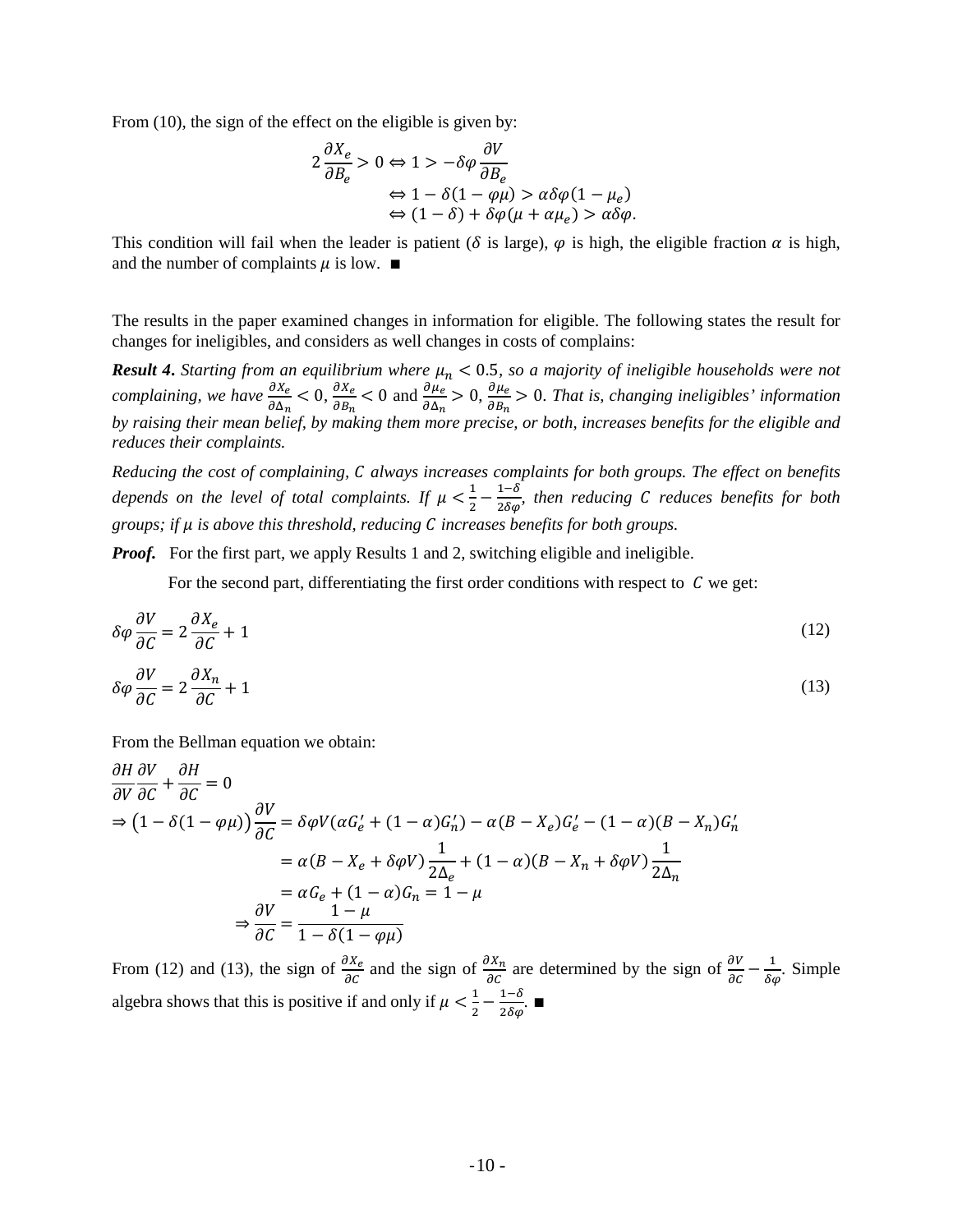From (10), the sign of the effect on the eligible is given by:

$$
\begin{aligned}
2\frac{\partial X_e}{\partial B_e} > 0 \Leftrightarrow 1 &> -\delta\varphi\frac{\partial V}{\partial B_e} \\
&\Leftrightarrow 1-\delta(1-\varphi\mu) > \alpha\delta\varphi(1-\mu_e) \\
&\Leftrightarrow (1-\delta)+\delta\varphi(\mu+\alpha\mu_e) > \alpha\delta\varphi.
\end{aligned}
$$

This condition will fail when the leader is patient ($\delta$ is large), $\varphi$ is high, the eligible fraction $\alpha$ is high, and the number of complaints $\mu$ is low. ∎

The results in the paper examined changes in information for eligible. The following states the result for changes for ineligibles, and considers as well changes in costs of complains:

***Result 4****. Starting from an equilibrium where $\mu_n < 0.5$, so a majority of ineligible households were not complaining, we have $\frac{\partial X_e}{\partial \Delta_n} < 0$, $\frac{\partial X_e}{\partial B_n} < 0$ and $\frac{\partial \mu_e}{\partial \Delta_n} > 0$, $\frac{\partial \mu_e}{\partial B_n} > 0$. That is, changing ineligibles' information by raising their mean belief, by making them more precise, or both, increases benefits for the eligible and reduces their complaints.*

*Reducing the cost of complaining, $C$ always increases complaints for both groups. The effect on benefits depends on the level of total complaints. If $\mu < \frac{1}{2} - \frac{1-\delta}{2\delta\varphi}$, then reducing $C$ reduces benefits for both groups; if $\mu$ is above this threshold, reducing $C$ increases benefits for both groups.*

***Proof.*** For the first part, we apply Results 1 and 2, switching eligible and ineligible.

For the second part, differentiating the first order conditions with respect to $C$ we get:

$$\delta\varphi\frac{\partial V}{\partial C} = 2\frac{\partial X_e}{\partial C} + 1 \tag{12}$$

$$\delta\varphi\frac{\partial V}{\partial C} = 2\frac{\partial X_n}{\partial C} + 1 \tag{13}$$

From the Bellman equation we obtain:

$$
\begin{aligned}
&\frac{\partial H}{\partial V}\frac{\partial V}{\partial C} + \frac{\partial H}{\partial C} = 0 \\
&\Rightarrow \left(1-\delta(1-\varphi\mu)\right)\frac{\partial V}{\partial C} = \delta\varphi V(\alpha G_e' + (1-\alpha)G_n') - \alpha(B-X_e)G_e' - (1-\alpha)(B-X_n)G_n' \\
&\qquad\qquad = \alpha(B-X_e+\delta\varphi V)\frac{1}{2\Delta_e} + (1-\alpha)(B-X_n+\delta\varphi V)\frac{1}{2\Delta_n} \\
&\qquad\qquad = \alpha G_e + (1-\alpha)G_n = 1-\mu \\
&\qquad \Rightarrow \frac{\partial V}{\partial C} = \frac{1-\mu}{1-\delta(1-\varphi\mu)}
\end{aligned}
$$

From (12) and (13), the sign of $\frac{\partial X_e}{\partial C}$ and the sign of $\frac{\partial X_n}{\partial C}$ are determined by the sign of $\frac{\partial V}{\partial C} - \frac{1}{\delta\varphi}$. Simple algebra shows that this is positive if and only if $\mu < \frac{1}{2} - \frac{1-\delta}{2\delta\varphi}$. ∎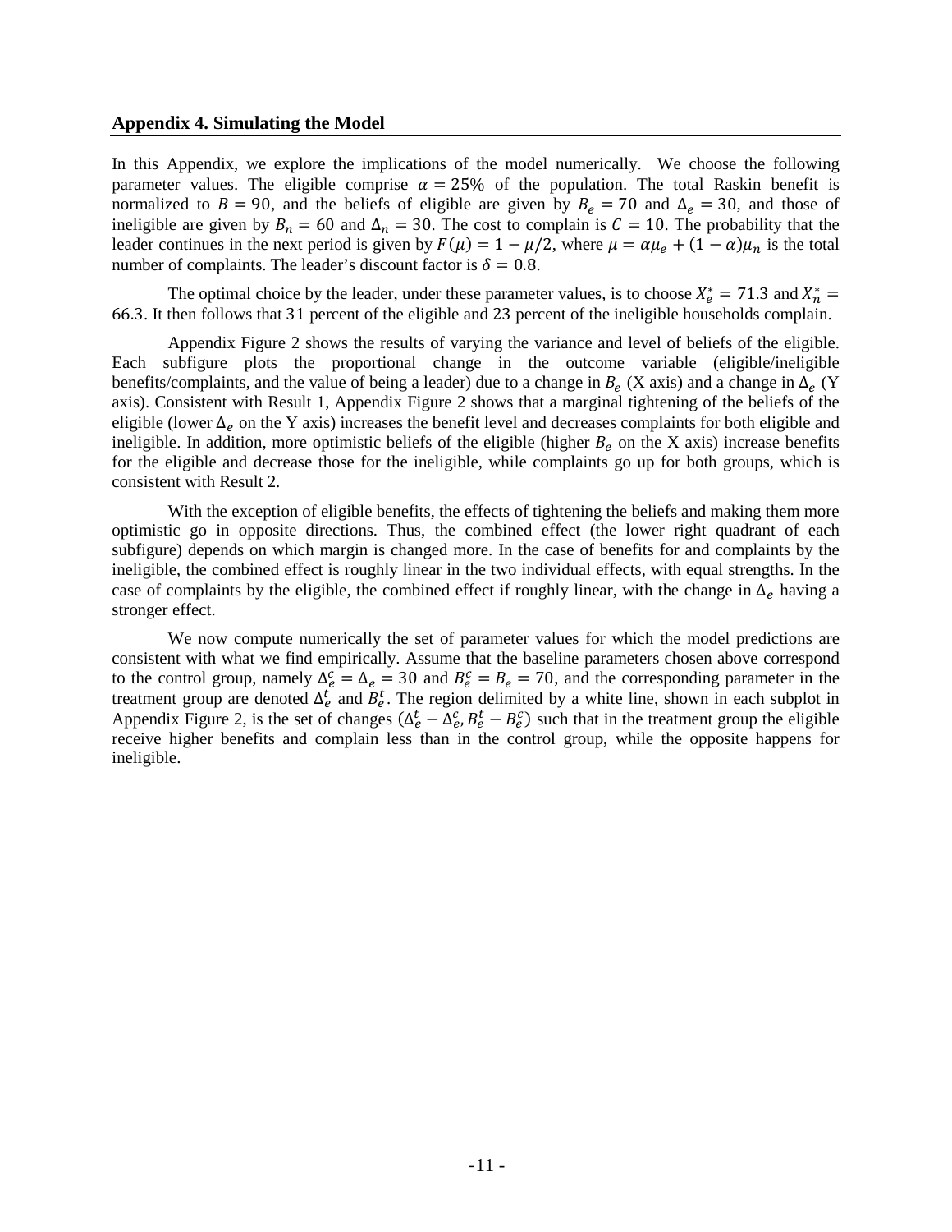## Appendix 4. Simulating the Model

In this Appendix, we explore the implications of the model numerically. We choose the following parameter values. The eligible comprise $\alpha = 25\%$ of the population. The total Raskin benefit is normalized to $B = 90$, and the beliefs of eligible are given by $B_e = 70$ and $\Delta_e = 30$, and those of ineligible are given by $B_n = 60$ and $\Delta_n = 30$. The cost to complain is $C = 10$. The probability that the leader continues in the next period is given by $F(\mu) = 1 - \mu/2$, where $\mu = \alpha\mu_e + (1-\alpha)\mu_n$ is the total number of complaints. The leader's discount factor is $\delta = 0.8$.

The optimal choice by the leader, under these parameter values, is to choose $X_e^* = 71.3$ and $X_n^* = 66.3$. It then follows that 31 percent of the eligible and 23 percent of the ineligible households complain.

Appendix Figure 2 shows the results of varying the variance and level of beliefs of the eligible. Each subfigure plots the proportional change in the outcome variable (eligible/ineligible benefits/complaints, and the value of being a leader) due to a change in $B_e$ (X axis) and a change in $\Delta_e$ (Y axis). Consistent with Result 1, Appendix Figure 2 shows that a marginal tightening of the beliefs of the eligible (lower $\Delta_e$ on the Y axis) increases the benefit level and decreases complaints for both eligible and ineligible. In addition, more optimistic beliefs of the eligible (higher $B_e$ on the X axis) increase benefits for the eligible and decrease those for the ineligible, while complaints go up for both groups, which is consistent with Result 2.

With the exception of eligible benefits, the effects of tightening the beliefs and making them more optimistic go in opposite directions. Thus, the combined effect (the lower right quadrant of each subfigure) depends on which margin is changed more. In the case of benefits for and complaints by the ineligible, the combined effect is roughly linear in the two individual effects, with equal strengths. In the case of complaints by the eligible, the combined effect if roughly linear, with the change in $\Delta_e$ having a stronger effect.

We now compute numerically the set of parameter values for which the model predictions are consistent with what we find empirically. Assume that the baseline parameters chosen above correspond to the control group, namely $\Delta_e^c = \Delta_e = 30$ and $B_e^c = B_e = 70$, and the corresponding parameter in the treatment group are denoted $\Delta_e^t$ and $B_e^t$. The region delimited by a white line, shown in each subplot in Appendix Figure 2, is the set of changes $(\Delta_e^t - \Delta_e^c, B_e^t - B_e^c)$ such that in the treatment group the eligible receive higher benefits and complain less than in the control group, while the opposite happens for ineligible.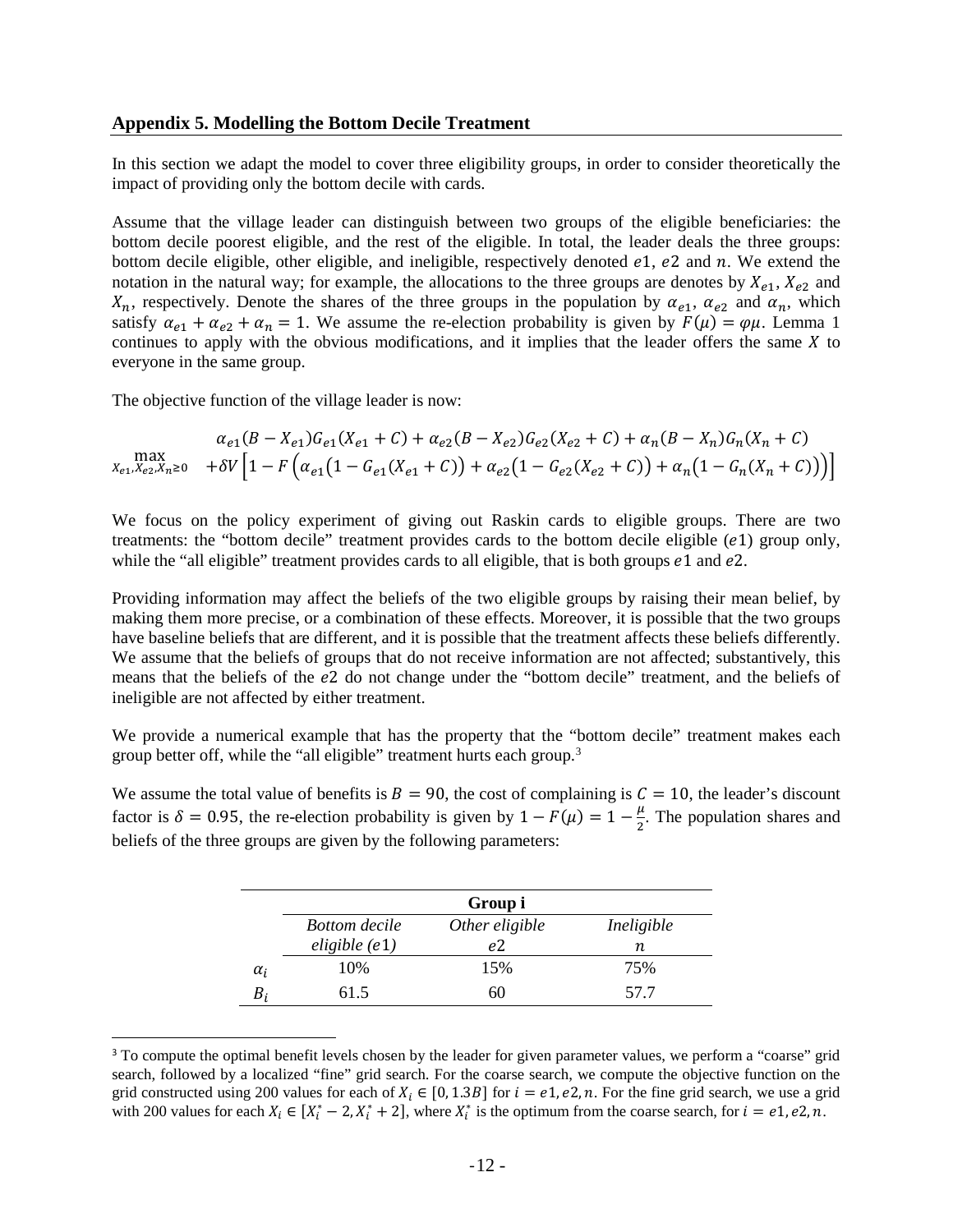## Appendix 5. Modelling the Bottom Decile Treatment

In this section we adapt the model to cover three eligibility groups, in order to consider theoretically the impact of providing only the bottom decile with cards.

Assume that the village leader can distinguish between two groups of the eligible beneficiaries: the bottom decile poorest eligible, and the rest of the eligible. In total, the leader deals the three groups: bottom decile eligible, other eligible, and ineligible, respectively denoted $e1$, $e2$ and $n$. We extend the notation in the natural way; for example, the allocations to the three groups are denotes by $X_{e1}$, $X_{e2}$ and $X_n$, respectively. Denote the shares of the three groups in the population by $\alpha_{e1}$, $\alpha_{e2}$ and $\alpha_n$, which satisfy $\alpha_{e1} + \alpha_{e2} + \alpha_n = 1$. We assume the re-election probability is given by $F(\mu) = \varphi\mu$. Lemma 1 continues to apply with the obvious modifications, and it implies that the leader offers the same $X$ to everyone in the same group.

The objective function of the village leader is now:

$$\max_{X_{e1}, X_{e2}, X_n \geq 0} \begin{array}{l} \alpha_{e1}(B - X_{e1})G_{e1}(X_{e1} + C) + \alpha_{e2}(B - X_{e2})G_{e2}(X_{e2} + C) + \alpha_n(B - X_n)G_n(X_n + C) \\ + \delta V\left[1 - F\left(\alpha_{e1}\left(1 - G_{e1}(X_{e1} + C)\right) + \alpha_{e2}\left(1 - G_{e2}(X_{e2} + C)\right) + \alpha_n\left(1 - G_n(X_n + C)\right)\right)\right] \end{array}$$

We focus on the policy experiment of giving out Raskin cards to eligible groups. There are two treatments: the "bottom decile" treatment provides cards to the bottom decile eligible ($e1$) group only, while the "all eligible" treatment provides cards to all eligible, that is both groups $e1$ and $e2$.

Providing information may affect the beliefs of the two eligible groups by raising their mean belief, by making them more precise, or a combination of these effects. Moreover, it is possible that the two groups have baseline beliefs that are different, and it is possible that the treatment affects these beliefs differently. We assume that the beliefs of groups that do not receive information are not affected; substantively, this means that the beliefs of the $e2$ do not change under the "bottom decile" treatment, and the beliefs of ineligible are not affected by either treatment.

We provide a numerical example that has the property that the "bottom decile" treatment makes each group better off, while the "all eligible" treatment hurts each group.[3]

We assume the total value of benefits is $B = 90$, the cost of complaining is $C = 10$, the leader's discount factor is $\delta = 0.95$, the re-election probability is given by $1 - F(\mu) = 1 - \frac{\mu}{2}$. The population shares and beliefs of the three groups are given by the following parameters:

| | Group i | | |
|---|---|---|---|
| | *Bottom decile eligible* ($e1$) | *Other eligible* $e2$ | *Ineligible* $n$ |
| $\alpha_i$ | 10% | 15% | 75% |
| $B_i$ | 61.5 | 60 | 57.7 |

[3] To compute the optimal benefit levels chosen by the leader for given parameter values, we perform a "coarse" grid search, followed by a localized "fine" grid search. For the coarse search, we compute the objective function on the grid constructed using 200 values for each of $X_i \in [0, 1.3B]$ for $i = e1, e2, n$. For the fine grid search, we use a grid with 200 values for each $X_i \in [X_i^* - 2, X_i^* + 2]$, where $X_i^*$ is the optimum from the coarse search, for $i = e1, e2, n$.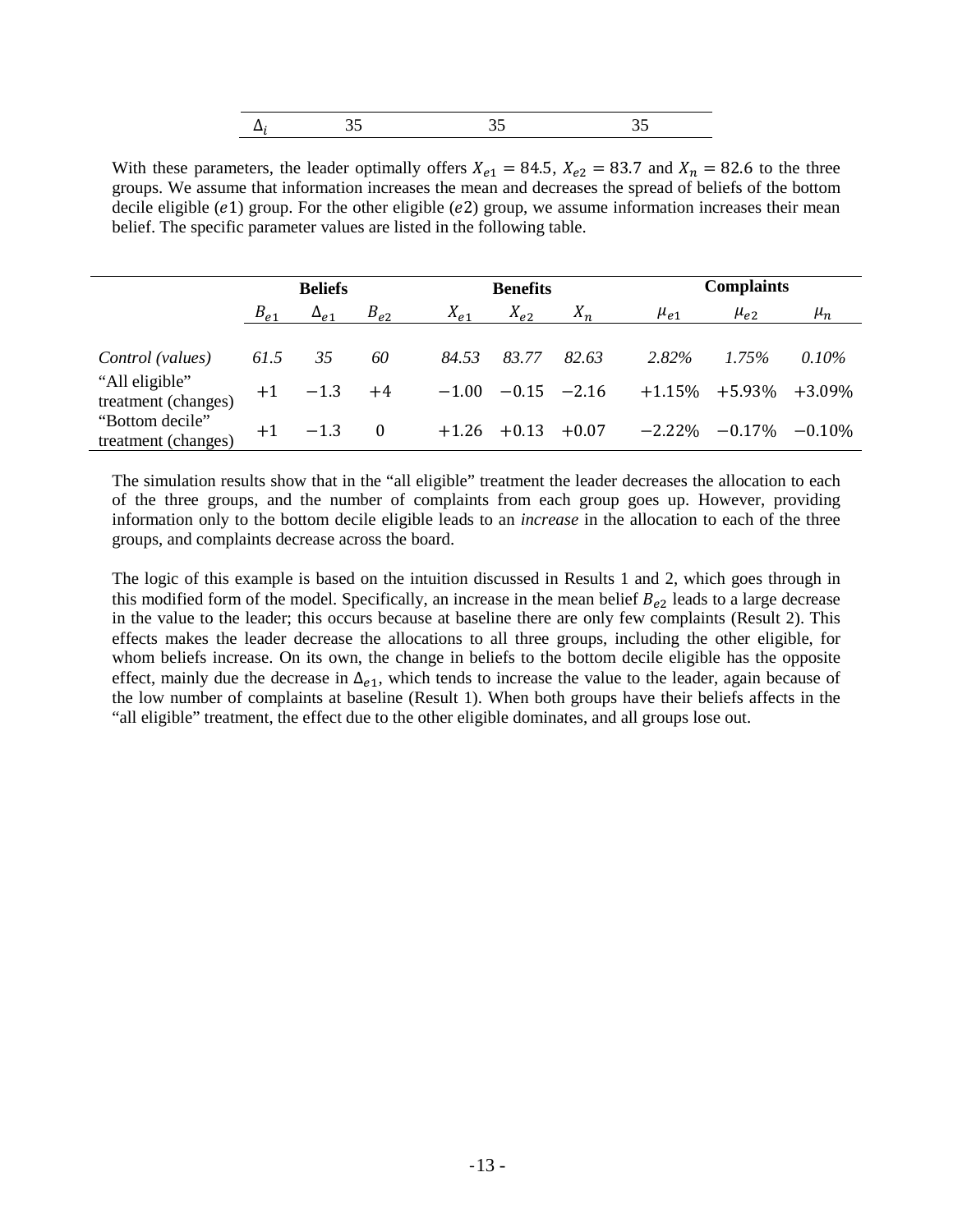| $\Delta_i$ | 35 | 35 | 35 |
|---|---|---|---|

With these parameters, the leader optimally offers $X_{e1} = 84.5$, $X_{e2} = 83.7$ and $X_n = 82.6$ to the three groups. We assume that information increases the mean and decreases the spread of beliefs of the bottom decile eligible ($e1$) group. For the other eligible ($e2$) group, we assume information increases their mean belief. The specific parameter values are listed in the following table.

| | Beliefs | | | Benefits | | | Complaints | | |
|---|---|---|---|---|---|---|---|---|---|
| | $B_{e1}$ | $\Delta_{e1}$ | $B_{e2}$ | $X_{e1}$ | $X_{e2}$ | $X_n$ | $\mu_{e1}$ | $\mu_{e2}$ | $\mu_n$ |
| *Control (values)* | *61.5* | *35* | *60* | *84.53* | *83.77* | *82.63* | *2.82%* | *1.75%* | *0.10%* |
| "All eligible" treatment (changes) | $+1$ | $-1.3$ | $+4$ | $-1.00$ | $-0.15$ | $-2.16$ | $+1.15\%$ | $+5.93\%$ | $+3.09\%$ |
| "Bottom decile" treatment (changes) | $+1$ | $-1.3$ | $0$ | $+1.26$ | $+0.13$ | $+0.07$ | $-2.22\%$ | $-0.17\%$ | $-0.10\%$ |

The simulation results show that in the "all eligible" treatment the leader decreases the allocation to each of the three groups, and the number of complaints from each group goes up. However, providing information only to the bottom decile eligible leads to an *increase* in the allocation to each of the three groups, and complaints decrease across the board.

The logic of this example is based on the intuition discussed in Results 1 and 2, which goes through in this modified form of the model. Specifically, an increase in the mean belief $B_{e2}$ leads to a large decrease in the value to the leader; this occurs because at baseline there are only few complaints (Result 2). This effects makes the leader decrease the allocations to all three groups, including the other eligible, for whom beliefs increase. On its own, the change in beliefs to the bottom decile eligible has the opposite effect, mainly due the decrease in $\Delta_{e1}$, which tends to increase the value to the leader, again because of the low number of complaints at baseline (Result 1). When both groups have their beliefs affects in the "all eligible" treatment, the effect due to the other eligible dominates, and all groups lose out.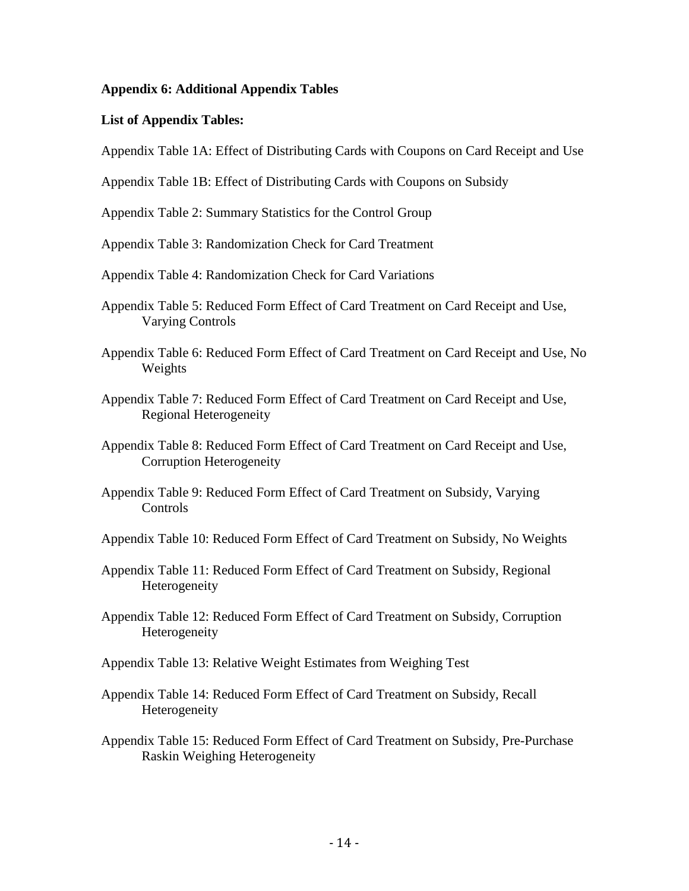## Appendix 6: Additional Appendix Tables

### List of Appendix Tables:

Appendix Table 1A: Effect of Distributing Cards with Coupons on Card Receipt and Use

Appendix Table 1B: Effect of Distributing Cards with Coupons on Subsidy

Appendix Table 2: Summary Statistics for the Control Group

Appendix Table 3: Randomization Check for Card Treatment

Appendix Table 4: Randomization Check for Card Variations

Appendix Table 5: Reduced Form Effect of Card Treatment on Card Receipt and Use, Varying Controls

Appendix Table 6: Reduced Form Effect of Card Treatment on Card Receipt and Use, No Weights

Appendix Table 7: Reduced Form Effect of Card Treatment on Card Receipt and Use, Regional Heterogeneity

Appendix Table 8: Reduced Form Effect of Card Treatment on Card Receipt and Use, Corruption Heterogeneity

Appendix Table 9: Reduced Form Effect of Card Treatment on Subsidy, Varying Controls

Appendix Table 10: Reduced Form Effect of Card Treatment on Subsidy, No Weights

Appendix Table 11: Reduced Form Effect of Card Treatment on Subsidy, Regional Heterogeneity

Appendix Table 12: Reduced Form Effect of Card Treatment on Subsidy, Corruption Heterogeneity

Appendix Table 13: Relative Weight Estimates from Weighing Test

Appendix Table 14: Reduced Form Effect of Card Treatment on Subsidy, Recall Heterogeneity

Appendix Table 15: Reduced Form Effect of Card Treatment on Subsidy, Pre-Purchase Raskin Weighing Heterogeneity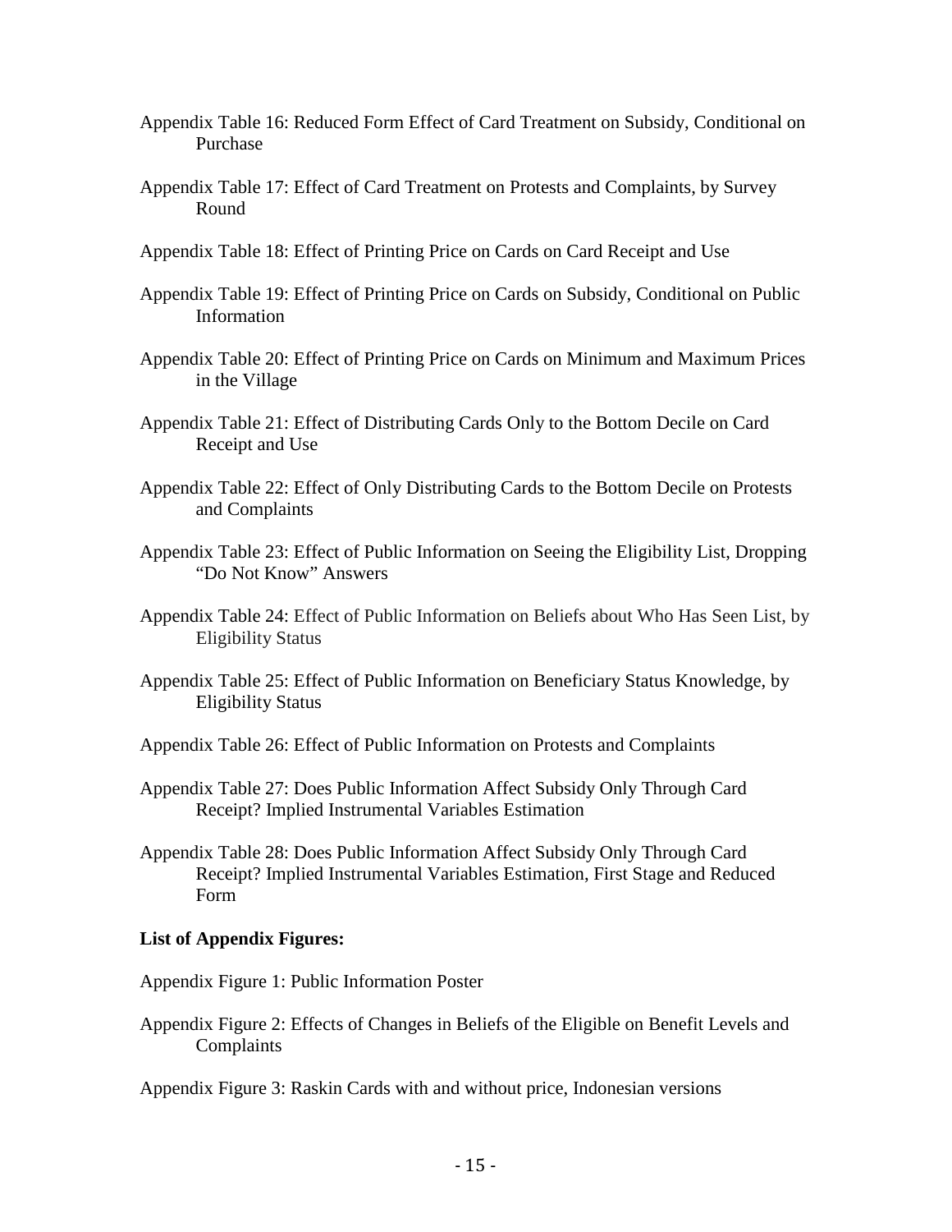Appendix Table 16: Reduced Form Effect of Card Treatment on Subsidy, Conditional on Purchase

Appendix Table 17: Effect of Card Treatment on Protests and Complaints, by Survey Round

Appendix Table 18: Effect of Printing Price on Cards on Card Receipt and Use

Appendix Table 19: Effect of Printing Price on Cards on Subsidy, Conditional on Public Information

Appendix Table 20: Effect of Printing Price on Cards on Minimum and Maximum Prices in the Village

Appendix Table 21: Effect of Distributing Cards Only to the Bottom Decile on Card Receipt and Use

Appendix Table 22: Effect of Only Distributing Cards to the Bottom Decile on Protests and Complaints

Appendix Table 23: Effect of Public Information on Seeing the Eligibility List, Dropping "Do Not Know" Answers

Appendix Table 24: Effect of Public Information on Beliefs about Who Has Seen List, by Eligibility Status

Appendix Table 25: Effect of Public Information on Beneficiary Status Knowledge, by Eligibility Status

Appendix Table 26: Effect of Public Information on Protests and Complaints

Appendix Table 27: Does Public Information Affect Subsidy Only Through Card Receipt? Implied Instrumental Variables Estimation

Appendix Table 28: Does Public Information Affect Subsidy Only Through Card Receipt? Implied Instrumental Variables Estimation, First Stage and Reduced Form

**List of Appendix Figures:**

Appendix Figure 1: Public Information Poster

Appendix Figure 2: Effects of Changes in Beliefs of the Eligible on Benefit Levels and Complaints

Appendix Figure 3: Raskin Cards with and without price, Indonesian versions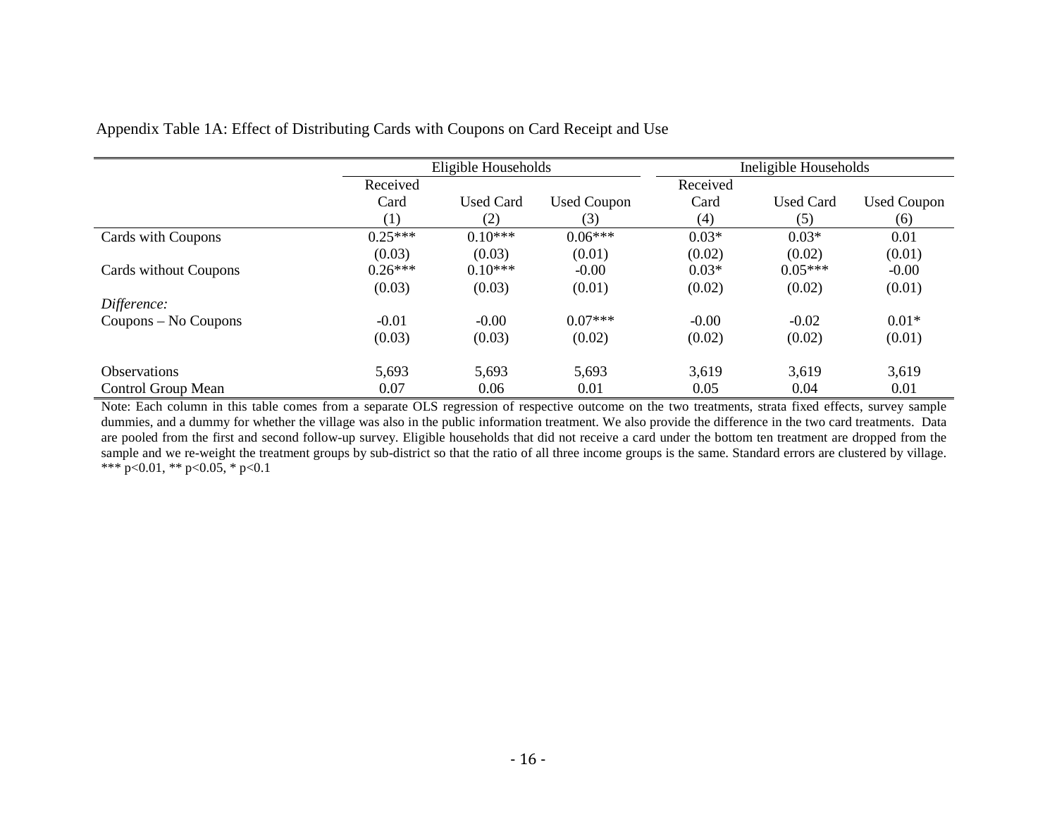Appendix Table 1A: Effect of Distributing Cards with Coupons on Card Receipt and Use

| | Eligible Households | | | Ineligible Households | | |
|---|---|---|---|---|---|---|
| | Received Card | Used Card | Used Coupon | Received Card | Used Card | Used Coupon |
| | (1) | (2) | (3) | (4) | (5) | (6) |
| Cards with Coupons | 0.25*** | 0.10*** | 0.06*** | 0.03* | 0.03* | 0.01 |
| | (0.03) | (0.03) | (0.01) | (0.02) | (0.02) | (0.01) |
| Cards without Coupons | 0.26*** | 0.10*** | -0.00 | 0.03* | 0.05*** | -0.00 |
| | (0.03) | (0.03) | (0.01) | (0.02) | (0.02) | (0.01) |
| *Difference:* | | | | | | |
| Coupons – No Coupons | -0.01 | -0.00 | 0.07*** | -0.00 | -0.02 | 0.01* |
| | (0.03) | (0.03) | (0.02) | (0.02) | (0.02) | (0.01) |
| Observations | 5,693 | 5,693 | 5,693 | 3,619 | 3,619 | 3,619 |
| Control Group Mean | 0.07 | 0.06 | 0.01 | 0.05 | 0.04 | 0.01 |

Note: Each column in this table comes from a separate OLS regression of respective outcome on the two treatments, strata fixed effects, survey sample dummies, and a dummy for whether the village was also in the public information treatment. We also provide the difference in the two card treatments. Data are pooled from the first and second follow-up survey. Eligible households that did not receive a card under the bottom ten treatment are dropped from the sample and we re-weight the treatment groups by sub-district so that the ratio of all three income groups is the same. Standard errors are clustered by village. *** p<0.01, ** p<0.05, * p<0.1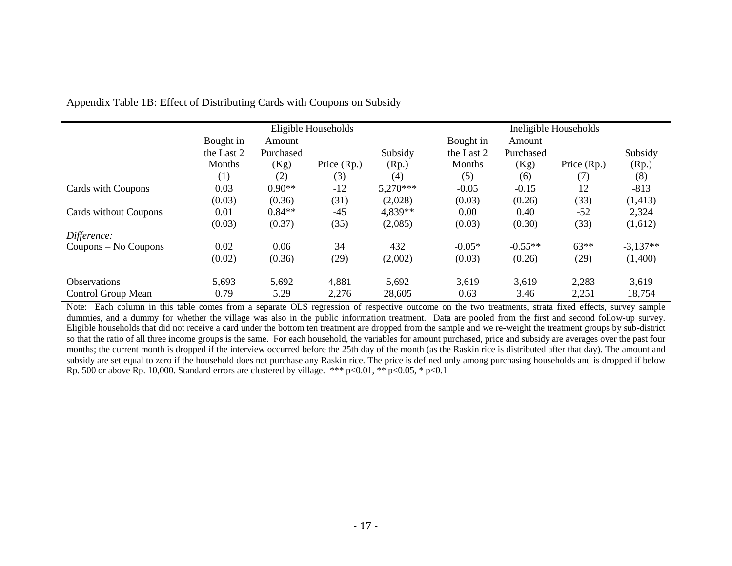Appendix Table 1B: Effect of Distributing Cards with Coupons on Subsidy

| | Eligible Households | | | | Ineligible Households | | | |
|---|---|---|---|---|---|---|---|---|
| | Bought in the Last 2 Months | Amount Purchased (Kg) | Price (Rp.) | Subsidy (Rp.) | Bought in the Last 2 Months | Amount Purchased (Kg) | Price (Rp.) | Subsidy (Rp.) |
| | (1) | (2) | (3) | (4) | (5) | (6) | (7) | (8) |
| Cards with Coupons | 0.03 | 0.90** | -12 | 5,270*** | -0.05 | -0.15 | 12 | -813 |
| | (0.03) | (0.36) | (31) | (2,028) | (0.03) | (0.26) | (33) | (1,413) |
| Cards without Coupons | 0.01 | 0.84** | -45 | 4,839** | 0.00 | 0.40 | -52 | 2,324 |
| | (0.03) | (0.37) | (35) | (2,085) | (0.03) | (0.30) | (33) | (1,612) |
| *Difference:* | | | | | | | | |
| Coupons – No Coupons | 0.02 | 0.06 | 34 | 432 | -0.05* | -0.55** | 63** | -3,137** |
| | (0.02) | (0.36) | (29) | (2,002) | (0.03) | (0.26) | (29) | (1,400) |
| Observations | 5,693 | 5,692 | 4,881 | 5,692 | 3,619 | 3,619 | 2,283 | 3,619 |
| Control Group Mean | 0.79 | 5.29 | 2,276 | 28,605 | 0.63 | 3.46 | 2,251 | 18,754 |

Note: Each column in this table comes from a separate OLS regression of respective outcome on the two treatments, strata fixed effects, survey sample dummies, and a dummy for whether the village was also in the public information treatment. Data are pooled from the first and second follow-up survey. Eligible households that did not receive a card under the bottom ten treatment are dropped from the sample and we re-weight the treatment groups by sub-district so that the ratio of all three income groups is the same. For each household, the variables for amount purchased, price and subsidy are averages over the past four months; the current month is dropped if the interview occurred before the 25th day of the month (as the Raskin rice is distributed after that day). The amount and subsidy are set equal to zero if the household does not purchase any Raskin rice. The price is defined only among purchasing households and is dropped if below Rp. 500 or above Rp. 10,000. Standard errors are clustered by village. *** $p<0.01$, ** $p<0.05$, * $p<0.1$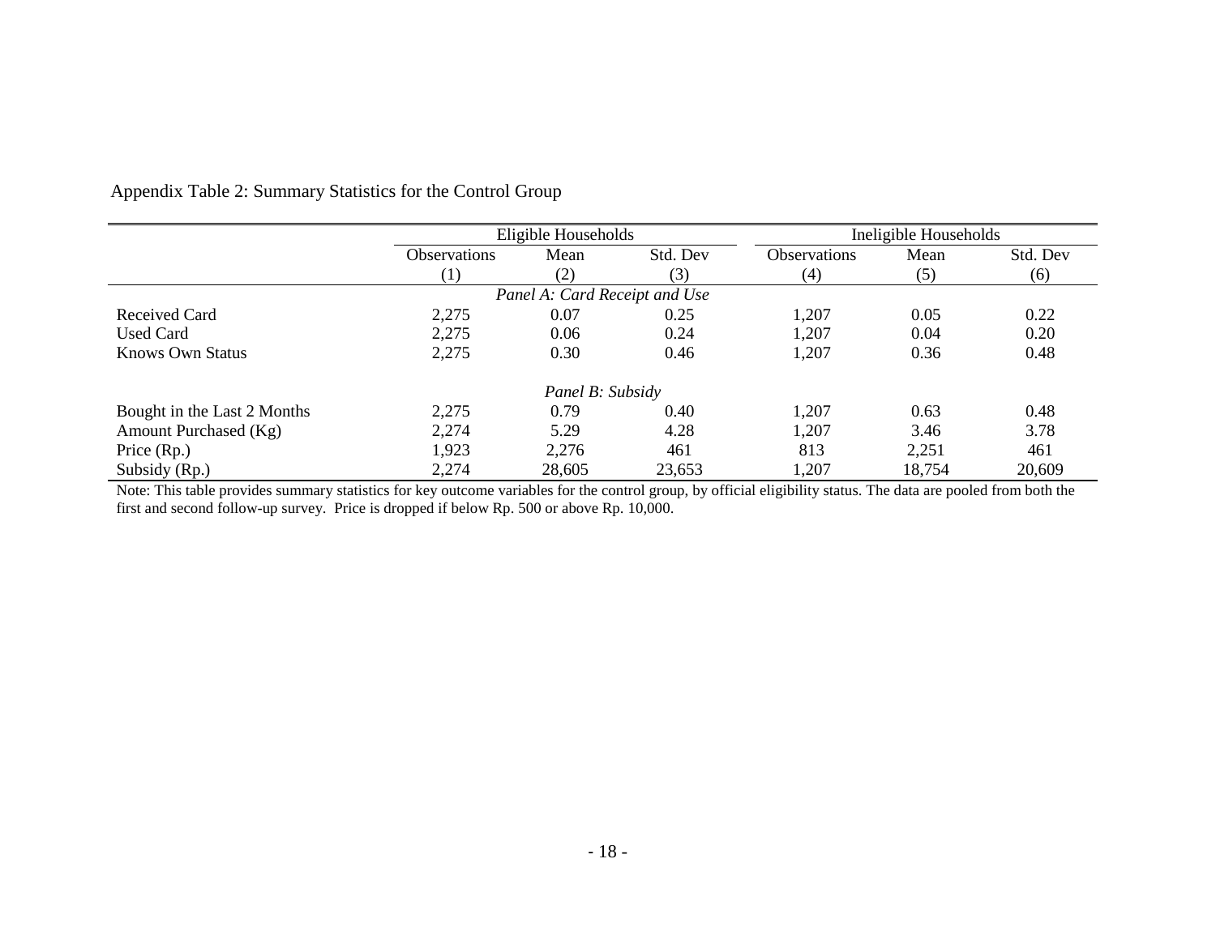Appendix Table 2: Summary Statistics for the Control Group

| | Eligible Households | | | Ineligible Households | | |
|---|---|---|---|---|---|---|
| | Observations | Mean | Std. Dev | Observations | Mean | Std. Dev |
| | (1) | (2) | (3) | (4) | (5) | (6) |
| *Panel A: Card Receipt and Use* | | | | | | |
| Received Card | 2,275 | 0.07 | 0.25 | 1,207 | 0.05 | 0.22 |
| Used Card | 2,275 | 0.06 | 0.24 | 1,207 | 0.04 | 0.20 |
| Knows Own Status | 2,275 | 0.30 | 0.46 | 1,207 | 0.36 | 0.48 |
| *Panel B: Subsidy* | | | | | | |
| Bought in the Last 2 Months | 2,275 | 0.79 | 0.40 | 1,207 | 0.63 | 0.48 |
| Amount Purchased (Kg) | 2,274 | 5.29 | 4.28 | 1,207 | 3.46 | 3.78 |
| Price (Rp.) | 1,923 | 2,276 | 461 | 813 | 2,251 | 461 |
| Subsidy (Rp.) | 2,274 | 28,605 | 23,653 | 1,207 | 18,754 | 20,609 |

Note: This table provides summary statistics for key outcome variables for the control group, by official eligibility status. The data are pooled from both the first and second follow-up survey. Price is dropped if below Rp. 500 or above Rp. 10,000.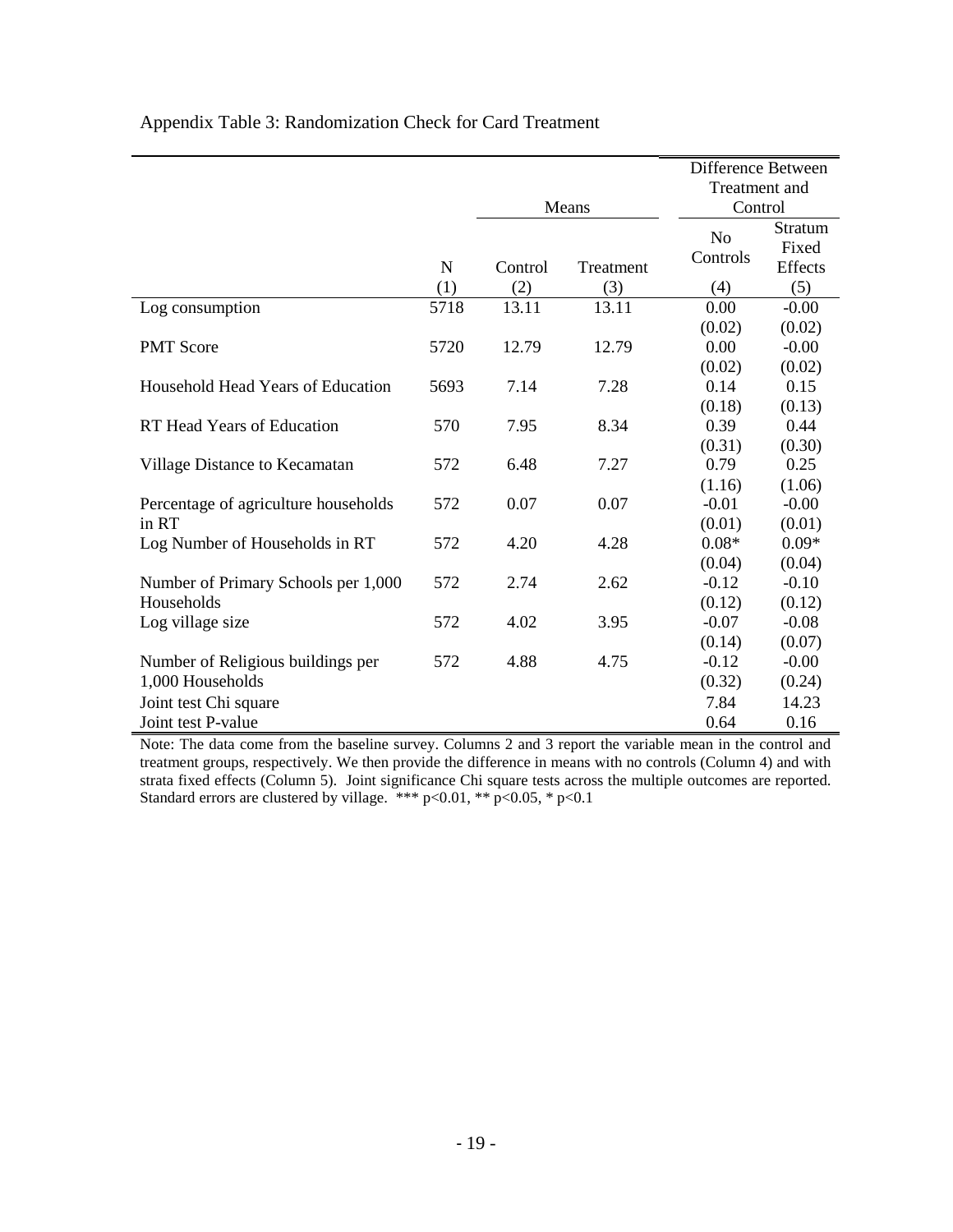Appendix Table 3: Randomization Check for Card Treatment

| | | Means | | Difference Between Treatment and Control | |
|---|---|---|---|---|---|
| | N | Control | Treatment | No Controls | Stratum Fixed Effects |
| | (1) | (2) | (3) | (4) | (5) |
| Log consumption | 5718 | 13.11 | 13.11 | 0.00 | -0.00 |
| | | | | (0.02) | (0.02) |
| PMT Score | 5720 | 12.79 | 12.79 | 0.00 | -0.00 |
| | | | | (0.02) | (0.02) |
| Household Head Years of Education | 5693 | 7.14 | 7.28 | 0.14 | 0.15 |
| | | | | (0.18) | (0.13) |
| RT Head Years of Education | 570 | 7.95 | 8.34 | 0.39 | 0.44 |
| | | | | (0.31) | (0.30) |
| Village Distance to Kecamatan | 572 | 6.48 | 7.27 | 0.79 | 0.25 |
| | | | | (1.16) | (1.06) |
| Percentage of agriculture households in RT | 572 | 0.07 | 0.07 | -0.01 | -0.00 |
| | | | | (0.01) | (0.01) |
| Log Number of Households in RT | 572 | 4.20 | 4.28 | 0.08* | 0.09* |
| | | | | (0.04) | (0.04) |
| Number of Primary Schools per 1,000 Households | 572 | 2.74 | 2.62 | -0.12 | -0.10 |
| | | | | (0.12) | (0.12) |
| Log village size | 572 | 4.02 | 3.95 | -0.07 | -0.08 |
| | | | | (0.14) | (0.07) |
| Number of Religious buildings per 1,000 Households | 572 | 4.88 | 4.75 | -0.12 | -0.00 |
| | | | | (0.32) | (0.24) |
| Joint test Chi square | | | | 7.84 | 14.23 |
| Joint test P-value | | | | 0.64 | 0.16 |

Note: The data come from the baseline survey. Columns 2 and 3 report the variable mean in the control and treatment groups, respectively. We then provide the difference in means with no controls (Column 4) and with strata fixed effects (Column 5). Joint significance Chi square tests across the multiple outcomes are reported. Standard errors are clustered by village. *** p<0.01, ** p<0.05, * p<0.1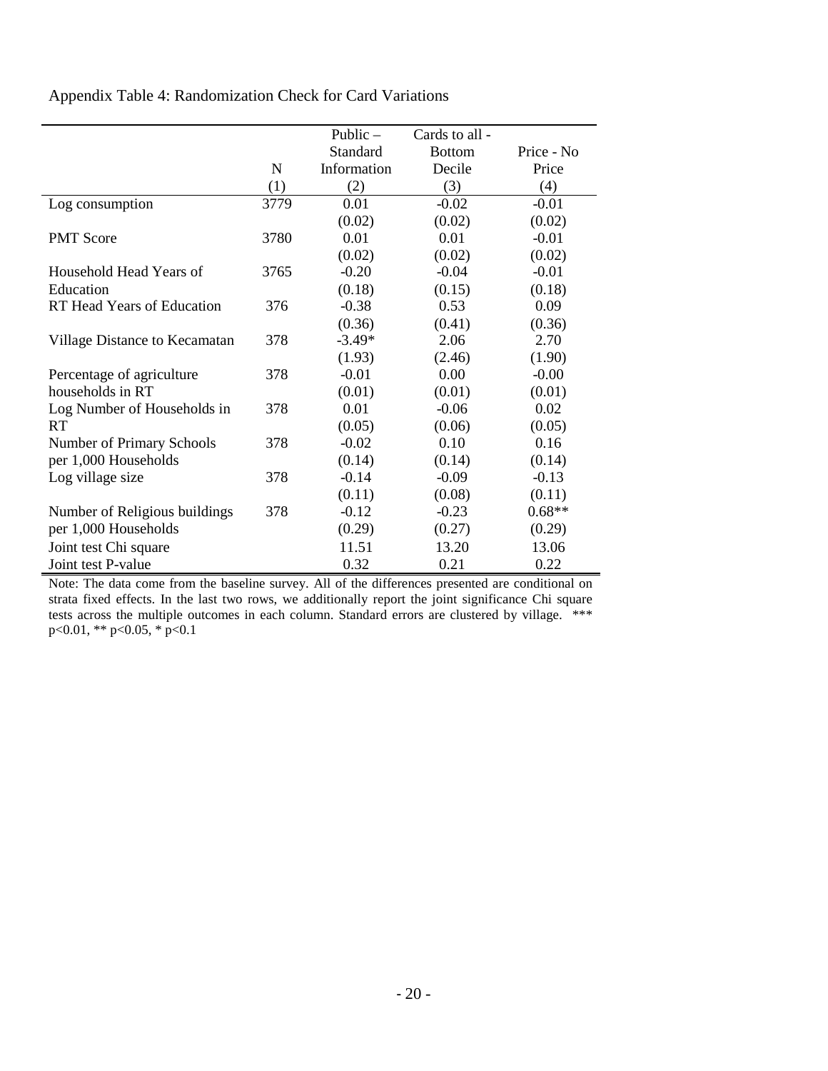Appendix Table 4: Randomization Check for Card Variations

| | N | Public – Standard Information | Cards to all - Bottom Decile | Price - No Price |
|---|---|---|---|---|
| | (1) | (2) | (3) | (4) |
| Log consumption | 3779 | 0.01 | -0.02 | -0.01 |
| | | (0.02) | (0.02) | (0.02) |
| PMT Score | 3780 | 0.01 | 0.01 | -0.01 |
| | | (0.02) | (0.02) | (0.02) |
| Household Head Years of Education | 3765 | -0.20 | -0.04 | -0.01 |
| | | (0.18) | (0.15) | (0.18) |
| RT Head Years of Education | 376 | -0.38 | 0.53 | 0.09 |
| | | (0.36) | (0.41) | (0.36) |
| Village Distance to Kecamatan | 378 | -3.49* | 2.06 | 2.70 |
| | | (1.93) | (2.46) | (1.90) |
| Percentage of agriculture households in RT | 378 | -0.01 | 0.00 | -0.00 |
| | | (0.01) | (0.01) | (0.01) |
| Log Number of Households in RT | 378 | 0.01 | -0.06 | 0.02 |
| | | (0.05) | (0.06) | (0.05) |
| Number of Primary Schools per 1,000 Households | 378 | -0.02 | 0.10 | 0.16 |
| | | (0.14) | (0.14) | (0.14) |
| Log village size | 378 | -0.14 | -0.09 | -0.13 |
| | | (0.11) | (0.08) | (0.11) |
| Number of Religious buildings per 1,000 Households | 378 | -0.12 | -0.23 | 0.68** |
| | | (0.29) | (0.27) | (0.29) |
| Joint test Chi square | | 11.51 | 13.20 | 13.06 |
| Joint test P-value | | 0.32 | 0.21 | 0.22 |

Note: The data come from the baseline survey. All of the differences presented are conditional on strata fixed effects. In the last two rows, we additionally report the joint significance Chi square tests across the multiple outcomes in each column. Standard errors are clustered by village. *** p<0.01, ** p<0.05, * p<0.1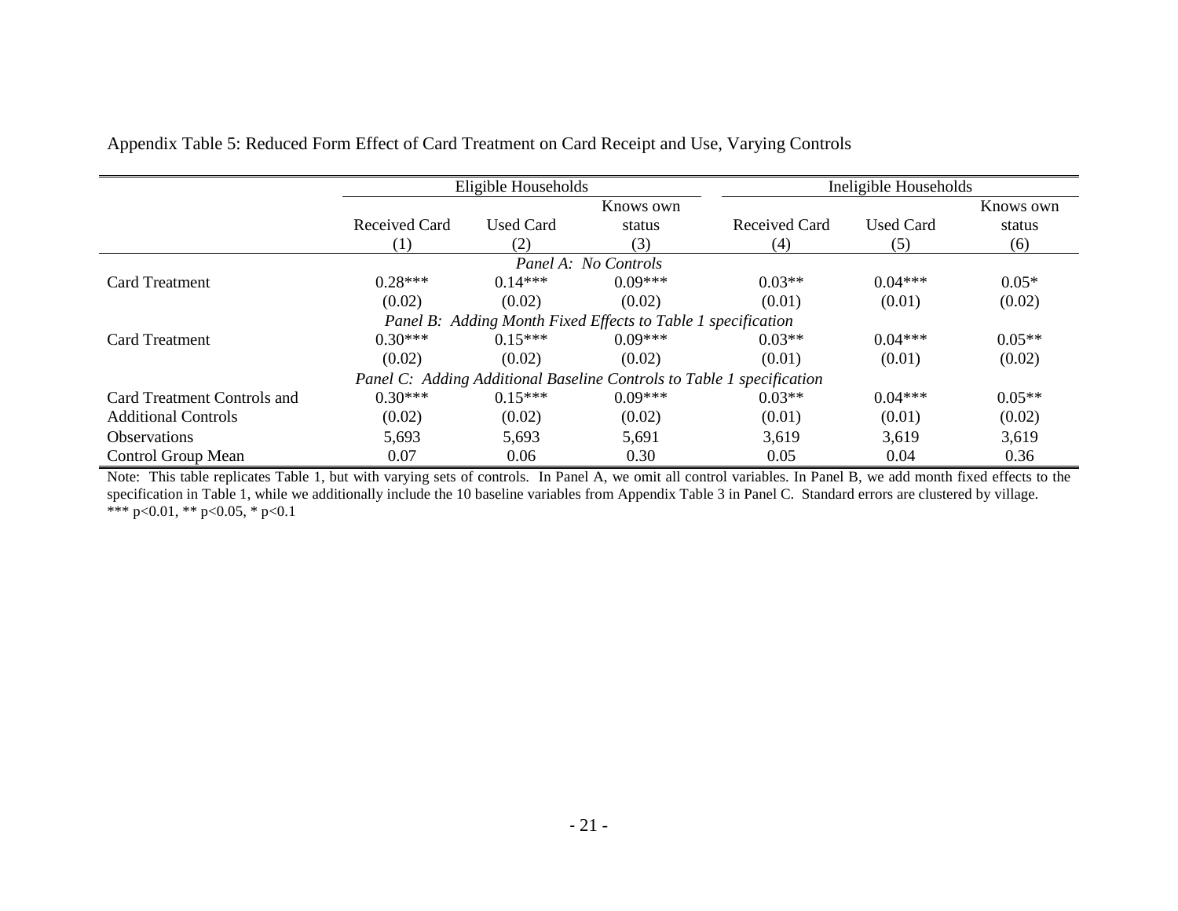Appendix Table 5: Reduced Form Effect of Card Treatment on Card Receipt and Use, Varying Controls

| | Eligible Households | | | Ineligible Households | | |
|---|---|---|---|---|---|---|
| | Received Card | Used Card | Knows own status | Received Card | Used Card | Knows own status |
| | (1) | (2) | (3) | (4) | (5) | (6) |
| *Panel A: No Controls* | | | | | | |
| Card Treatment | 0.28*** | 0.14*** | 0.09*** | 0.03** | 0.04*** | 0.05* |
| | (0.02) | (0.02) | (0.02) | (0.01) | (0.01) | (0.02) |
| *Panel B: Adding Month Fixed Effects to Table 1 specification* | | | | | | |
| Card Treatment | 0.30*** | 0.15*** | 0.09*** | 0.03** | 0.04*** | 0.05** |
| | (0.02) | (0.02) | (0.02) | (0.01) | (0.01) | (0.02) |
| *Panel C: Adding Additional Baseline Controls to Table 1 specification* | | | | | | |
| Card Treatment Controls and | 0.30*** | 0.15*** | 0.09*** | 0.03** | 0.04*** | 0.05** |
| Additional Controls | (0.02) | (0.02) | (0.02) | (0.01) | (0.01) | (0.02) |
| Observations | 5,693 | 5,693 | 5,691 | 3,619 | 3,619 | 3,619 |
| Control Group Mean | 0.07 | 0.06 | 0.30 | 0.05 | 0.04 | 0.36 |

Note: This table replicates Table 1, but with varying sets of controls. In Panel A, we omit all control variables. In Panel B, we add month fixed effects to the specification in Table 1, while we additionally include the 10 baseline variables from Appendix Table 3 in Panel C. Standard errors are clustered by village.
*** p<0.01, ** p<0.05, * p<0.1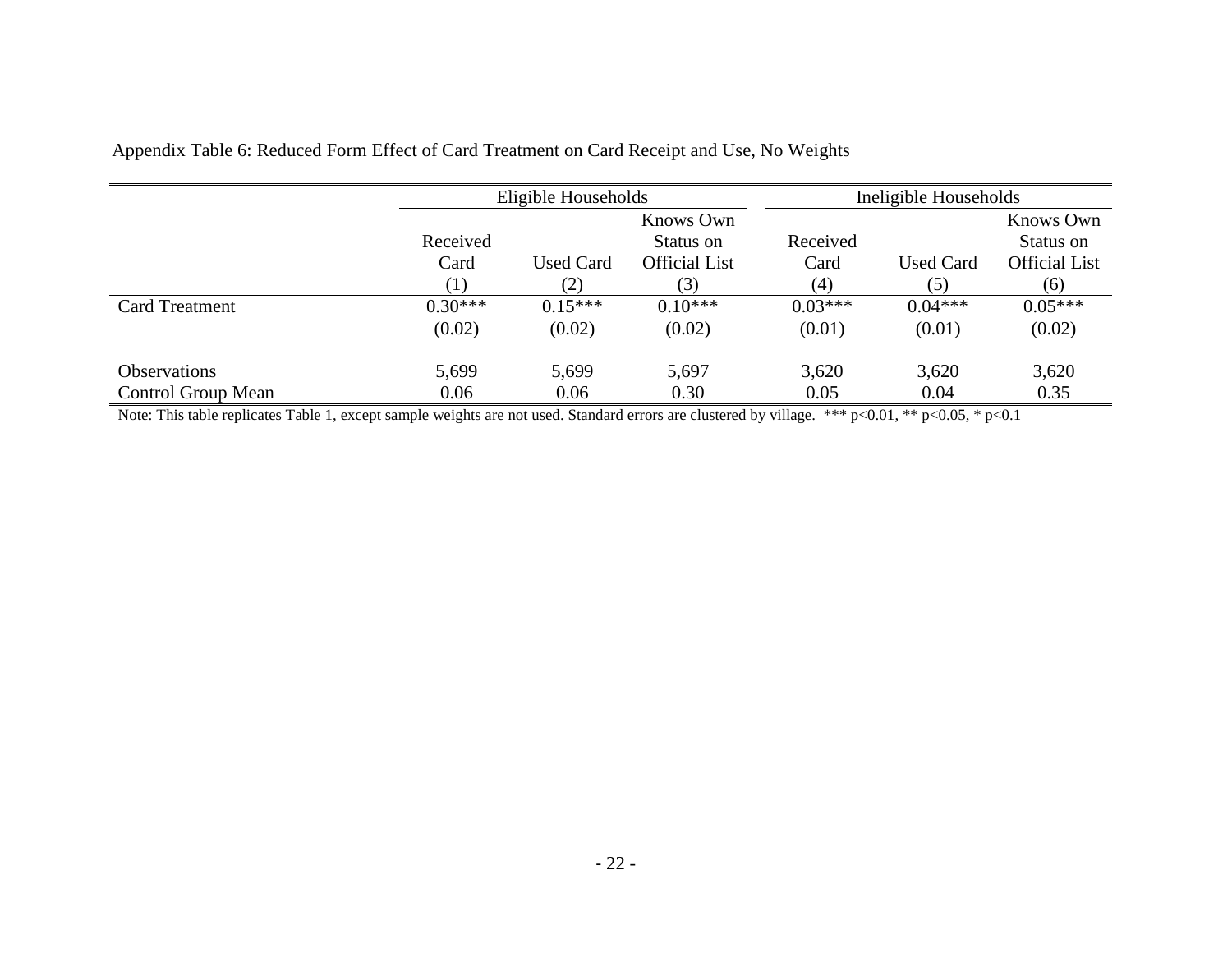Appendix Table 6: Reduced Form Effect of Card Treatment on Card Receipt and Use, No Weights

| | Eligible Households | | | Ineligible Households | | |
|---|---|---|---|---|---|---|
| | Received Card | Used Card | Knows Own Status on Official List | Received Card | Used Card | Knows Own Status on Official List |
| | (1) | (2) | (3) | (4) | (5) | (6) |
| Card Treatment | 0.30*** | 0.15*** | 0.10*** | 0.03*** | 0.04*** | 0.05*** |
| | (0.02) | (0.02) | (0.02) | (0.01) | (0.01) | (0.02) |
| Observations | 5,699 | 5,699 | 5,697 | 3,620 | 3,620 | 3,620 |
| Control Group Mean | 0.06 | 0.06 | 0.30 | 0.05 | 0.04 | 0.35 |

Note: This table replicates Table 1, except sample weights are not used. Standard errors are clustered by village. *** p<0.01, ** p<0.05, * p<0.1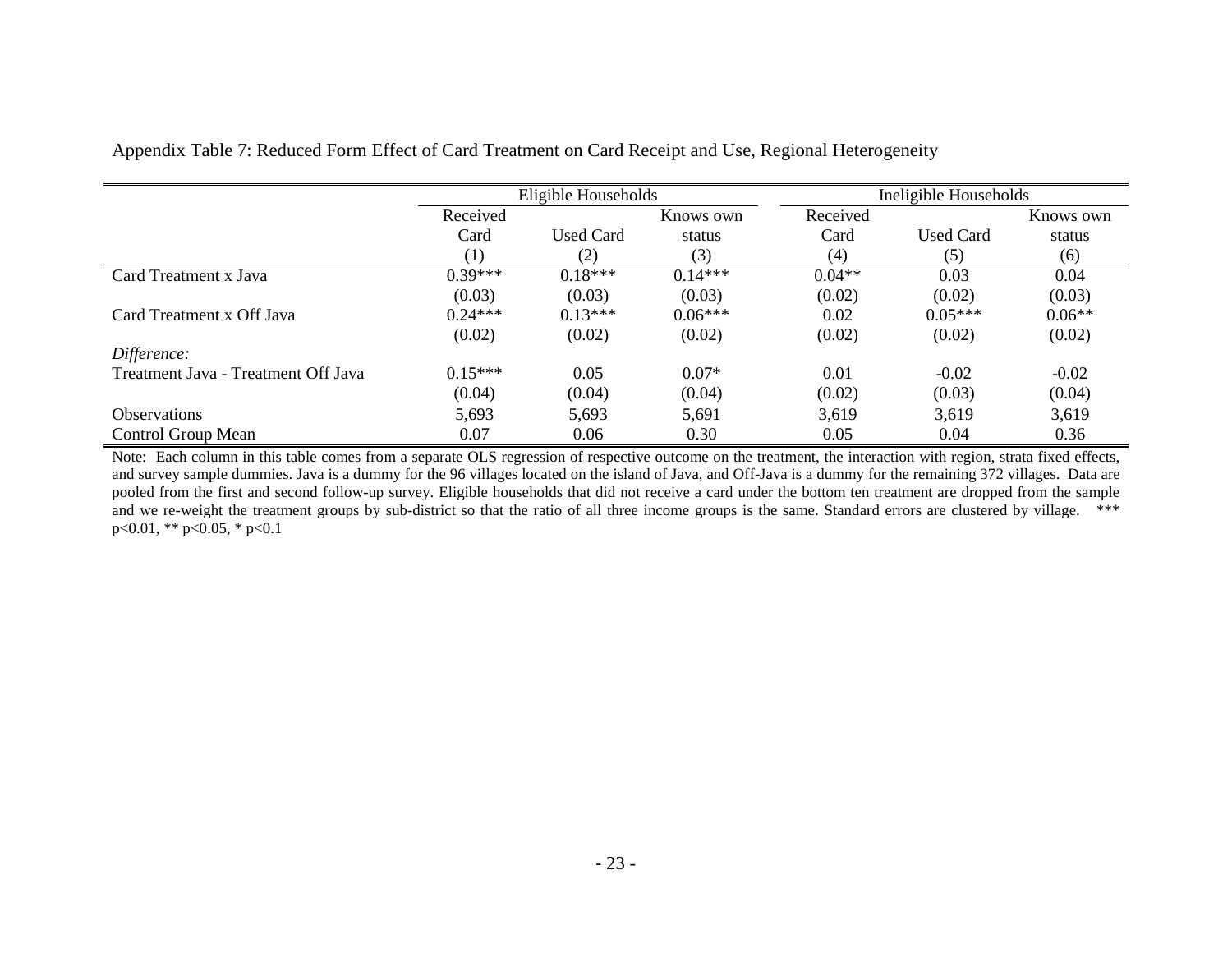Appendix Table 7: Reduced Form Effect of Card Treatment on Card Receipt and Use, Regional Heterogeneity

| | Eligible Households | | | Ineligible Households | | |
|---|---|---|---|---|---|---|
| | Received Card | Used Card | Knows own status | Received Card | Used Card | Knows own status |
| | (1) | (2) | (3) | (4) | (5) | (6) |
| Card Treatment x Java | 0.39*** | 0.18*** | 0.14*** | 0.04** | 0.03 | 0.04 |
| | (0.03) | (0.03) | (0.03) | (0.02) | (0.02) | (0.03) |
| Card Treatment x Off Java | 0.24*** | 0.13*** | 0.06*** | 0.02 | 0.05*** | 0.06** |
| | (0.02) | (0.02) | (0.02) | (0.02) | (0.02) | (0.02) |
| *Difference:* | | | | | | |
| Treatment Java - Treatment Off Java | 0.15*** | 0.05 | 0.07* | 0.01 | -0.02 | -0.02 |
| | (0.04) | (0.04) | (0.04) | (0.02) | (0.03) | (0.04) |
| Observations | 5,693 | 5,693 | 5,691 | 3,619 | 3,619 | 3,619 |
| Control Group Mean | 0.07 | 0.06 | 0.30 | 0.05 | 0.04 | 0.36 |

Note: Each column in this table comes from a separate OLS regression of respective outcome on the treatment, the interaction with region, strata fixed effects, and survey sample dummies. Java is a dummy for the 96 villages located on the island of Java, and Off-Java is a dummy for the remaining 372 villages. Data are pooled from the first and second follow-up survey. Eligible households that did not receive a card under the bottom ten treatment are dropped from the sample and we re-weight the treatment groups by sub-district so that the ratio of all three income groups is the same. Standard errors are clustered by village. *** p<0.01, ** p<0.05, * p<0.1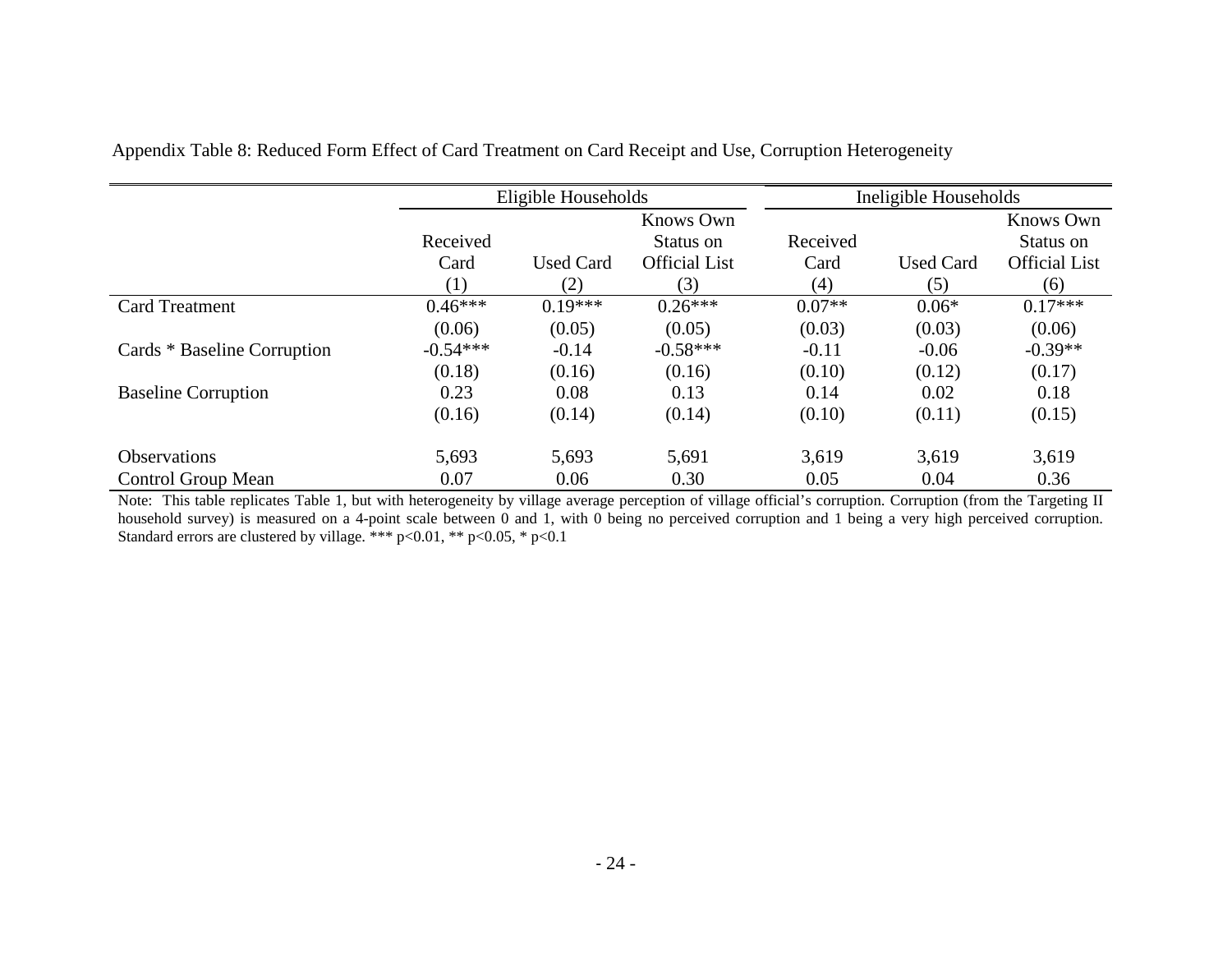Appendix Table 8: Reduced Form Effect of Card Treatment on Card Receipt and Use, Corruption Heterogeneity

| | Eligible Households | | | Ineligible Households | | |
|---|---|---|---|---|---|---|
| | Received Card | Used Card | Knows Own Status on Official List | Received Card | Used Card | Knows Own Status on Official List |
| | (1) | (2) | (3) | (4) | (5) | (6) |
| Card Treatment | 0.46*** | 0.19*** | 0.26*** | 0.07** | 0.06* | 0.17*** |
| | (0.06) | (0.05) | (0.05) | (0.03) | (0.03) | (0.06) |
| Cards * Baseline Corruption | -0.54*** | -0.14 | -0.58*** | -0.11 | -0.06 | -0.39** |
| | (0.18) | (0.16) | (0.16) | (0.10) | (0.12) | (0.17) |
| Baseline Corruption | 0.23 | 0.08 | 0.13 | 0.14 | 0.02 | 0.18 |
| | (0.16) | (0.14) | (0.14) | (0.10) | (0.11) | (0.15) |
| Observations | 5,693 | 5,693 | 5,691 | 3,619 | 3,619 | 3,619 |
| Control Group Mean | 0.07 | 0.06 | 0.30 | 0.05 | 0.04 | 0.36 |

Note: This table replicates Table 1, but with heterogeneity by village average perception of village official's corruption. Corruption (from the Targeting II household survey) is measured on a 4-point scale between 0 and 1, with 0 being no perceived corruption and 1 being a very high perceived corruption. Standard errors are clustered by village. *** p<0.01, ** p<0.05, * p<0.1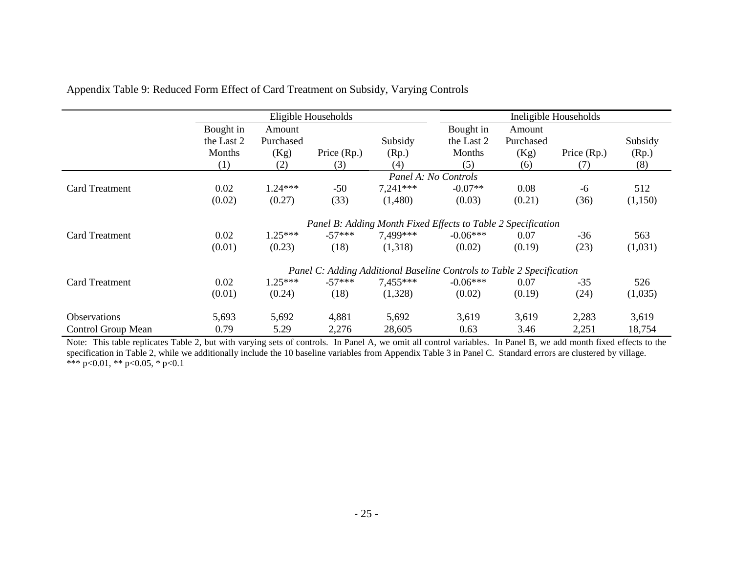Appendix Table 9: Reduced Form Effect of Card Treatment on Subsidy, Varying Controls

| | Eligible Households | | | | Ineligible Households | | | |
|---|---|---|---|---|---|---|---|---|
| | Bought in the Last 2 Months | Amount Purchased (Kg) | Price (Rp.) | Subsidy (Rp.) | Bought in the Last 2 Months | Amount Purchased (Kg) | Price (Rp.) | Subsidy (Rp.) |
| | (1) | (2) | (3) | (4) | (5) | (6) | (7) | (8) |
| | *Panel A: No Controls* | | | | | | | |
| Card Treatment | 0.02 | 1.24*** | -50 | 7,241*** | -0.07** | 0.08 | -6 | 512 |
| | (0.02) | (0.27) | (33) | (1,480) | (0.03) | (0.21) | (36) | (1,150) |
| | *Panel B: Adding Month Fixed Effects to Table 2 Specification* | | | | | | | |
| Card Treatment | 0.02 | 1.25*** | -57*** | 7,499*** | -0.06*** | 0.07 | -36 | 563 |
| | (0.01) | (0.23) | (18) | (1,318) | (0.02) | (0.19) | (23) | (1,031) |
| | *Panel C: Adding Additional Baseline Controls to Table 2 Specification* | | | | | | | |
| Card Treatment | 0.02 | 1.25*** | -57*** | 7,455*** | -0.06*** | 0.07 | -35 | 526 |
| | (0.01) | (0.24) | (18) | (1,328) | (0.02) | (0.19) | (24) | (1,035) |
| Observations | 5,693 | 5,692 | 4,881 | 5,692 | 3,619 | 3,619 | 2,283 | 3,619 |
| Control Group Mean | 0.79 | 5.29 | 2,276 | 28,605 | 0.63 | 3.46 | 2,251 | 18,754 |

Note: This table replicates Table 2, but with varying sets of controls. In Panel A, we omit all control variables. In Panel B, we add month fixed effects to the specification in Table 2, while we additionally include the 10 baseline variables from Appendix Table 3 in Panel C. Standard errors are clustered by village.
*** p<0.01, ** p<0.05, * p<0.1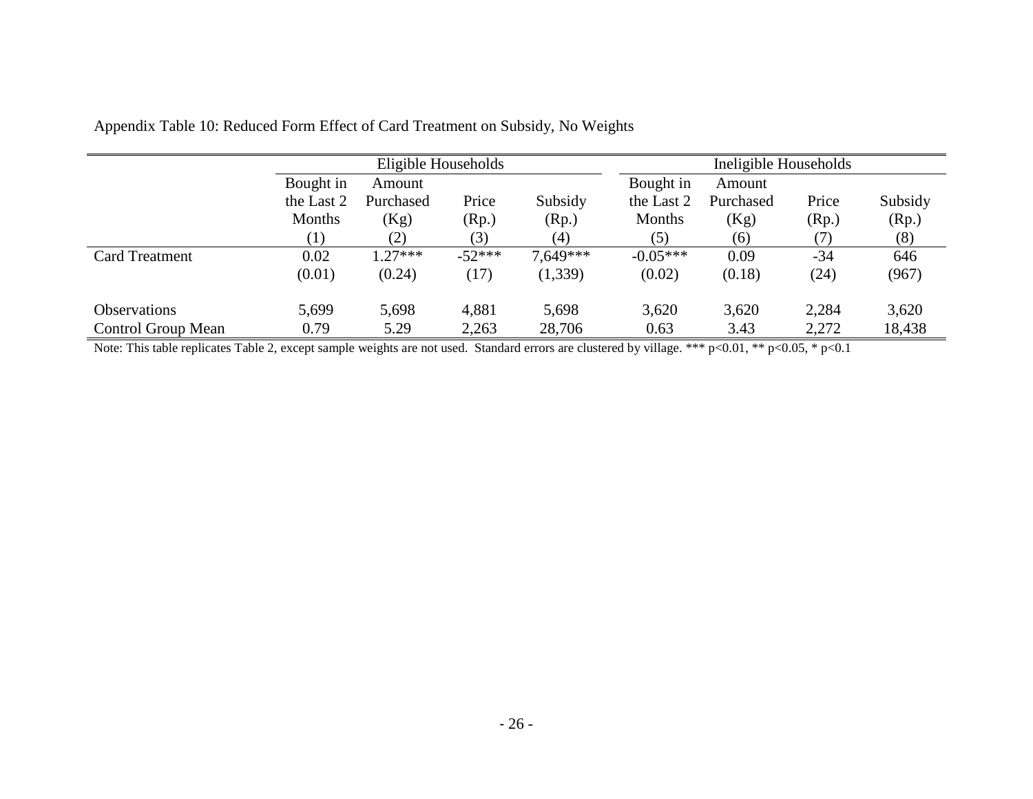Appendix Table 10: Reduced Form Effect of Card Treatment on Subsidy, No Weights

| | Eligible Households | | | | Ineligible Households | | | |
|---|---|---|---|---|---|---|---|---|
| | Bought in the Last 2 Months | Amount Purchased (Kg) | Price (Rp.) | Subsidy (Rp.) | Bought in the Last 2 Months | Amount Purchased (Kg) | Price (Rp.) | Subsidy (Rp.) |
| | (1) | (2) | (3) | (4) | (5) | (6) | (7) | (8) |
| Card Treatment | 0.02 | 1.27*** | -52*** | 7,649*** | -0.05*** | 0.09 | -34 | 646 |
| | (0.01) | (0.24) | (17) | (1,339) | (0.02) | (0.18) | (24) | (967) |
| Observations | 5,699 | 5,698 | 4,881 | 5,698 | 3,620 | 3,620 | 2,284 | 3,620 |
| Control Group Mean | 0.79 | 5.29 | 2,263 | 28,706 | 0.63 | 3.43 | 2,272 | 18,438 |

Note: This table replicates Table 2, except sample weights are not used. Standard errors are clustered by village. *** p<0.01, ** p<0.05, * p<0.1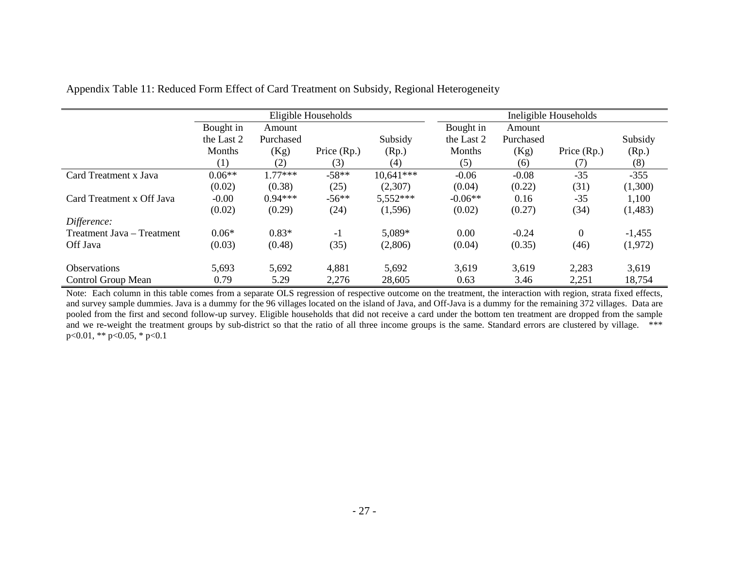Appendix Table 11: Reduced Form Effect of Card Treatment on Subsidy, Regional Heterogeneity

| | Eligible Households | | | | Ineligible Households | | | |
|---|---|---|---|---|---|---|---|---|
| | Bought in the Last 2 Months | Amount Purchased (Kg) | Price (Rp.) | Subsidy (Rp.) | Bought in the Last 2 Months | Amount Purchased (Kg) | Price (Rp.) | Subsidy (Rp.) |
| | (1) | (2) | (3) | (4) | (5) | (6) | (7) | (8) |
| Card Treatment x Java | 0.06** | 1.77*** | -58** | 10,641*** | -0.06 | -0.08 | -35 | -355 |
| | (0.02) | (0.38) | (25) | (2,307) | (0.04) | (0.22) | (31) | (1,300) |
| Card Treatment x Off Java | -0.00 | 0.94*** | -56** | 5,552*** | -0.06** | 0.16 | -35 | 1,100 |
| | (0.02) | (0.29) | (24) | (1,596) | (0.02) | (0.27) | (34) | (1,483) |
| *Difference:* | | | | | | | | |
| Treatment Java – Treatment | 0.06* | 0.83* | -1 | 5,089* | 0.00 | -0.24 | 0 | -1,455 |
| Off Java | (0.03) | (0.48) | (35) | (2,806) | (0.04) | (0.35) | (46) | (1,972) |
| Observations | 5,693 | 5,692 | 4,881 | 5,692 | 3,619 | 3,619 | 2,283 | 3,619 |
| Control Group Mean | 0.79 | 5.29 | 2,276 | 28,605 | 0.63 | 3.46 | 2,251 | 18,754 |

Note: Each column in this table comes from a separate OLS regression of respective outcome on the treatment, the interaction with region, strata fixed effects, and survey sample dummies. Java is a dummy for the 96 villages located on the island of Java, and Off-Java is a dummy for the remaining 372 villages. Data are pooled from the first and second follow-up survey. Eligible households that did not receive a card under the bottom ten treatment are dropped from the sample and we re-weight the treatment groups by sub-district so that the ratio of all three income groups is the same. Standard errors are clustered by village. *** p<0.01, ** p<0.05, * p<0.1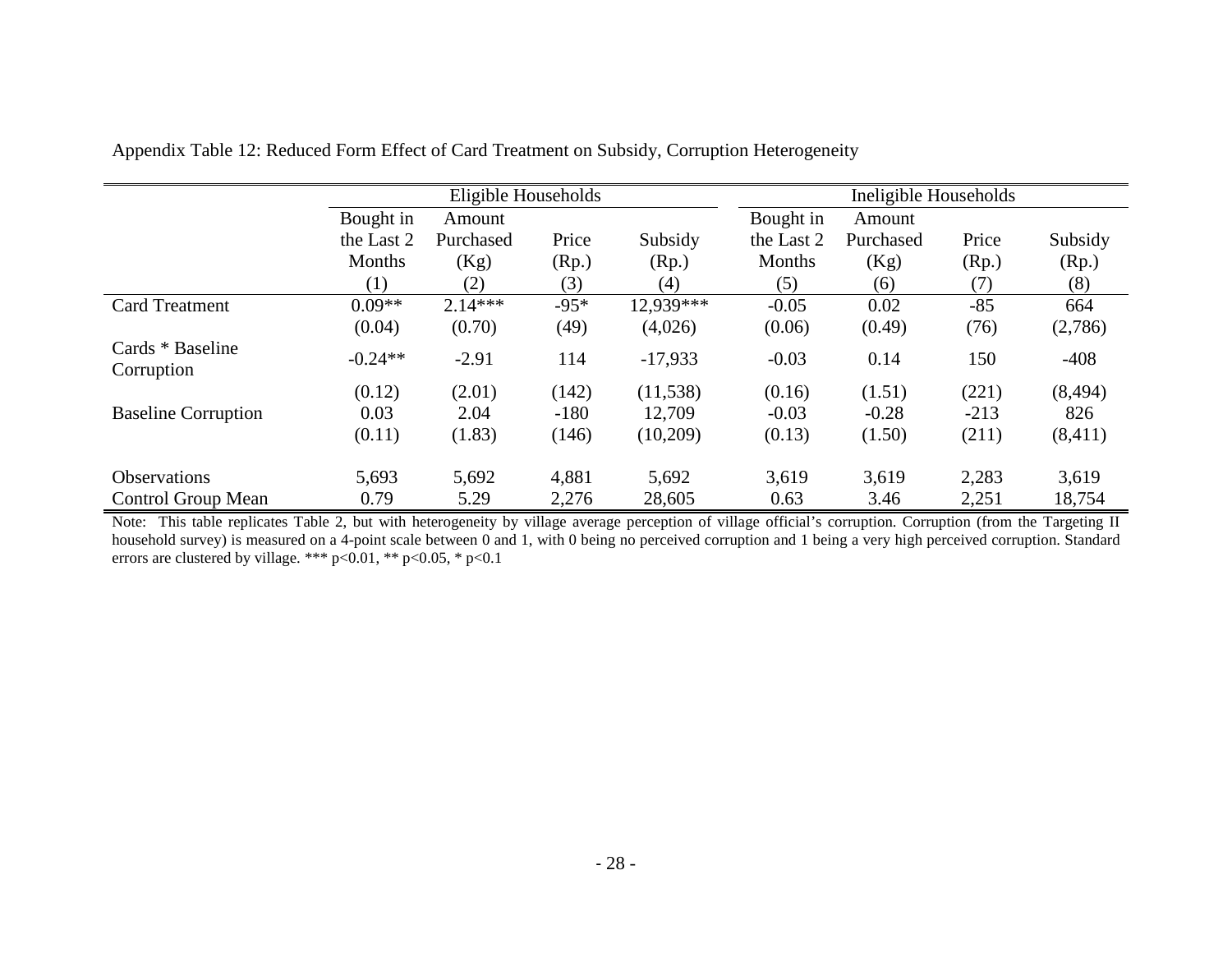Appendix Table 12: Reduced Form Effect of Card Treatment on Subsidy, Corruption Heterogeneity

| | Eligible Households | | | | Ineligible Households | | | |
|---|---|---|---|---|---|---|---|---|
| | Bought in the Last 2 Months | Amount Purchased (Kg) | Price (Rp.) | Subsidy (Rp.) | Bought in the Last 2 Months | Amount Purchased (Kg) | Price (Rp.) | Subsidy (Rp.) |
| | (1) | (2) | (3) | (4) | (5) | (6) | (7) | (8) |
| Card Treatment | 0.09** | 2.14*** | -95* | 12,939*** | -0.05 | 0.02 | -85 | 664 |
| | (0.04) | (0.70) | (49) | (4,026) | (0.06) | (0.49) | (76) | (2,786) |
| Cards * Baseline Corruption | -0.24** | -2.91 | 114 | -17,933 | -0.03 | 0.14 | 150 | -408 |
| | (0.12) | (2.01) | (142) | (11,538) | (0.16) | (1.51) | (221) | (8,494) |
| Baseline Corruption | 0.03 | 2.04 | -180 | 12,709 | -0.03 | -0.28 | -213 | 826 |
| | (0.11) | (1.83) | (146) | (10,209) | (0.13) | (1.50) | (211) | (8,411) |
| Observations | 5,693 | 5,692 | 4,881 | 5,692 | 3,619 | 3,619 | 2,283 | 3,619 |
| Control Group Mean | 0.79 | 5.29 | 2,276 | 28,605 | 0.63 | 3.46 | 2,251 | 18,754 |

Note: This table replicates Table 2, but with heterogeneity by village average perception of village official's corruption. Corruption (from the Targeting II household survey) is measured on a 4-point scale between 0 and 1, with 0 being no perceived corruption and 1 being a very high perceived corruption. Standard errors are clustered by village. *** p<0.01, ** p<0.05, * p<0.1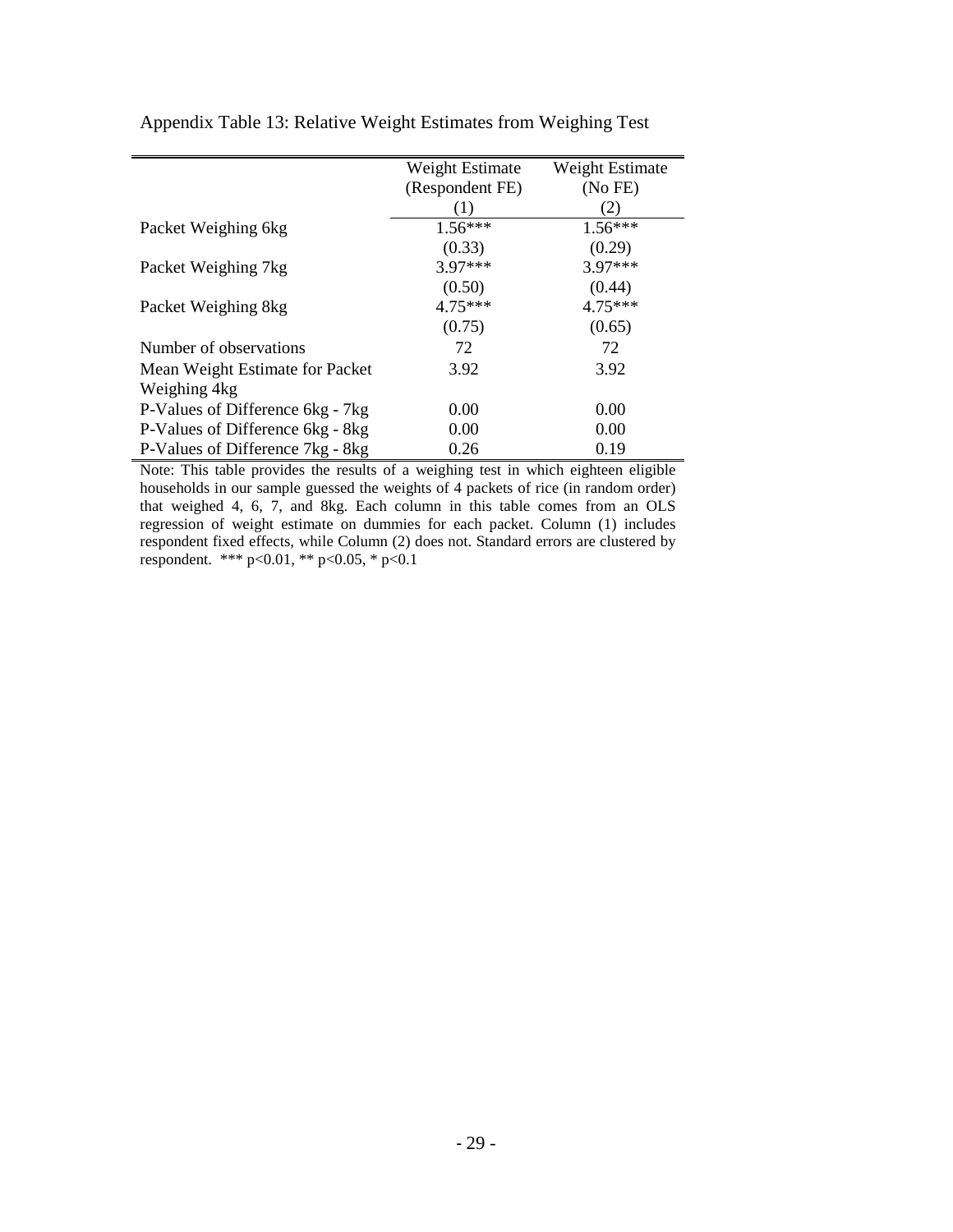Appendix Table 13: Relative Weight Estimates from Weighing Test

| | Weight Estimate (Respondent FE) | Weight Estimate (No FE) |
|---|---|---|
| | (1) | (2) |
| Packet Weighing 6kg | 1.56*** | 1.56*** |
| | (0.33) | (0.29) |
| Packet Weighing 7kg | 3.97*** | 3.97*** |
| | (0.50) | (0.44) |
| Packet Weighing 8kg | 4.75*** | 4.75*** |
| | (0.75) | (0.65) |
| Number of observations | 72 | 72 |
| Mean Weight Estimate for Packet Weighing 4kg | 3.92 | 3.92 |
| P-Values of Difference 6kg - 7kg | 0.00 | 0.00 |
| P-Values of Difference 6kg - 8kg | 0.00 | 0.00 |
| P-Values of Difference 7kg - 8kg | 0.26 | 0.19 |

Note: This table provides the results of a weighing test in which eighteen eligible households in our sample guessed the weights of 4 packets of rice (in random order) that weighed 4, 6, 7, and 8kg. Each column in this table comes from an OLS regression of weight estimate on dummies for each packet. Column (1) includes respondent fixed effects, while Column (2) does not. Standard errors are clustered by respondent. *** $p<0.01$, ** $p<0.05$, * $p<0.1$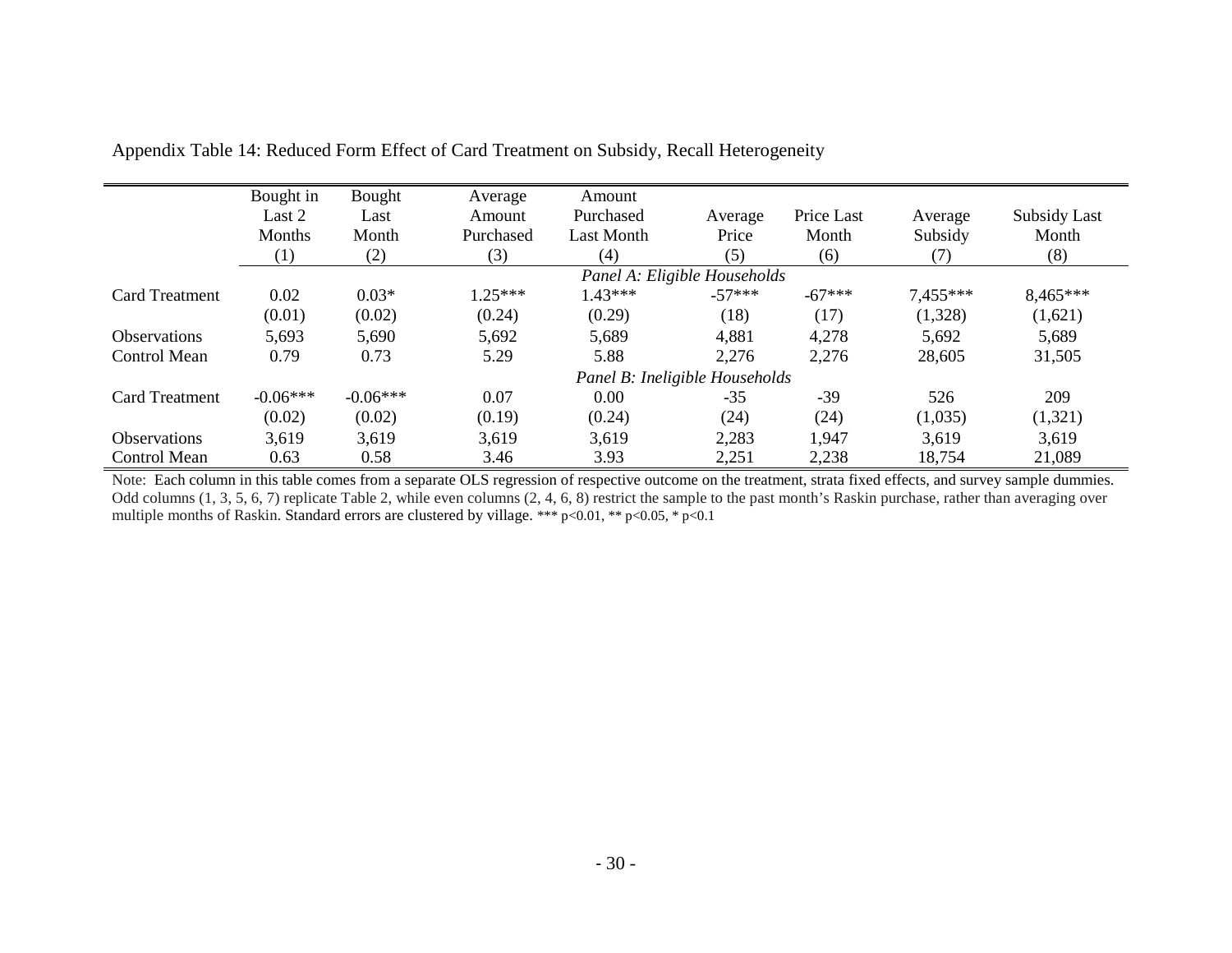Appendix Table 14: Reduced Form Effect of Card Treatment on Subsidy, Recall Heterogeneity

| | Bought in Last 2 Months | Bought Last Month | Average Amount Purchased | Amount Purchased Last Month | Average Price | Price Last Month | Average Subsidy | Subsidy Last Month |
|---|---|---|---|---|---|---|---|---|
| | (1) | (2) | (3) | (4) | (5) | (6) | (7) | (8) |
| | *Panel A: Eligible Households* | | | | | | | |
| Card Treatment | 0.02 | 0.03* | 1.25*** | 1.43*** | -57*** | -67*** | 7,455*** | 8,465*** |
| | (0.01) | (0.02) | (0.24) | (0.29) | (18) | (17) | (1,328) | (1,621) |
| Observations | 5,693 | 5,690 | 5,692 | 5,689 | 4,881 | 4,278 | 5,692 | 5,689 |
| Control Mean | 0.79 | 0.73 | 5.29 | 5.88 | 2,276 | 2,276 | 28,605 | 31,505 |
| | *Panel B: Ineligible Households* | | | | | | | |
| Card Treatment | -0.06*** | -0.06*** | 0.07 | 0.00 | -35 | -39 | 526 | 209 |
| | (0.02) | (0.02) | (0.19) | (0.24) | (24) | (24) | (1,035) | (1,321) |
| Observations | 3,619 | 3,619 | 3,619 | 3,619 | 2,283 | 1,947 | 3,619 | 3,619 |
| Control Mean | 0.63 | 0.58 | 3.46 | 3.93 | 2,251 | 2,238 | 18,754 | 21,089 |

Note: Each column in this table comes from a separate OLS regression of respective outcome on the treatment, strata fixed effects, and survey sample dummies. Odd columns (1, 3, 5, 6, 7) replicate Table 2, while even columns (2, 4, 6, 8) restrict the sample to the past month's Raskin purchase, rather than averaging over multiple months of Raskin. Standard errors are clustered by village. *** p<0.01, ** p<0.05, * p<0.1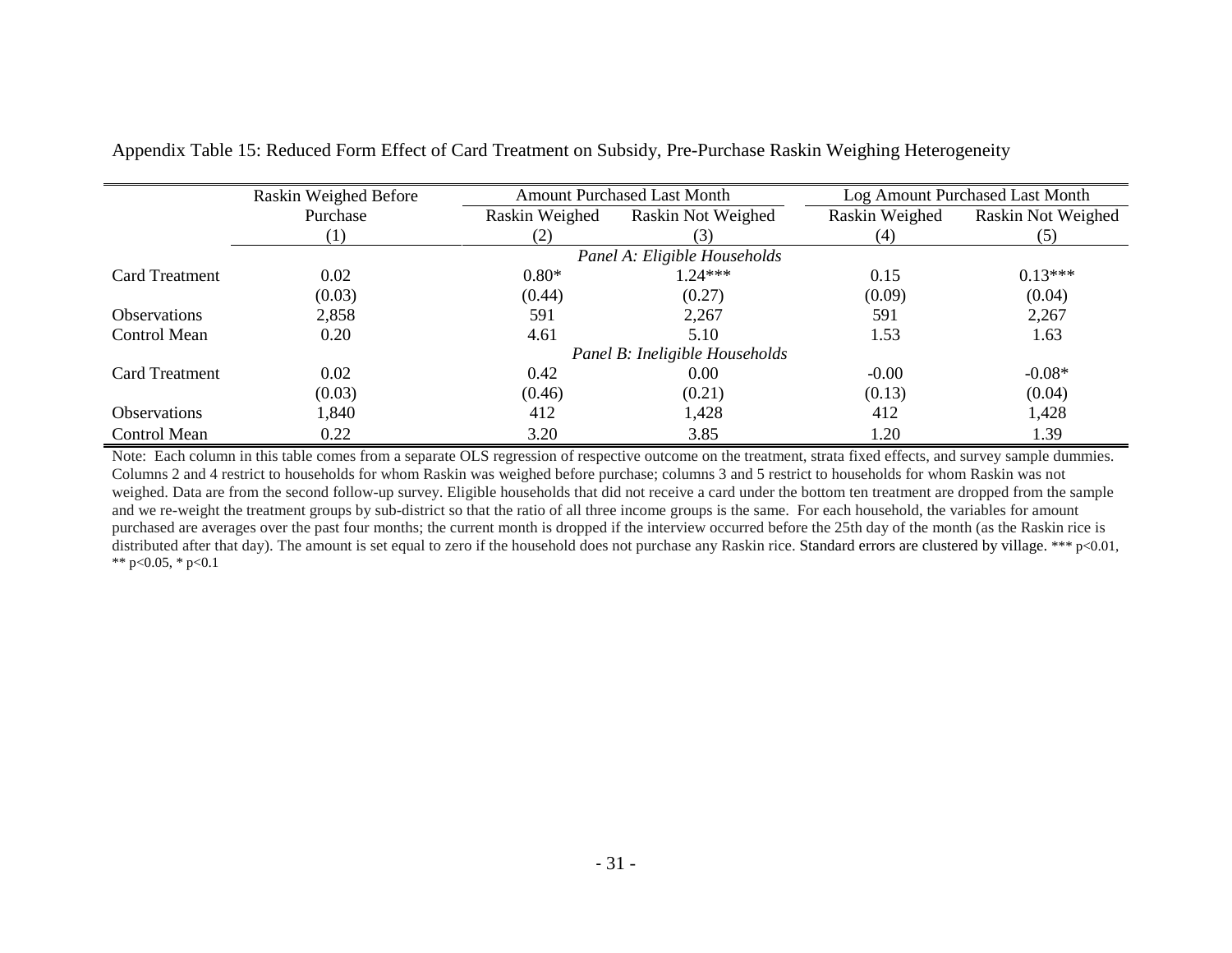Appendix Table 15: Reduced Form Effect of Card Treatment on Subsidy, Pre-Purchase Raskin Weighing Heterogeneity

| | Raskin Weighed Before Purchase | Amount Purchased Last Month | | Log Amount Purchased Last Month | |
|---|---|---|---|---|---|
| | | Raskin Weighed | Raskin Not Weighed | Raskin Weighed | Raskin Not Weighed |
| | (1) | (2) | (3) | (4) | (5) |
| | | | *Panel A: Eligible Households* | | |
| Card Treatment | 0.02 | 0.80* | 1.24*** | 0.15 | 0.13*** |
| | (0.03) | (0.44) | (0.27) | (0.09) | (0.04) |
| Observations | 2,858 | 591 | 2,267 | 591 | 2,267 |
| Control Mean | 0.20 | 4.61 | 5.10 | 1.53 | 1.63 |
| | | | *Panel B: Ineligible Households* | | |
| Card Treatment | 0.02 | 0.42 | 0.00 | -0.00 | -0.08* |
| | (0.03) | (0.46) | (0.21) | (0.13) | (0.04) |
| Observations | 1,840 | 412 | 1,428 | 412 | 1,428 |
| Control Mean | 0.22 | 3.20 | 3.85 | 1.20 | 1.39 |

Note: Each column in this table comes from a separate OLS regression of respective outcome on the treatment, strata fixed effects, and survey sample dummies. Columns 2 and 4 restrict to households for whom Raskin was weighed before purchase; columns 3 and 5 restrict to households for whom Raskin was not weighed. Data are from the second follow-up survey. Eligible households that did not receive a card under the bottom ten treatment are dropped from the sample and we re-weight the treatment groups by sub-district so that the ratio of all three income groups is the same. For each household, the variables for amount purchased are averages over the past four months; the current month is dropped if the interview occurred before the 25th day of the month (as the Raskin rice is distributed after that day). The amount is set equal to zero if the household does not purchase any Raskin rice. Standard errors are clustered by village. *** p<0.01, ** p<0.05, * p<0.1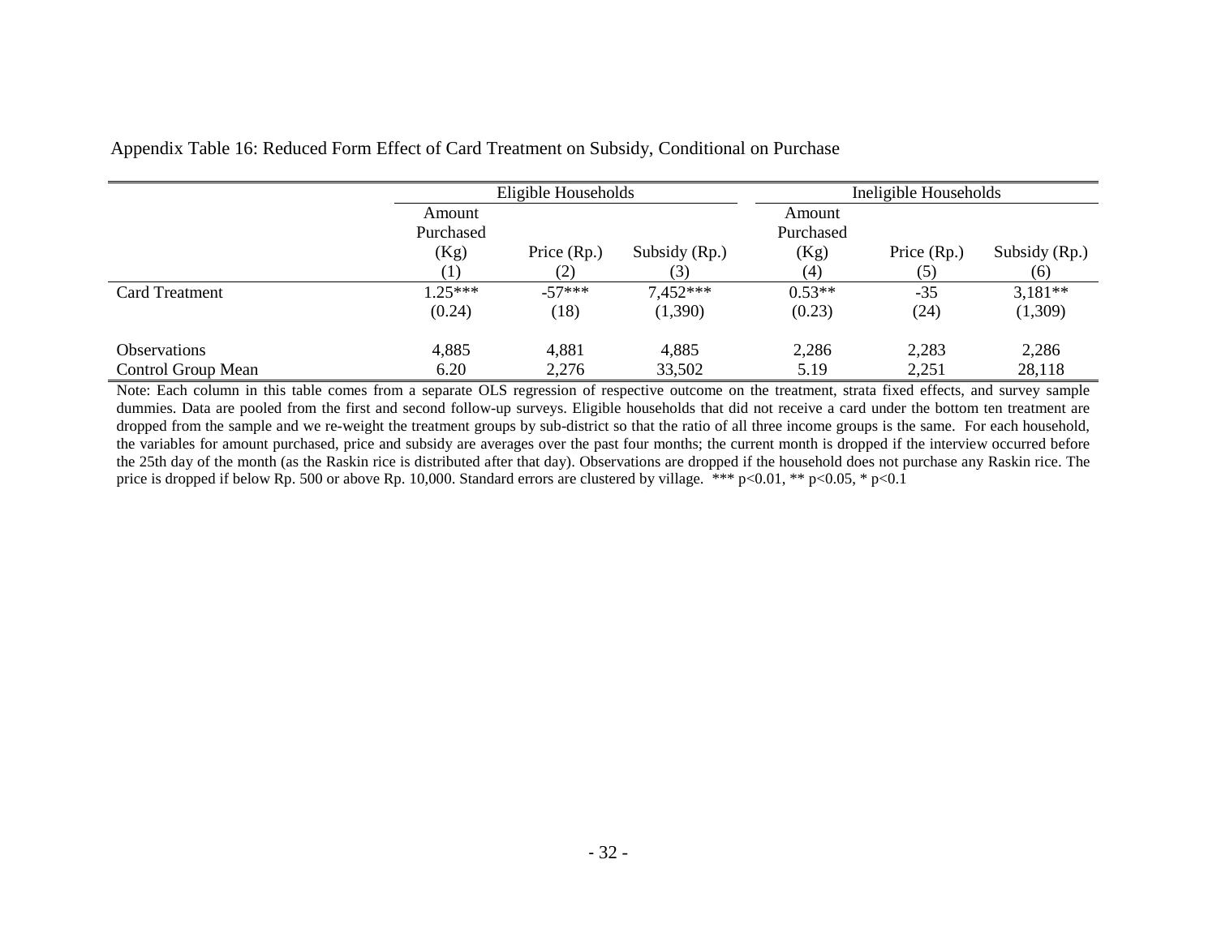Appendix Table 16: Reduced Form Effect of Card Treatment on Subsidy, Conditional on Purchase

| | Eligible Households | | | Ineligible Households | | |
|---|---|---|---|---|---|---|
| | Amount Purchased (Kg) | Price (Rp.) | Subsidy (Rp.) | Amount Purchased (Kg) | Price (Rp.) | Subsidy (Rp.) |
| | (1) | (2) | (3) | (4) | (5) | (6) |
| Card Treatment | 1.25*** | -57*** | 7,452*** | 0.53** | -35 | 3,181** |
| | (0.24) | (18) | (1,390) | (0.23) | (24) | (1,309) |
| Observations | 4,885 | 4,881 | 4,885 | 2,286 | 2,283 | 2,286 |
| Control Group Mean | 6.20 | 2,276 | 33,502 | 5.19 | 2,251 | 28,118 |

Note: Each column in this table comes from a separate OLS regression of respective outcome on the treatment, strata fixed effects, and survey sample dummies. Data are pooled from the first and second follow-up surveys. Eligible households that did not receive a card under the bottom ten treatment are dropped from the sample and we re-weight the treatment groups by sub-district so that the ratio of all three income groups is the same. For each household, the variables for amount purchased, price and subsidy are averages over the past four months; the current month is dropped if the interview occurred before the 25th day of the month (as the Raskin rice is distributed after that day). Observations are dropped if the household does not purchase any Raskin rice. The price is dropped if below Rp. 500 or above Rp. 10,000. Standard errors are clustered by village. *** p<0.01, ** p<0.05, * p<0.1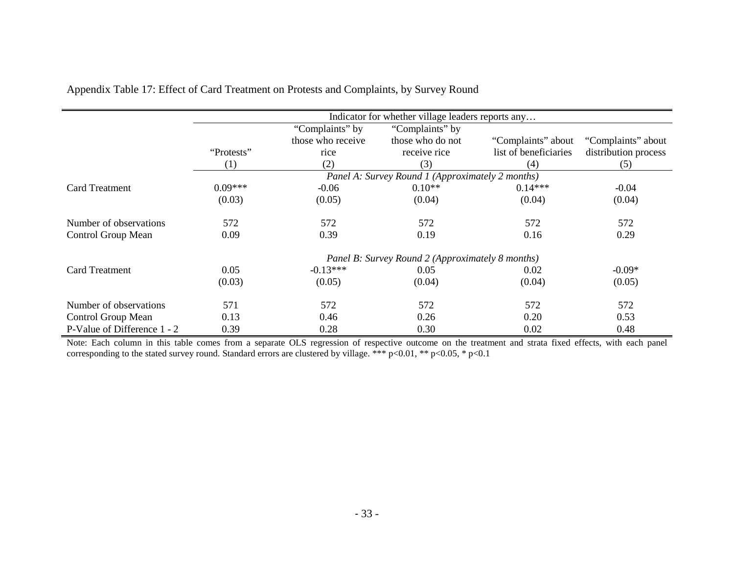Appendix Table 17: Effect of Card Treatment on Protests and Complaints, by Survey Round

| | Indicator for whether village leaders reports any… | | | | |
|---|---|---|---|---|---|
| | "Protests" | "Complaints" by those who receive rice | "Complaints" by those who do not receive rice | "Complaints" about list of beneficiaries | "Complaints" about distribution process |
| | (1) | (2) | (3) | (4) | (5) |
| | *Panel A: Survey Round 1 (Approximately 2 months)* | | | | |
| Card Treatment | 0.09*** | -0.06 | 0.10** | 0.14*** | -0.04 |
| | (0.03) | (0.05) | (0.04) | (0.04) | (0.04) |
| Number of observations | 572 | 572 | 572 | 572 | 572 |
| Control Group Mean | 0.09 | 0.39 | 0.19 | 0.16 | 0.29 |
| | *Panel B: Survey Round 2 (Approximately 8 months)* | | | | |
| Card Treatment | 0.05 | -0.13*** | 0.05 | 0.02 | -0.09* |
| | (0.03) | (0.05) | (0.04) | (0.04) | (0.05) |
| Number of observations | 571 | 572 | 572 | 572 | 572 |
| Control Group Mean | 0.13 | 0.46 | 0.26 | 0.20 | 0.53 |
| P-Value of Difference 1 - 2 | 0.39 | 0.28 | 0.30 | 0.02 | 0.48 |

Note: Each column in this table comes from a separate OLS regression of respective outcome on the treatment and strata fixed effects, with each panel corresponding to the stated survey round. Standard errors are clustered by village. *** p<0.01, ** p<0.05, * p<0.1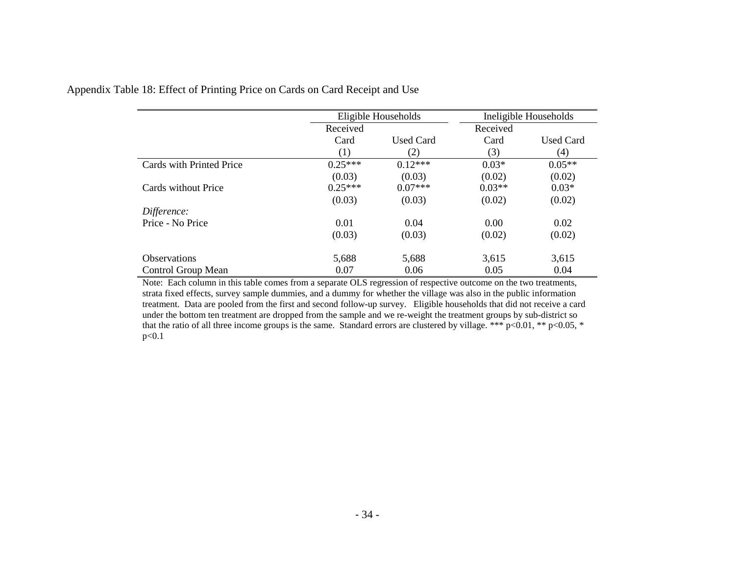Appendix Table 18: Effect of Printing Price on Cards on Card Receipt and Use

| | Eligible Households | | Ineligible Households | |
|---|---|---|---|---|
| | Received Card | Used Card | Received Card | Used Card |
| | (1) | (2) | (3) | (4) |
| Cards with Printed Price | 0.25*** | 0.12*** | 0.03* | 0.05** |
| | (0.03) | (0.03) | (0.02) | (0.02) |
| Cards without Price | 0.25*** | 0.07*** | 0.03** | 0.03* |
| | (0.03) | (0.03) | (0.02) | (0.02) |
| *Difference:* | | | | |
| Price - No Price | 0.01 | 0.04 | 0.00 | 0.02 |
| | (0.03) | (0.03) | (0.02) | (0.02) |
| Observations | 5,688 | 5,688 | 3,615 | 3,615 |
| Control Group Mean | 0.07 | 0.06 | 0.05 | 0.04 |

Note: Each column in this table comes from a separate OLS regression of respective outcome on the two treatments, strata fixed effects, survey sample dummies, and a dummy for whether the village was also in the public information treatment. Data are pooled from the first and second follow-up survey. Eligible households that did not receive a card under the bottom ten treatment are dropped from the sample and we re-weight the treatment groups by sub-district so that the ratio of all three income groups is the same. Standard errors are clustered by village. *** $p<0.01$, ** $p<0.05$, * $p<0.1$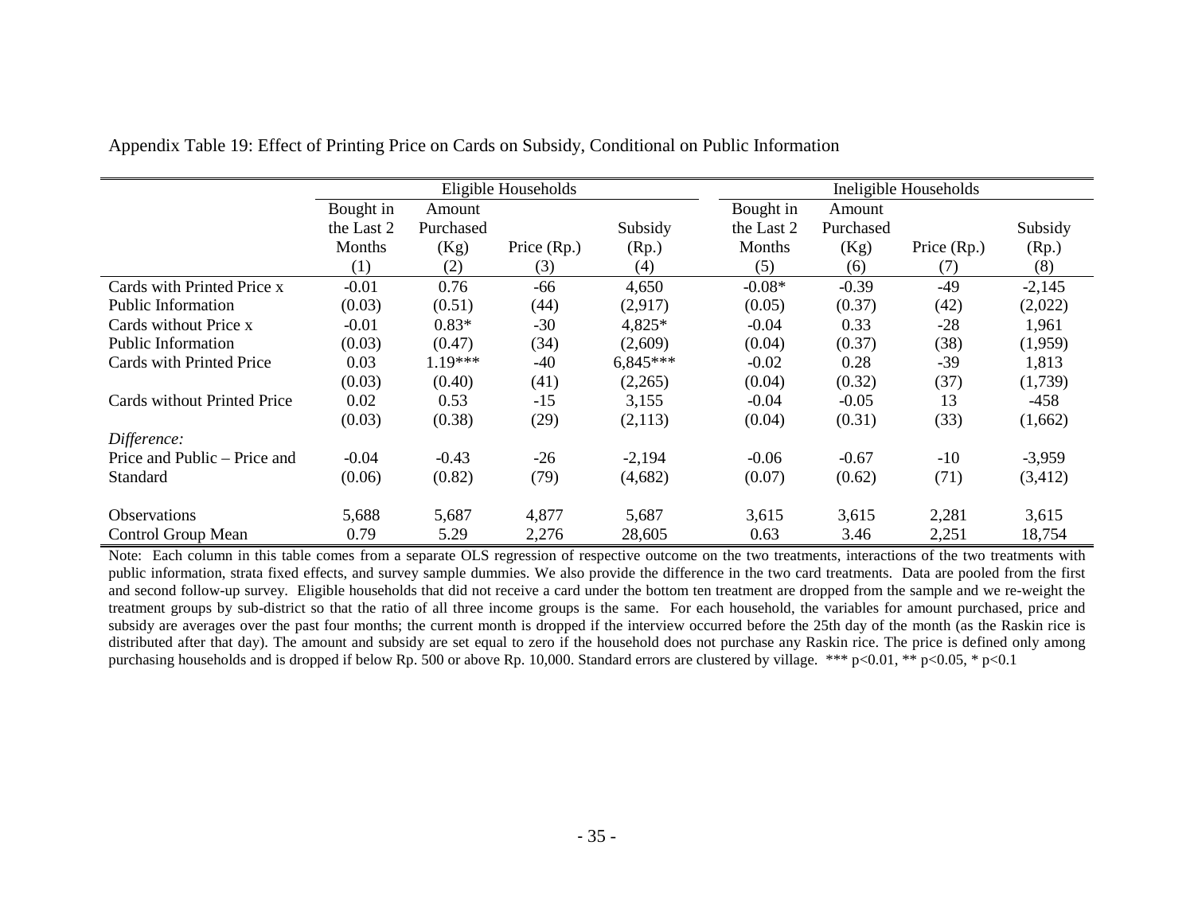Appendix Table 19: Effect of Printing Price on Cards on Subsidy, Conditional on Public Information

| | Eligible Households | | | | Ineligible Households | | | |
|---|---|---|---|---|---|---|---|---|
| | Bought in the Last 2 Months | Amount Purchased (Kg) | Price (Rp.) | Subsidy (Rp.) | Bought in the Last 2 Months | Amount Purchased (Kg) | Price (Rp.) | Subsidy (Rp.) |
| | (1) | (2) | (3) | (4) | (5) | (6) | (7) | (8) |
| Cards with Printed Price x Public Information | -0.01 | 0.76 | -66 | 4,650 | -0.08* | -0.39 | -49 | -2,145 |
| | (0.03) | (0.51) | (44) | (2,917) | (0.05) | (0.37) | (42) | (2,022) |
| Cards without Price x Public Information | -0.01 | 0.83* | -30 | 4,825* | -0.04 | 0.33 | -28 | 1,961 |
| | (0.03) | (0.47) | (34) | (2,609) | (0.04) | (0.37) | (38) | (1,959) |
| Cards with Printed Price | 0.03 | 1.19*** | -40 | 6,845*** | -0.02 | 0.28 | -39 | 1,813 |
| | (0.03) | (0.40) | (41) | (2,265) | (0.04) | (0.32) | (37) | (1,739) |
| Cards without Printed Price | 0.02 | 0.53 | -15 | 3,155 | -0.04 | -0.05 | 13 | -458 |
| | (0.03) | (0.38) | (29) | (2,113) | (0.04) | (0.31) | (33) | (1,662) |
| *Difference:* | | | | | | | | |
| Price and Public – Price and Standard | -0.04 | -0.43 | -26 | -2,194 | -0.06 | -0.67 | -10 | -3,959 |
| | (0.06) | (0.82) | (79) | (4,682) | (0.07) | (0.62) | (71) | (3,412) |
| Observations | 5,688 | 5,687 | 4,877 | 5,687 | 3,615 | 3,615 | 2,281 | 3,615 |
| Control Group Mean | 0.79 | 5.29 | 2,276 | 28,605 | 0.63 | 3.46 | 2,251 | 18,754 |

Note: Each column in this table comes from a separate OLS regression of respective outcome on the two treatments, interactions of the two treatments with public information, strata fixed effects, and survey sample dummies. We also provide the difference in the two card treatments. Data are pooled from the first and second follow-up survey. Eligible households that did not receive a card under the bottom ten treatment are dropped from the sample and we re-weight the treatment groups by sub-district so that the ratio of all three income groups is the same. For each household, the variables for amount purchased, price and subsidy are averages over the past four months; the current month is dropped if the interview occurred before the 25th day of the month (as the Raskin rice is distributed after that day). The amount and subsidy are set equal to zero if the household does not purchase any Raskin rice. The price is defined only among purchasing households and is dropped if below Rp. 500 or above Rp. 10,000. Standard errors are clustered by village. *** p<0.01, ** p<0.05, * p<0.1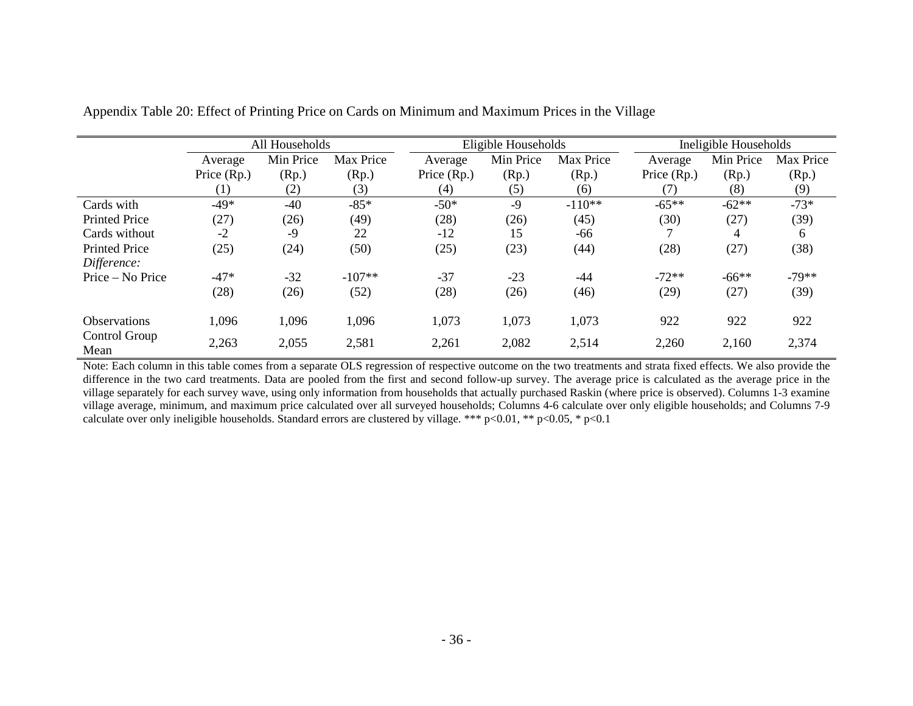Appendix Table 20: Effect of Printing Price on Cards on Minimum and Maximum Prices in the Village

| | All Households | | | Eligible Households | | | Ineligible Households | | |
|---|---|---|---|---|---|---|---|---|---|
| | Average Price (Rp.) | Min Price (Rp.) | Max Price (Rp.) | Average Price (Rp.) | Min Price (Rp.) | Max Price (Rp.) | Average Price (Rp.) | Min Price (Rp.) | Max Price (Rp.) |
| | (1) | (2) | (3) | (4) | (5) | (6) | (7) | (8) | (9) |
| Cards with Printed Price | -49* | -40 | -85* | -50* | -9 | -110** | -65** | -62** | -73* |
| | (27) | (26) | (49) | (28) | (26) | (45) | (30) | (27) | (39) |
| Cards without Printed Price | -2 | -9 | 22 | -12 | 15 | -66 | 7 | 4 | 6 |
| | (25) | (24) | (50) | (25) | (23) | (44) | (28) | (27) | (38) |
| *Difference:* | | | | | | | | | |
| Price – No Price | -47* | -32 | -107** | -37 | -23 | -44 | -72** | -66** | -79** |
| | (28) | (26) | (52) | (28) | (26) | (46) | (29) | (27) | (39) |
| Observations | 1,096 | 1,096 | 1,096 | 1,073 | 1,073 | 1,073 | 922 | 922 | 922 |
| Control Group Mean | 2,263 | 2,055 | 2,581 | 2,261 | 2,082 | 2,514 | 2,260 | 2,160 | 2,374 |

Note: Each column in this table comes from a separate OLS regression of respective outcome on the two treatments and strata fixed effects. We also provide the difference in the two card treatments. Data are pooled from the first and second follow-up survey. The average price is calculated as the average price in the village separately for each survey wave, using only information from households that actually purchased Raskin (where price is observed). Columns 1-3 examine village average, minimum, and maximum price calculated over all surveyed households; Columns 4-6 calculate over only eligible households; and Columns 7-9 calculate over only ineligible households. Standard errors are clustered by village. *** p<0.01, ** p<0.05, * p<0.1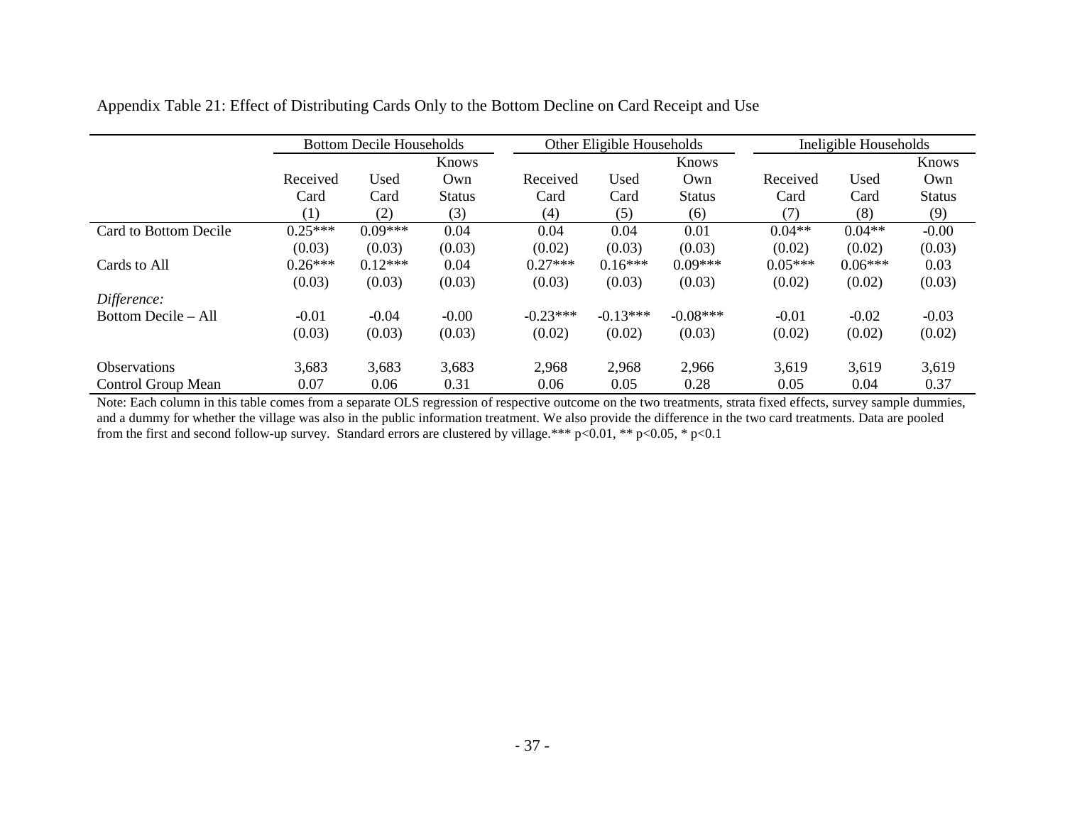Appendix Table 21: Effect of Distributing Cards Only to the Bottom Decline on Card Receipt and Use

| | Bottom Decile Households | | | Other Eligible Households | | | Ineligible Households | | |
|---|---|---|---|---|---|---|---|---|---|
| | Received Card | Used Card | Knows Own Status | Received Card | Used Card | Knows Own Status | Received Card | Used Card | Knows Own Status |
| | (1) | (2) | (3) | (4) | (5) | (6) | (7) | (8) | (9) |
| Card to Bottom Decile | 0.25*** | 0.09*** | 0.04 | 0.04 | 0.04 | 0.01 | 0.04** | 0.04** | -0.00 |
| | (0.03) | (0.03) | (0.03) | (0.02) | (0.03) | (0.03) | (0.02) | (0.02) | (0.03) |
| Cards to All | 0.26*** | 0.12*** | 0.04 | 0.27*** | 0.16*** | 0.09*** | 0.05*** | 0.06*** | 0.03 |
| | (0.03) | (0.03) | (0.03) | (0.03) | (0.03) | (0.03) | (0.02) | (0.02) | (0.03) |
| *Difference:* | | | | | | | | | |
| Bottom Decile – All | -0.01 | -0.04 | -0.00 | -0.23*** | -0.13*** | -0.08*** | -0.01 | -0.02 | -0.03 |
| | (0.03) | (0.03) | (0.03) | (0.02) | (0.02) | (0.03) | (0.02) | (0.02) | (0.02) |
| Observations | 3,683 | 3,683 | 3,683 | 2,968 | 2,968 | 2,966 | 3,619 | 3,619 | 3,619 |
| Control Group Mean | 0.07 | 0.06 | 0.31 | 0.06 | 0.05 | 0.28 | 0.05 | 0.04 | 0.37 |

Note: Each column in this table comes from a separate OLS regression of respective outcome on the two treatments, strata fixed effects, survey sample dummies, and a dummy for whether the village was also in the public information treatment. We also provide the difference in the two card treatments. Data are pooled from the first and second follow-up survey. Standard errors are clustered by village.*** p<0.01, ** p<0.05, * p<0.1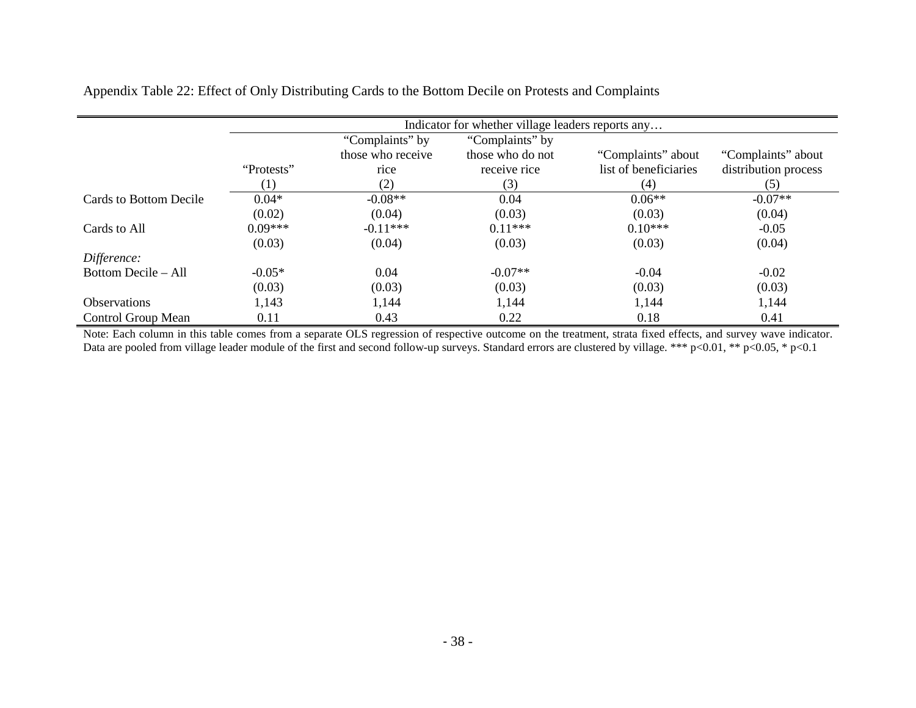Appendix Table 22: Effect of Only Distributing Cards to the Bottom Decile on Protests and Complaints

| | Indicator for whether village leaders reports any… | | | | |
|---|---|---|---|---|---|
| | "Protests" | "Complaints" by those who receive rice | "Complaints" by those who do not receive rice | "Complaints" about list of beneficiaries | "Complaints" about distribution process |
| | (1) | (2) | (3) | (4) | (5) |
| Cards to Bottom Decile | 0.04* | -0.08** | 0.04 | 0.06** | -0.07** |
| | (0.02) | (0.04) | (0.03) | (0.03) | (0.04) |
| Cards to All | 0.09*** | -0.11*** | 0.11*** | 0.10*** | -0.05 |
| | (0.03) | (0.04) | (0.03) | (0.03) | (0.04) |
| *Difference:* | | | | | |
| Bottom Decile – All | -0.05* | 0.04 | -0.07** | -0.04 | -0.02 |
| | (0.03) | (0.03) | (0.03) | (0.03) | (0.03) |
| Observations | 1,143 | 1,144 | 1,144 | 1,144 | 1,144 |
| Control Group Mean | 0.11 | 0.43 | 0.22 | 0.18 | 0.41 |

Note: Each column in this table comes from a separate OLS regression of respective outcome on the treatment, strata fixed effects, and survey wave indicator. Data are pooled from village leader module of the first and second follow-up surveys. Standard errors are clustered by village. *** p<0.01, ** p<0.05, * p<0.1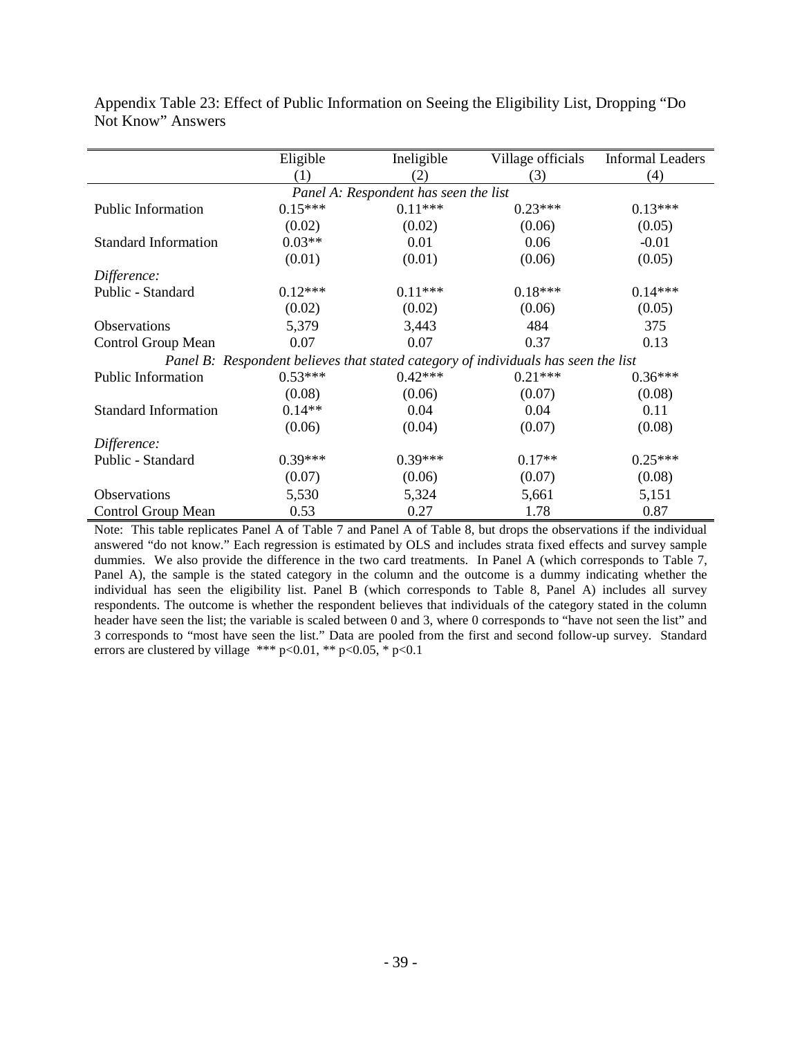Appendix Table 23: Effect of Public Information on Seeing the Eligibility List, Dropping "Do Not Know" Answers

| | Eligible | Ineligible | Village officials | Informal Leaders |
|---|---|---|---|---|
| | (1) | (2) | (3) | (4) |
| *Panel A: Respondent has seen the list* | | | | |
| Public Information | 0.15*** | 0.11*** | 0.23*** | 0.13*** |
| | (0.02) | (0.02) | (0.06) | (0.05) |
| Standard Information | 0.03** | 0.01 | 0.06 | -0.01 |
| | (0.01) | (0.01) | (0.06) | (0.05) |
| *Difference:* | | | | |
| Public - Standard | 0.12*** | 0.11*** | 0.18*** | 0.14*** |
| | (0.02) | (0.02) | (0.06) | (0.05) |
| Observations | 5,379 | 3,443 | 484 | 375 |
| Control Group Mean | 0.07 | 0.07 | 0.37 | 0.13 |
| *Panel B: Respondent believes that stated category of individuals has seen the list* | | | | |
| Public Information | 0.53*** | 0.42*** | 0.21*** | 0.36*** |
| | (0.08) | (0.06) | (0.07) | (0.08) |
| Standard Information | 0.14** | 0.04 | 0.04 | 0.11 |
| | (0.06) | (0.04) | (0.07) | (0.08) |
| *Difference:* | | | | |
| Public - Standard | 0.39*** | 0.39*** | 0.17** | 0.25*** |
| | (0.07) | (0.06) | (0.07) | (0.08) |
| Observations | 5,530 | 5,324 | 5,661 | 5,151 |
| Control Group Mean | 0.53 | 0.27 | 1.78 | 0.87 |

Note: This table replicates Panel A of Table 7 and Panel A of Table 8, but drops the observations if the individual answered "do not know." Each regression is estimated by OLS and includes strata fixed effects and survey sample dummies. We also provide the difference in the two card treatments. In Panel A (which corresponds to Table 7, Panel A), the sample is the stated category in the column and the outcome is a dummy indicating whether the individual has seen the eligibility list. Panel B (which corresponds to Table 8, Panel A) includes all survey respondents. The outcome is whether the respondent believes that individuals of the category stated in the column header have seen the list; the variable is scaled between 0 and 3, where 0 corresponds to "have not seen the list" and 3 corresponds to "most have seen the list." Data are pooled from the first and second follow-up survey. Standard errors are clustered by village *** p<0.01, ** p<0.05, * p<0.1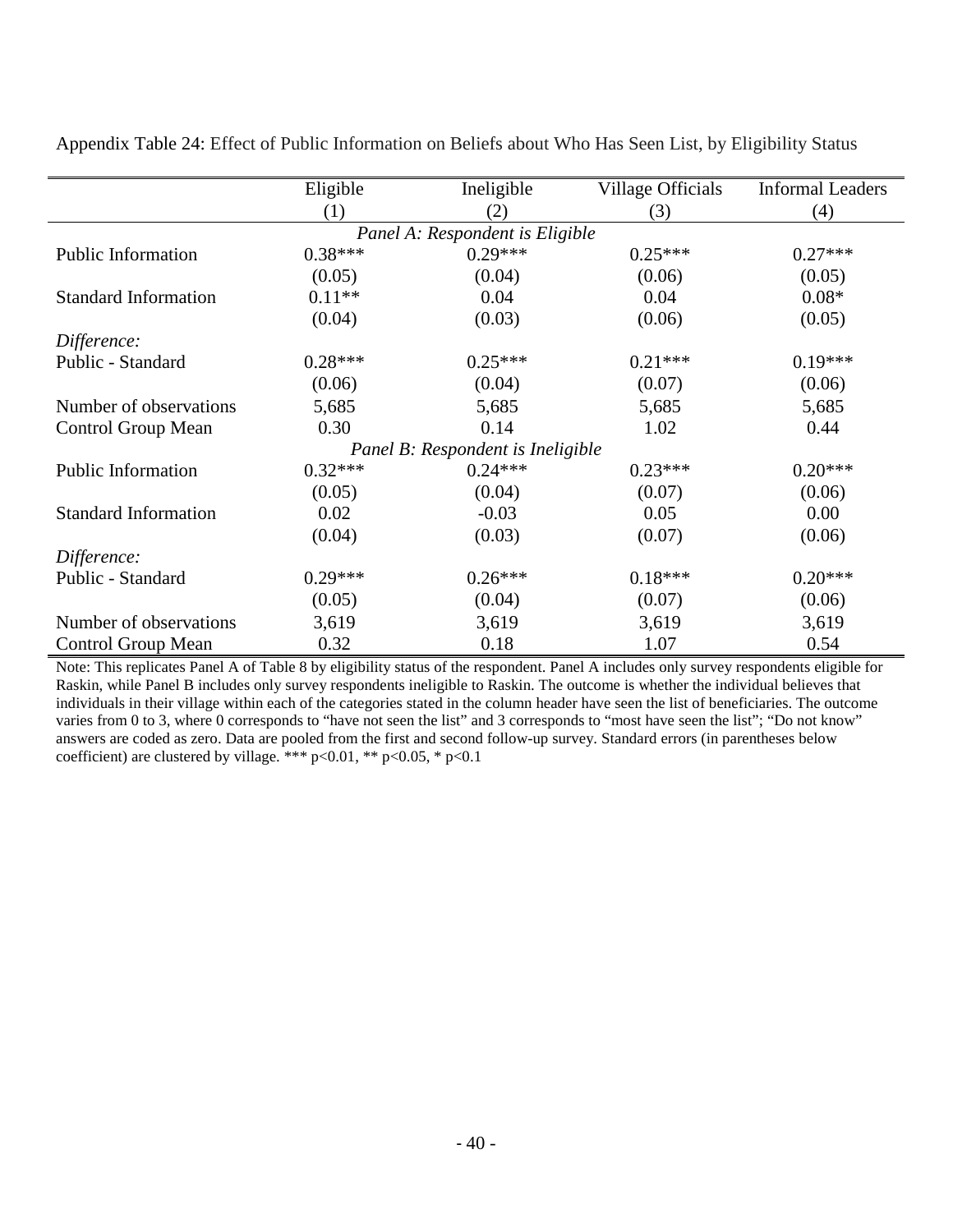Appendix Table 24: Effect of Public Information on Beliefs about Who Has Seen List, by Eligibility Status

| | Eligible | Ineligible | Village Officials | Informal Leaders |
|---|---|---|---|---|
| | (1) | (2) | (3) | (4) |
| *Panel A: Respondent is Eligible* | | | | |
| Public Information | 0.38*** | 0.29*** | 0.25*** | 0.27*** |
| | (0.05) | (0.04) | (0.06) | (0.05) |
| Standard Information | 0.11** | 0.04 | 0.04 | 0.08* |
| | (0.04) | (0.03) | (0.06) | (0.05) |
| *Difference:* | | | | |
| Public - Standard | 0.28*** | 0.25*** | 0.21*** | 0.19*** |
| | (0.06) | (0.04) | (0.07) | (0.06) |
| Number of observations | 5,685 | 5,685 | 5,685 | 5,685 |
| Control Group Mean | 0.30 | 0.14 | 1.02 | 0.44 |
| *Panel B: Respondent is Ineligible* | | | | |
| Public Information | 0.32*** | 0.24*** | 0.23*** | 0.20*** |
| | (0.05) | (0.04) | (0.07) | (0.06) |
| Standard Information | 0.02 | -0.03 | 0.05 | 0.00 |
| | (0.04) | (0.03) | (0.07) | (0.06) |
| *Difference:* | | | | |
| Public - Standard | 0.29*** | 0.26*** | 0.18*** | 0.20*** |
| | (0.05) | (0.04) | (0.07) | (0.06) |
| Number of observations | 3,619 | 3,619 | 3,619 | 3,619 |
| Control Group Mean | 0.32 | 0.18 | 1.07 | 0.54 |

Note: This replicates Panel A of Table 8 by eligibility status of the respondent. Panel A includes only survey respondents eligible for Raskin, while Panel B includes only survey respondents ineligible to Raskin. The outcome is whether the individual believes that individuals in their village within each of the categories stated in the column header have seen the list of beneficiaries. The outcome varies from 0 to 3, where 0 corresponds to "have not seen the list" and 3 corresponds to "most have seen the list"; "Do not know" answers are coded as zero. Data are pooled from the first and second follow-up survey. Standard errors (in parentheses below coefficient) are clustered by village. *** $p<0.01$, ** $p<0.05$, * $p<0.1$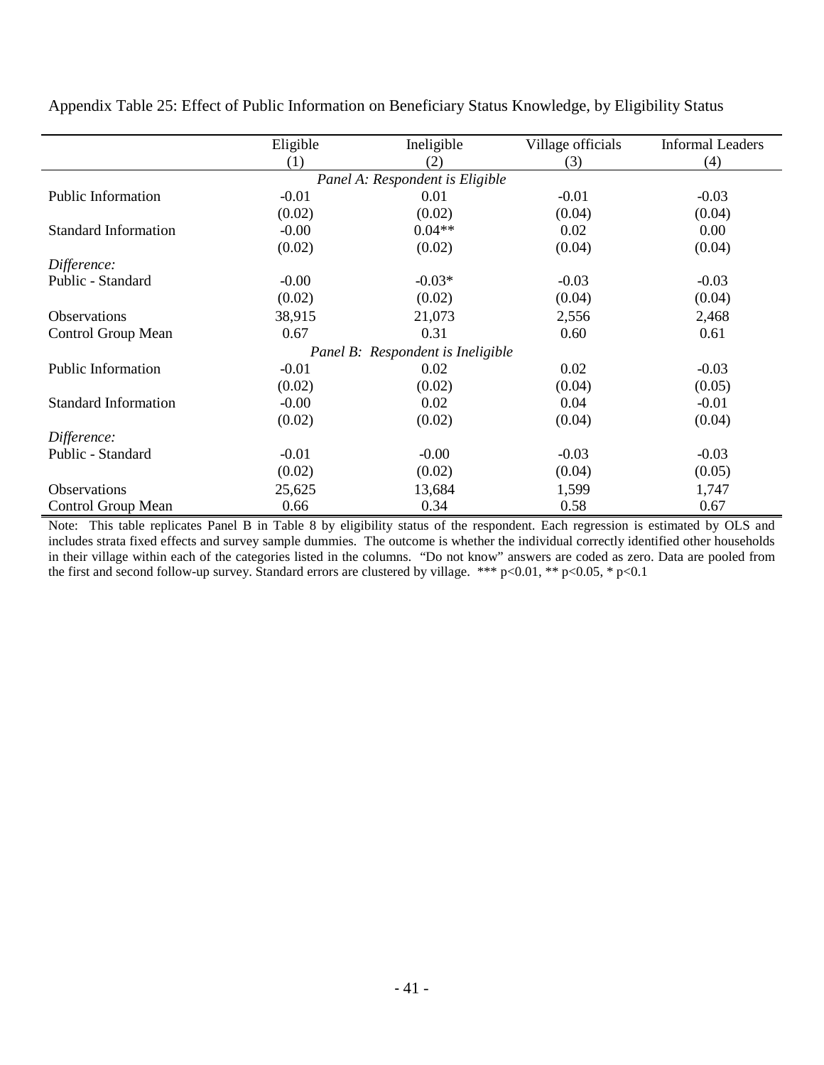Appendix Table 25: Effect of Public Information on Beneficiary Status Knowledge, by Eligibility Status

| | Eligible | Ineligible | Village officials | Informal Leaders |
|---|---|---|---|---|
| | (1) | (2) | (3) | (4) |
| *Panel A: Respondent is Eligible* | | | | |
| Public Information | -0.01 | 0.01 | -0.01 | -0.03 |
| | (0.02) | (0.02) | (0.04) | (0.04) |
| Standard Information | -0.00 | 0.04** | 0.02 | 0.00 |
| | (0.02) | (0.02) | (0.04) | (0.04) |
| *Difference:* | | | | |
| Public - Standard | -0.00 | -0.03* | -0.03 | -0.03 |
| | (0.02) | (0.02) | (0.04) | (0.04) |
| Observations | 38,915 | 21,073 | 2,556 | 2,468 |
| Control Group Mean | 0.67 | 0.31 | 0.60 | 0.61 |
| *Panel B: Respondent is Ineligible* | | | | |
| Public Information | -0.01 | 0.02 | 0.02 | -0.03 |
| | (0.02) | (0.02) | (0.04) | (0.05) |
| Standard Information | -0.00 | 0.02 | 0.04 | -0.01 |
| | (0.02) | (0.02) | (0.04) | (0.04) |
| *Difference:* | | | | |
| Public - Standard | -0.01 | -0.00 | -0.03 | -0.03 |
| | (0.02) | (0.02) | (0.04) | (0.05) |
| Observations | 25,625 | 13,684 | 1,599 | 1,747 |
| Control Group Mean | 0.66 | 0.34 | 0.58 | 0.67 |

Note: This table replicates Panel B in Table 8 by eligibility status of the respondent. Each regression is estimated by OLS and includes strata fixed effects and survey sample dummies. The outcome is whether the individual correctly identified other households in their village within each of the categories listed in the columns. "Do not know" answers are coded as zero. Data are pooled from the first and second follow-up survey. Standard errors are clustered by village. *** p<0.01, ** p<0.05, * p<0.1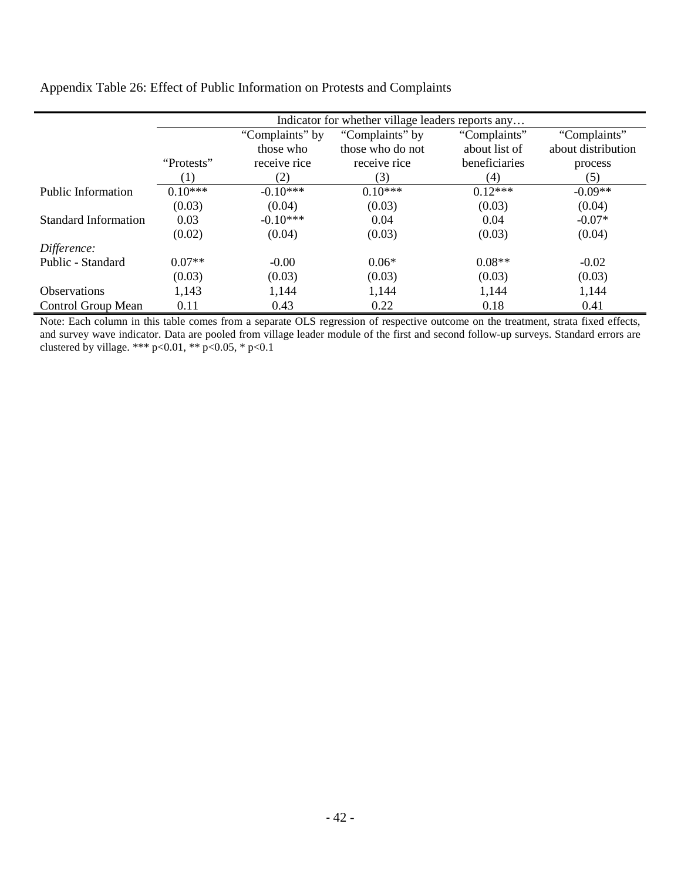Appendix Table 26: Effect of Public Information on Protests and Complaints

| | Indicator for whether village leaders reports any… | | | | |
|---|---|---|---|---|---|
| | "Protests" | "Complaints" by those who receive rice | "Complaints" by those who do not receive rice | "Complaints" about list of beneficiaries | "Complaints" about distribution process |
| | (1) | (2) | (3) | (4) | (5) |
| Public Information | 0.10*** | -0.10*** | 0.10*** | 0.12*** | -0.09** |
| | (0.03) | (0.04) | (0.03) | (0.03) | (0.04) |
| Standard Information | 0.03 | -0.10*** | 0.04 | 0.04 | -0.07* |
| | (0.02) | (0.04) | (0.03) | (0.03) | (0.04) |
| *Difference:* | | | | | |
| Public - Standard | 0.07** | -0.00 | 0.06* | 0.08** | -0.02 |
| | (0.03) | (0.03) | (0.03) | (0.03) | (0.03) |
| Observations | 1,143 | 1,144 | 1,144 | 1,144 | 1,144 |
| Control Group Mean | 0.11 | 0.43 | 0.22 | 0.18 | 0.41 |

Note: Each column in this table comes from a separate OLS regression of respective outcome on the treatment, strata fixed effects, and survey wave indicator. Data are pooled from village leader module of the first and second follow-up surveys. Standard errors are clustered by village. *** p<0.01, ** p<0.05, * p<0.1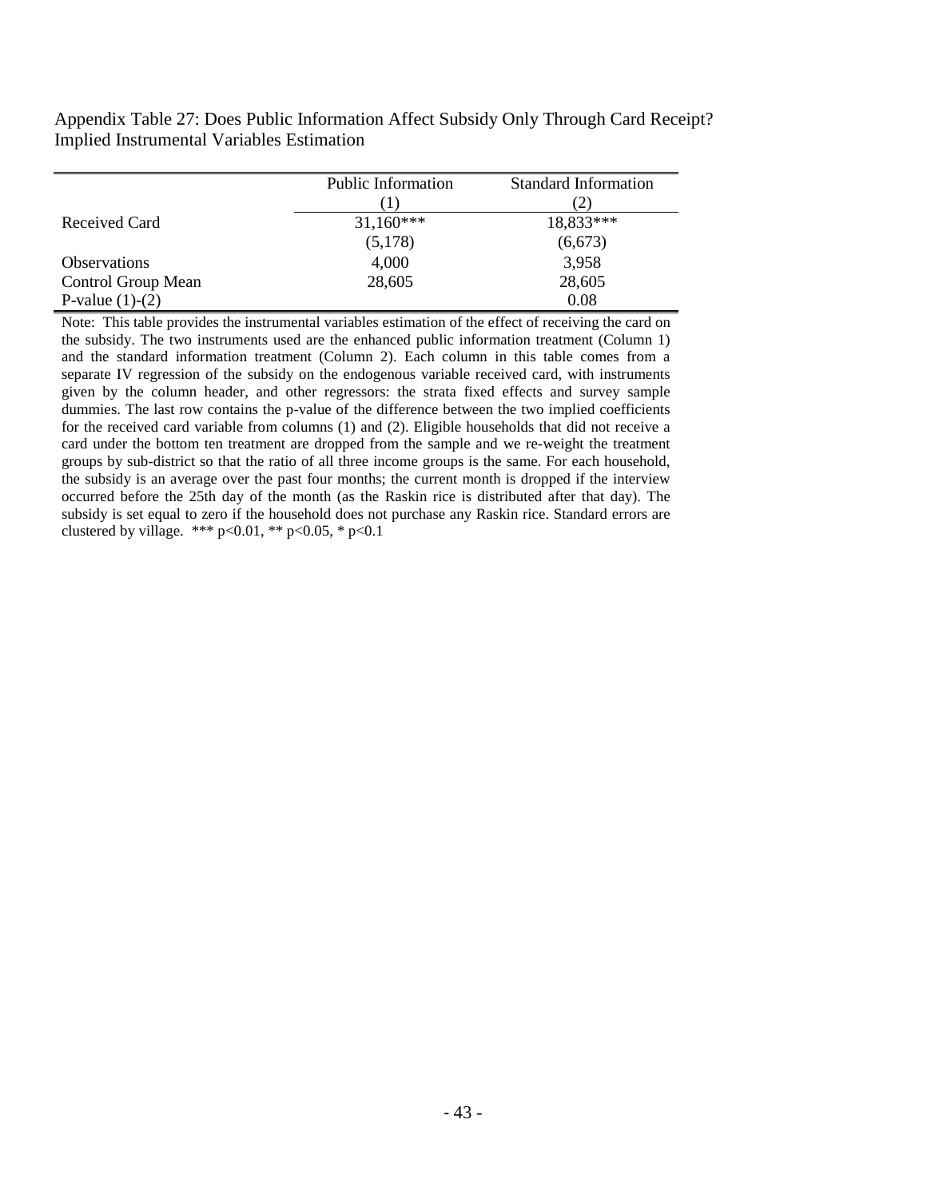Appendix Table 27: Does Public Information Affect Subsidy Only Through Card Receipt? Implied Instrumental Variables Estimation

| | Public Information | Standard Information |
|---|---|---|
| | (1) | (2) |
| Received Card | 31,160*** | 18,833*** |
| | (5,178) | (6,673) |
| Observations | 4,000 | 3,958 |
| Control Group Mean | 28,605 | 28,605 |
| P-value (1)-(2) | | 0.08 |

Note: This table provides the instrumental variables estimation of the effect of receiving the card on the subsidy. The two instruments used are the enhanced public information treatment (Column 1) and the standard information treatment (Column 2). Each column in this table comes from a separate IV regression of the subsidy on the endogenous variable received card, with instruments given by the column header, and other regressors: the strata fixed effects and survey sample dummies. The last row contains the p-value of the difference between the two implied coefficients for the received card variable from columns (1) and (2). Eligible households that did not receive a card under the bottom ten treatment are dropped from the sample and we re-weight the treatment groups by sub-district so that the ratio of all three income groups is the same. For each household, the subsidy is an average over the past four months; the current month is dropped if the interview occurred before the 25th day of the month (as the Raskin rice is distributed after that day). The subsidy is set equal to zero if the household does not purchase any Raskin rice. Standard errors are clustered by village. *** p<0.01, ** p<0.05, * p<0.1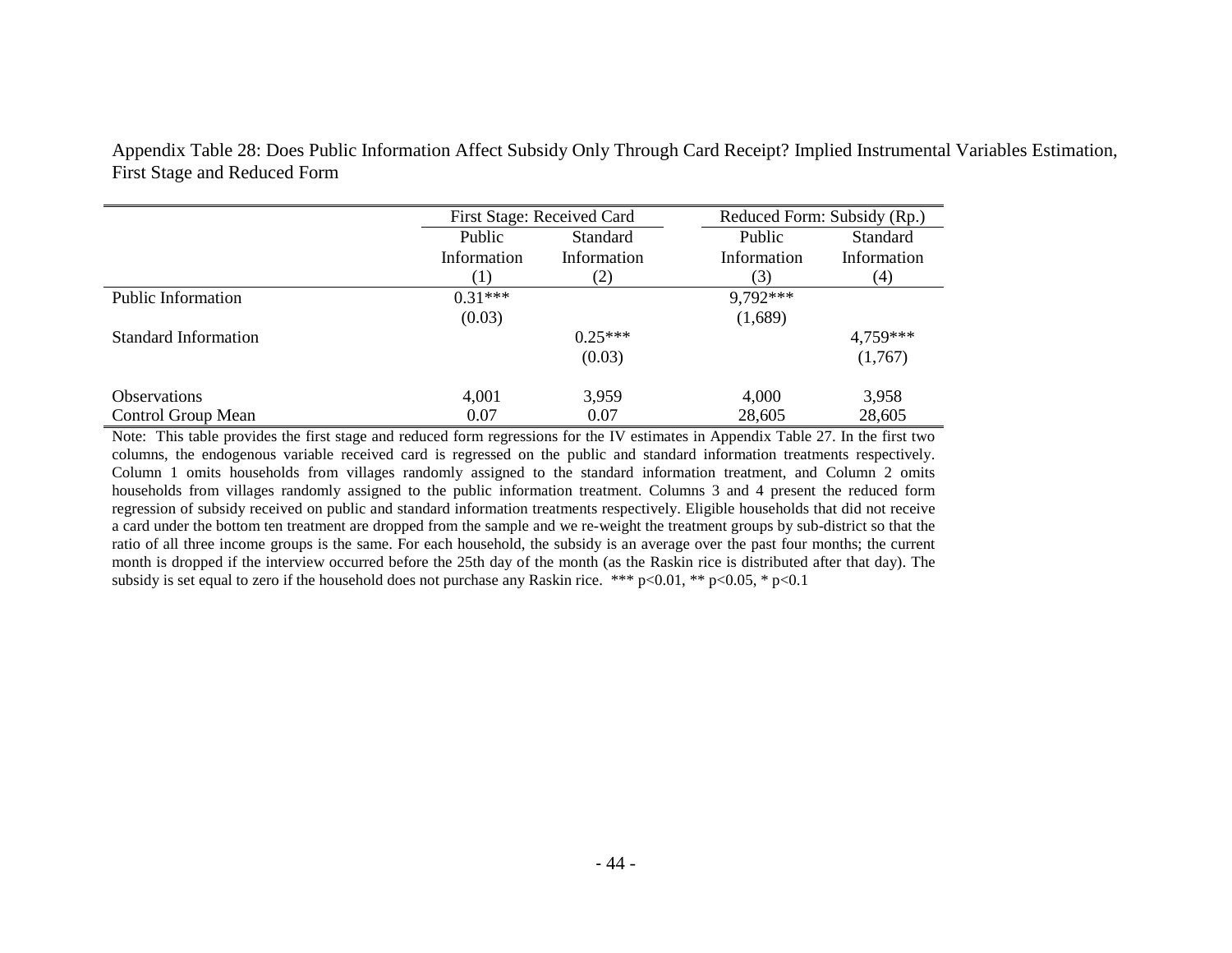Appendix Table 28: Does Public Information Affect Subsidy Only Through Card Receipt? Implied Instrumental Variables Estimation, First Stage and Reduced Form

| | First Stage: Received Card | | Reduced Form: Subsidy (Rp.) | |
|---|---|---|---|---|
| | Public Information | Standard Information | Public Information | Standard Information |
| | (1) | (2) | (3) | (4) |
| Public Information | 0.31*** | | 9,792*** | |
| | (0.03) | | (1,689) | |
| Standard Information | | 0.25*** | | 4,759*** |
| | | (0.03) | | (1,767) |
| Observations | 4,001 | 3,959 | 4,000 | 3,958 |
| Control Group Mean | 0.07 | 0.07 | 28,605 | 28,605 |

Note: This table provides the first stage and reduced form regressions for the IV estimates in Appendix Table 27. In the first two columns, the endogenous variable received card is regressed on the public and standard information treatments respectively. Column 1 omits households from villages randomly assigned to the standard information treatment, and Column 2 omits households from villages randomly assigned to the public information treatment. Columns 3 and 4 present the reduced form regression of subsidy received on public and standard information treatments respectively. Eligible households that did not receive a card under the bottom ten treatment are dropped from the sample and we re-weight the treatment groups by sub-district so that the ratio of all three income groups is the same. For each household, the subsidy is an average over the past four months; the current month is dropped if the interview occurred before the 25th day of the month (as the Raskin rice is distributed after that day). The subsidy is set equal to zero if the household does not purchase any Raskin rice. *** $p<0.01$, ** $p<0.05$, * $p<0.1$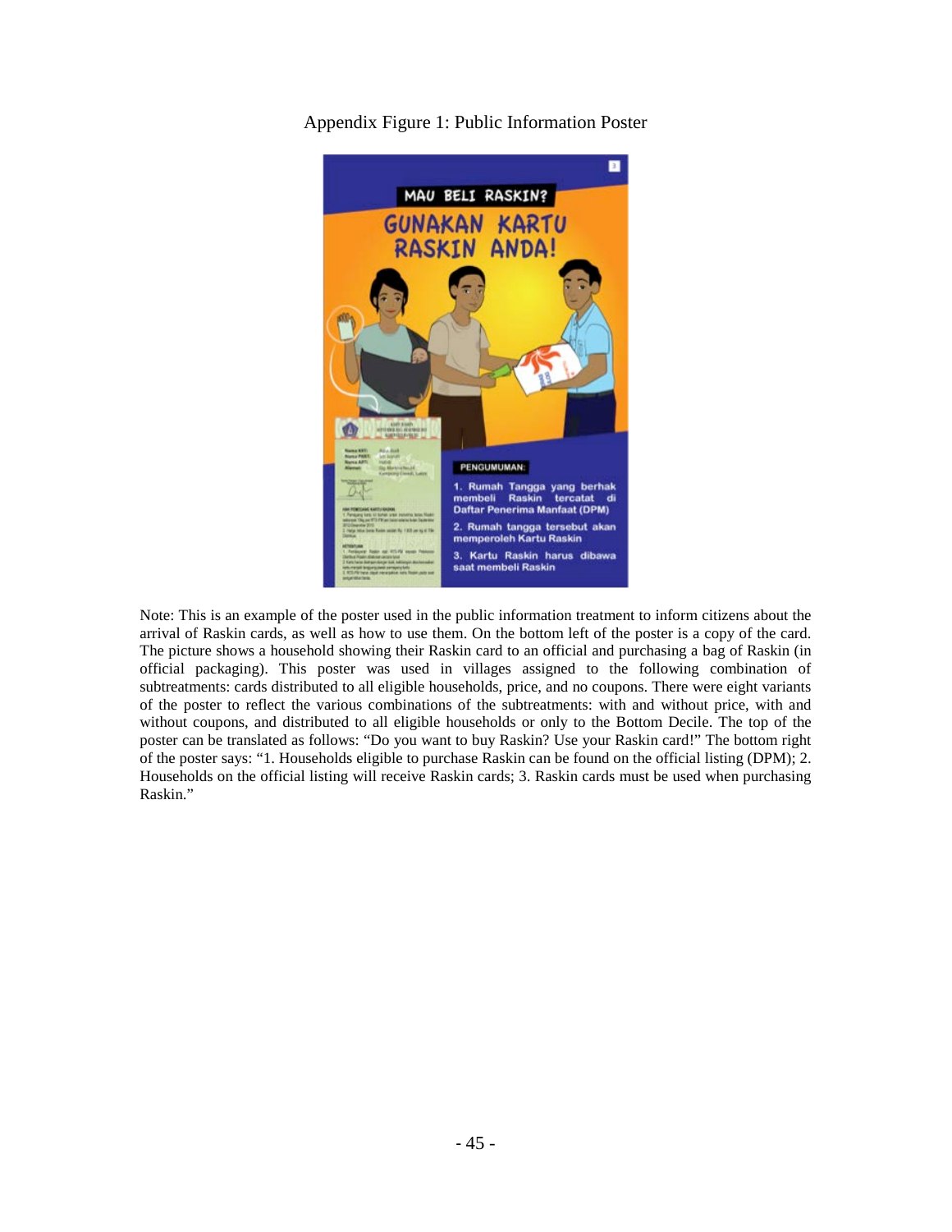Appendix Figure 1: Public Information Poster

Note: This is an example of the poster used in the public information treatment to inform citizens about the arrival of Raskin cards, as well as how to use them. On the bottom left of the poster is a copy of the card. The picture shows a household showing their Raskin card to an official and purchasing a bag of Raskin (in official packaging). This poster was used in villages assigned to the following combination of subtreatments: cards distributed to all eligible households, price, and no coupons. There were eight variants of the poster to reflect the various combinations of the subtreatments: with and without price, with and without coupons, and distributed to all eligible households or only to the Bottom Decile. The top of the poster can be translated as follows: "Do you want to buy Raskin? Use your Raskin card!" The bottom right of the poster says: "1. Households eligible to purchase Raskin can be found on the official listing (DPM); 2. Households on the official listing will receive Raskin cards; 3. Raskin cards must be used when purchasing Raskin."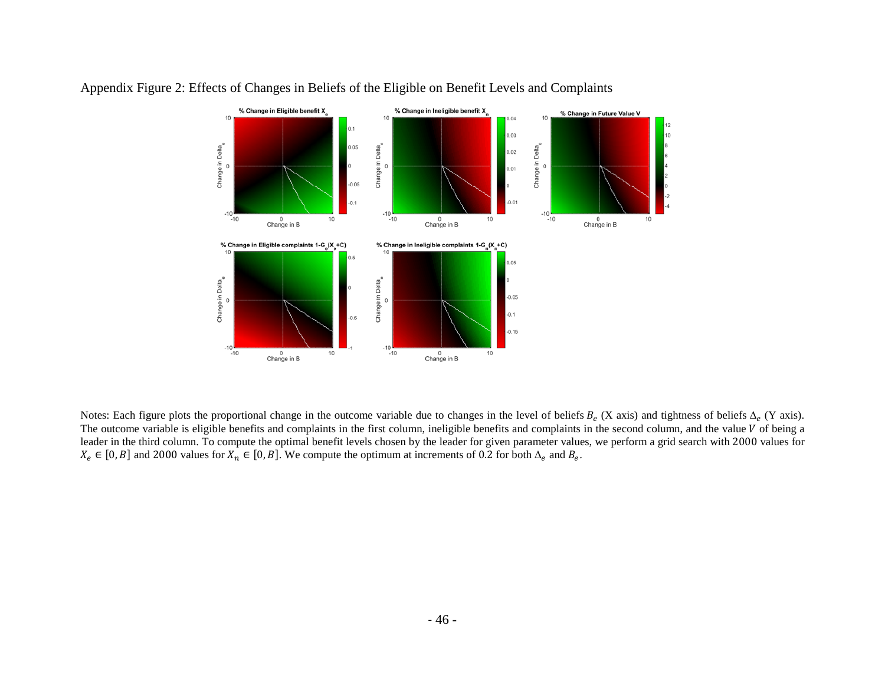Appendix Figure 2: Effects of Changes in Beliefs of the Eligible on Benefit Levels and Complaints

Notes: Each figure plots the proportional change in the outcome variable due to changes in the level of beliefs $B_e$ (X axis) and tightness of beliefs $\Delta_e$ (Y axis). The outcome variable is eligible benefits and complaints in the first column, ineligible benefits and complaints in the second column, and the value $V$ of being a leader in the third column. To compute the optimal benefit levels chosen by the leader for given parameter values, we perform a grid search with 2000 values for $X_e \in [0, B]$ and 2000 values for $X_n \in [0, B]$. We compute the optimum at increments of 0.2 for both $\Delta_e$ and $B_e$.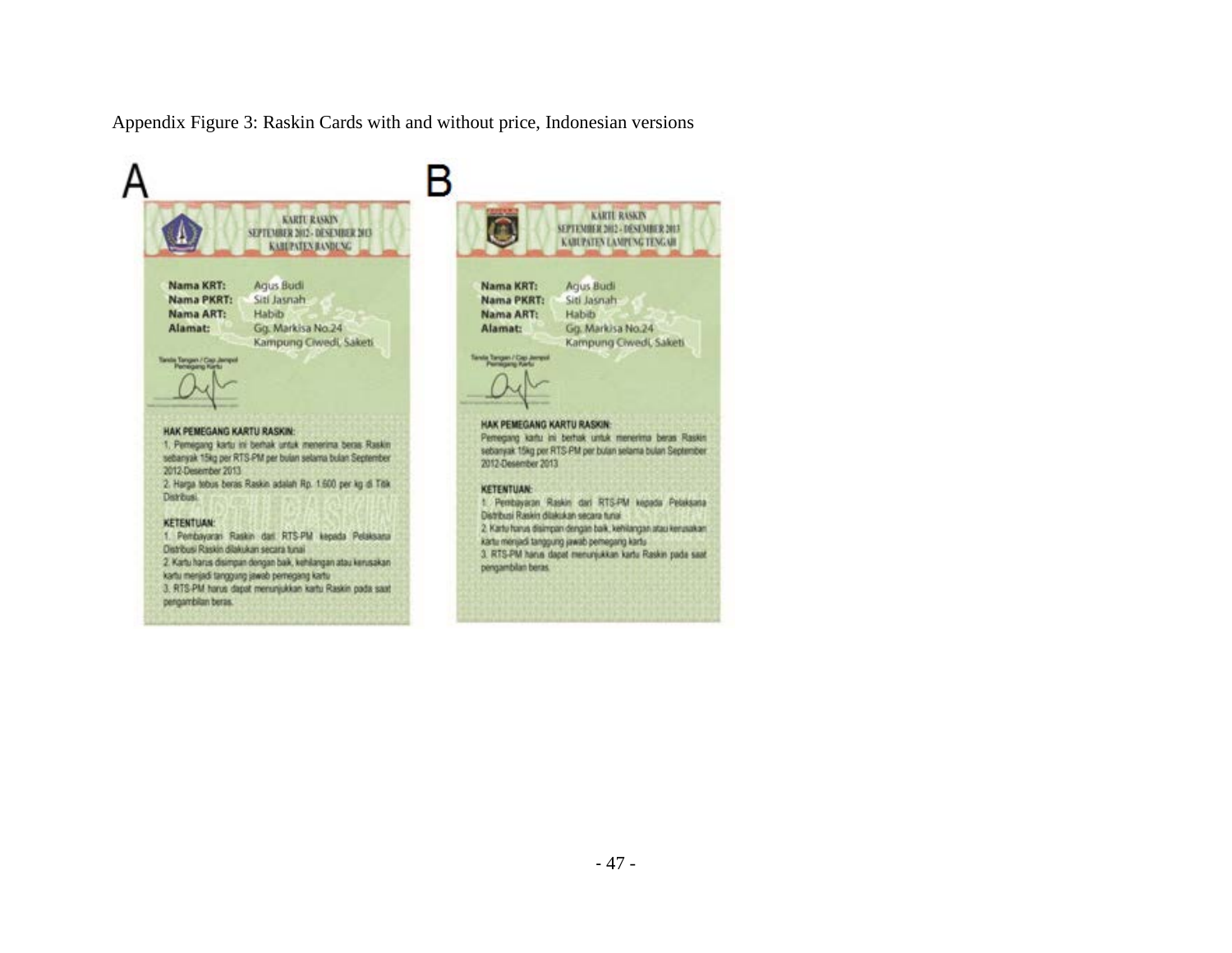Appendix Figure 3: Raskin Cards with and without price, Indonesian versions

A

KARTU RASKIN
SEPTEMBER 2012 - DESEMBER 2013
KABUPATEN BANDUNG

**Nama KRT:** Agus Budi
**Nama PKRT:** Siti Jasnah
**Nama ART:** Habib
**Alamat:** Gg. Markisa No.24 Kampung Ciwedi, Saketi

Tanda Tangan / Cap Jempol Pemegang Kartu

**HAK PEMEGANG KARTU RASKIN:**

1. Pemegang kartu ini berhak untuk menerima beras Raskin sebanyak 15kg per RTS-PM per bulan selama bulan September 2012-Desember 2013.
2. Harga tebus beras Raskin adalah Rp. 1.600 per kg di Titik Distribusi.

**KETENTUAN:**

1. Pembayaran Raskin dari RTS-PM kepada Pelaksana Distribusi Raskin dilakukan secara tunai
2. Kartu harus disimpan dengan baik, kehilangan atau kerusakan kartu menjadi tanggung jawab pemegang kartu
3. RTS-PM harus dapat menunjukkan kartu Raskin pada saat pengambilan beras.

B

KARTU RASKIN
SEPTEMBER 2012 - DESEMBER 2013
KABUPATEN LAMPUNG TENGAH

**Nama KRT:** Agus Budi
**Nama PKRT:** Siti Jasnah
**Nama ART:** Habib
**Alamat:** Gg. Markisa No.24 Kampung Ciwedi, Saketi

Tanda Tangan / Cap Jempol Pemegang Kartu

**HAK PEMEGANG KARTU RASKIN:**

Pemegang kartu ini berhak untuk menerima beras Raskin sebanyak 15kg per RTS-PM per bulan selama bulan September 2012-Desember 2013

**KETENTUAN:**

1. Pembayaran Raskin dari RTS-PM kepada Pelaksana Distribusi Raskin dilakukan secara tunai
2. Kartu harus disimpan dengan baik, kehilangan atau kerusakan kartu menjadi tanggung jawab pemegang kartu
3. RTS-PM harus dapat menunjukkan kartu Raskin pada saat pengambilan beras.